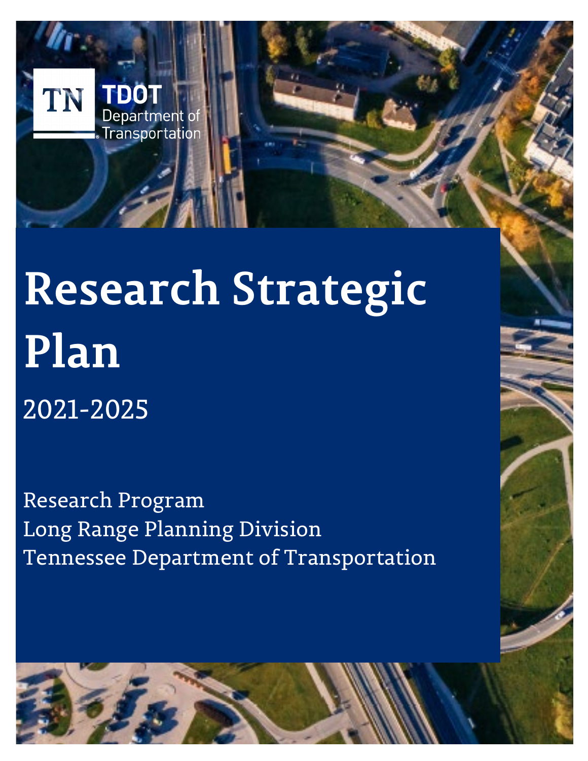TN TDOT Department of Transportation

# Research Strategic Plan

2021-2025

Research Program
Long Range Planning Division
Tennessee Department of Transportation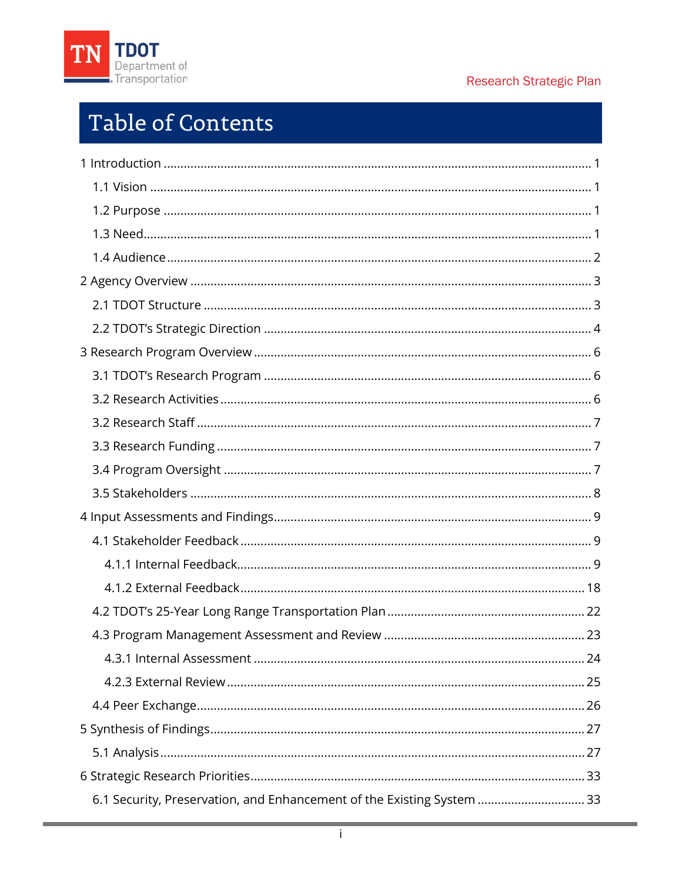# Table of Contents

1 Introduction ..... 1

- 1.1 Vision ..... 1
- 1.2 Purpose ..... 1
- 1.3 Need ..... 1
- 1.4 Audience ..... 2

2 Agency Overview ..... 3

- 2.1 TDOT Structure ..... 3
- 2.2 TDOT's Strategic Direction ..... 4

3 Research Program Overview ..... 6

- 3.1 TDOT's Research Program ..... 6
- 3.2 Research Activities ..... 6
- 3.2 Research Staff ..... 7
- 3.3 Research Funding ..... 7
- 3.4 Program Oversight ..... 7
- 3.5 Stakeholders ..... 8

4 Input Assessments and Findings ..... 9

- 4.1 Stakeholder Feedback ..... 9
  - 4.1.1 Internal Feedback ..... 9
  - 4.1.2 External Feedback ..... 18
- 4.2 TDOT's 25-Year Long Range Transportation Plan ..... 22
- 4.3 Program Management Assessment and Review ..... 23
  - 4.3.1 Internal Assessment ..... 24
  - 4.2.3 External Review ..... 25
- 4.4 Peer Exchange ..... 26

5 Synthesis of Findings ..... 27

- 5.1 Analysis ..... 27

6 Strategic Research Priorities ..... 33

- 6.1 Security, Preservation, and Enhancement of the Existing System ..... 33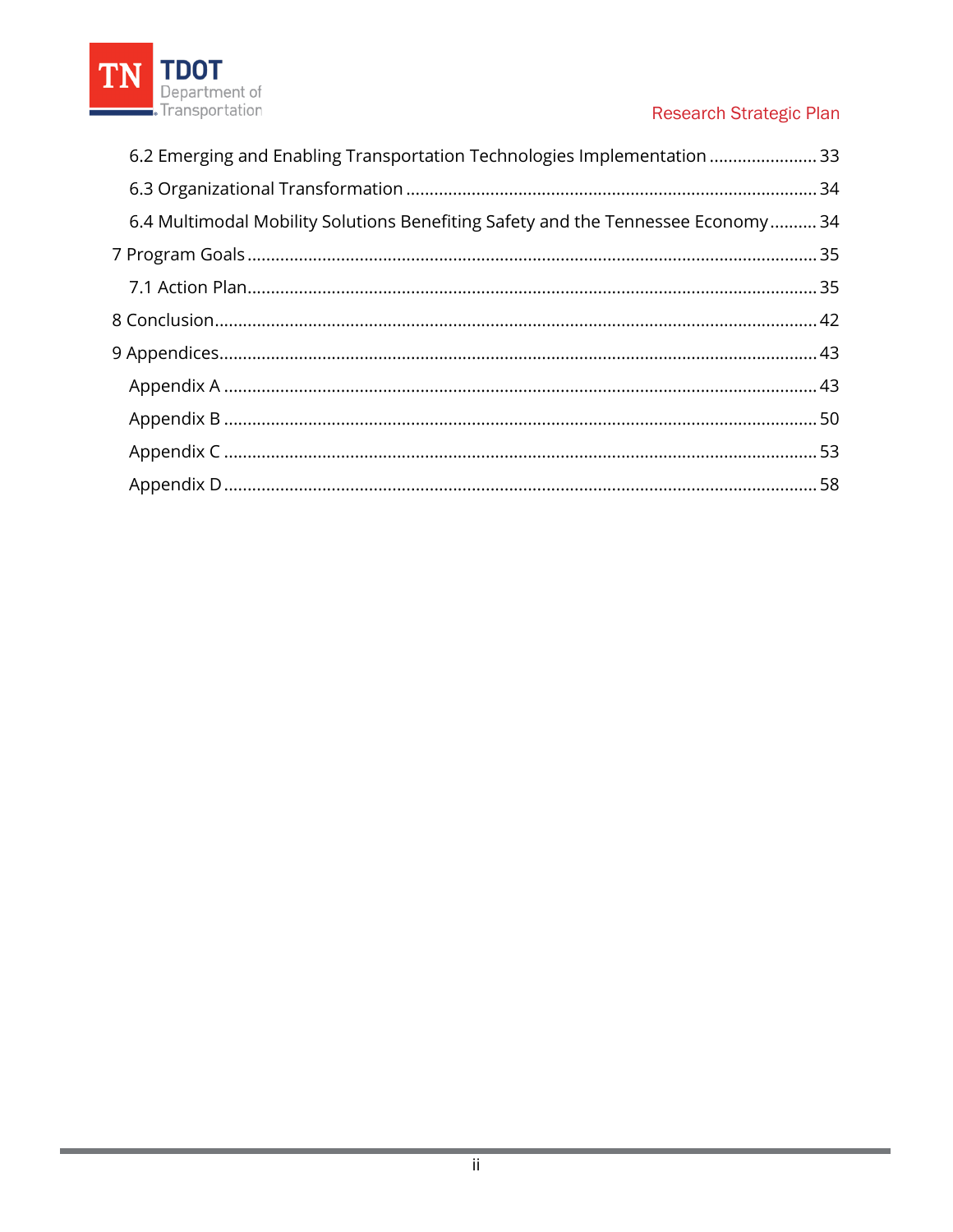6.2 Emerging and Enabling Transportation Technologies Implementation ....................... 33

6.3 Organizational Transformation ........................................................................................ 34

6.4 Multimodal Mobility Solutions Benefiting Safety and the Tennessee Economy .......... 34

7 Program Goals ........................................................................................................................ 35

7.1 Action Plan........................................................................................................................ 35

8 Conclusion.............................................................................................................................. 42

9 Appendices............................................................................................................................. 43

Appendix A ............................................................................................................................. 43

Appendix B ............................................................................................................................. 50

Appendix C ............................................................................................................................. 53

Appendix D ............................................................................................................................. 58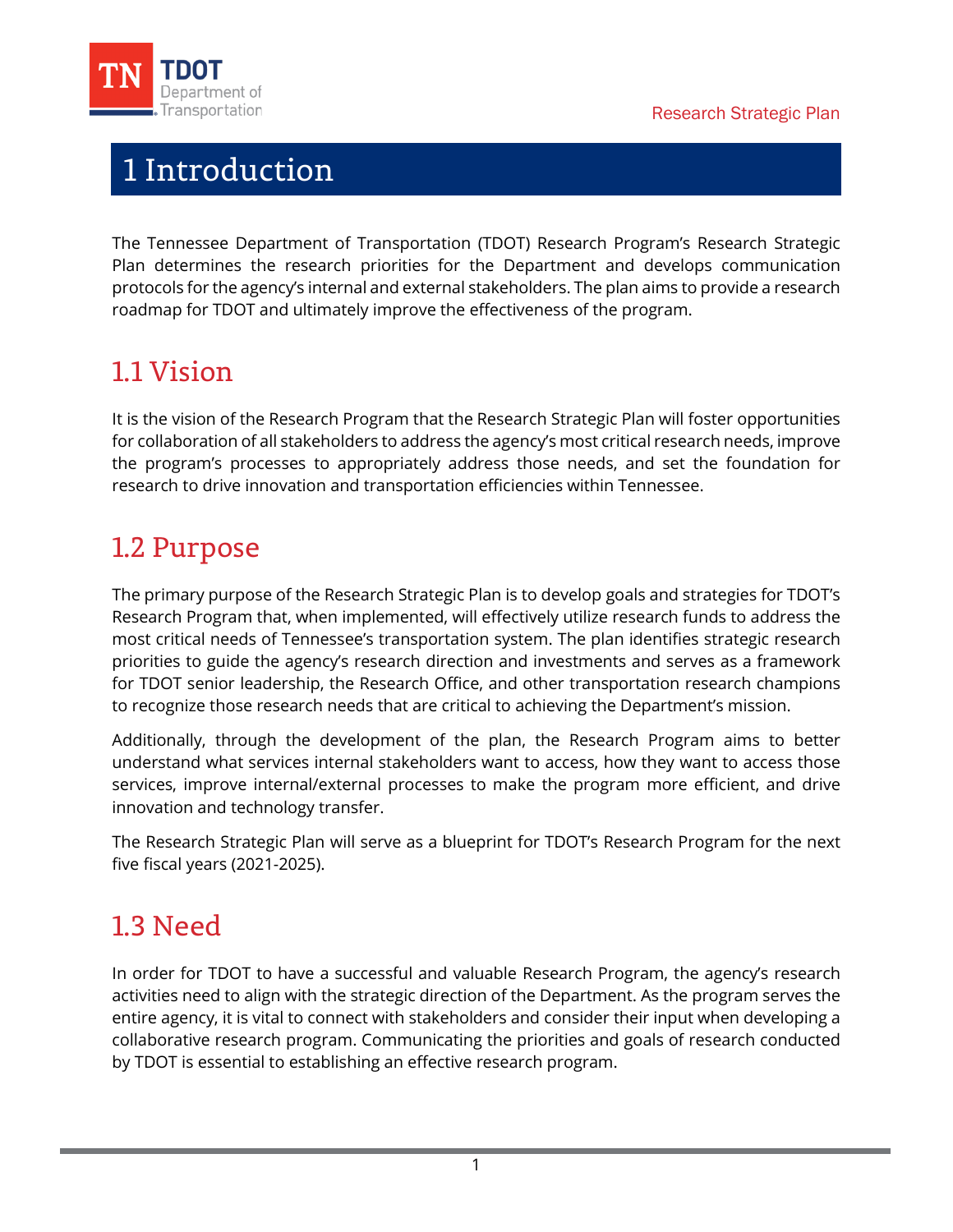# 1 Introduction

The Tennessee Department of Transportation (TDOT) Research Program's Research Strategic Plan determines the research priorities for the Department and develops communication protocols for the agency's internal and external stakeholders. The plan aims to provide a research roadmap for TDOT and ultimately improve the effectiveness of the program.

## 1.1 Vision

It is the vision of the Research Program that the Research Strategic Plan will foster opportunities for collaboration of all stakeholders to address the agency's most critical research needs, improve the program's processes to appropriately address those needs, and set the foundation for research to drive innovation and transportation efficiencies within Tennessee.

## 1.2 Purpose

The primary purpose of the Research Strategic Plan is to develop goals and strategies for TDOT's Research Program that, when implemented, will effectively utilize research funds to address the most critical needs of Tennessee's transportation system. The plan identifies strategic research priorities to guide the agency's research direction and investments and serves as a framework for TDOT senior leadership, the Research Office, and other transportation research champions to recognize those research needs that are critical to achieving the Department's mission.

Additionally, through the development of the plan, the Research Program aims to better understand what services internal stakeholders want to access, how they want to access those services, improve internal/external processes to make the program more efficient, and drive innovation and technology transfer.

The Research Strategic Plan will serve as a blueprint for TDOT's Research Program for the next five fiscal years (2021-2025).

## 1.3 Need

In order for TDOT to have a successful and valuable Research Program, the agency's research activities need to align with the strategic direction of the Department. As the program serves the entire agency, it is vital to connect with stakeholders and consider their input when developing a collaborative research program. Communicating the priorities and goals of research conducted by TDOT is essential to establishing an effective research program.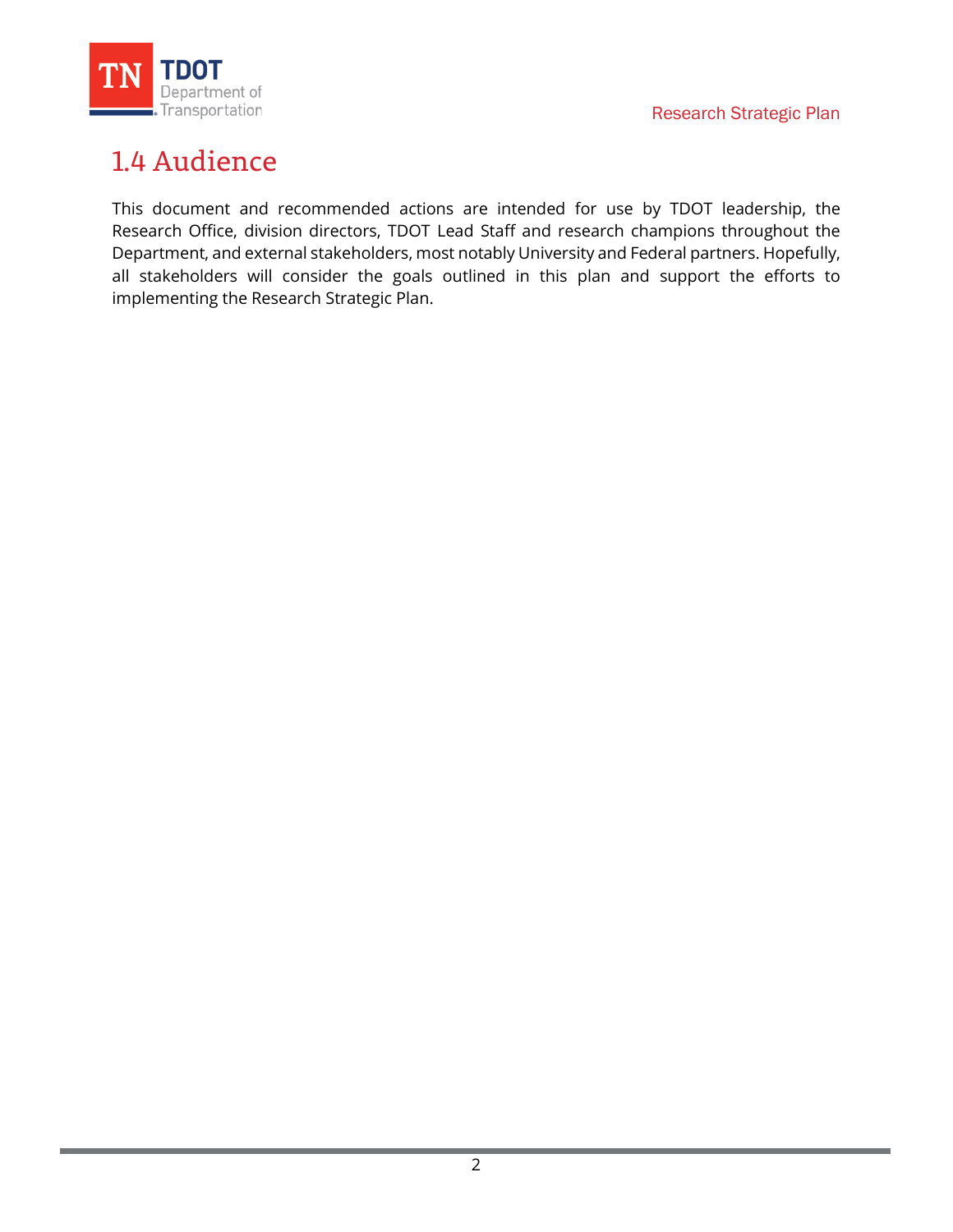## 1.4 Audience

This document and recommended actions are intended for use by TDOT leadership, the Research Office, division directors, TDOT Lead Staff and research champions throughout the Department, and external stakeholders, most notably University and Federal partners. Hopefully, all stakeholders will consider the goals outlined in this plan and support the efforts to implementing the Research Strategic Plan.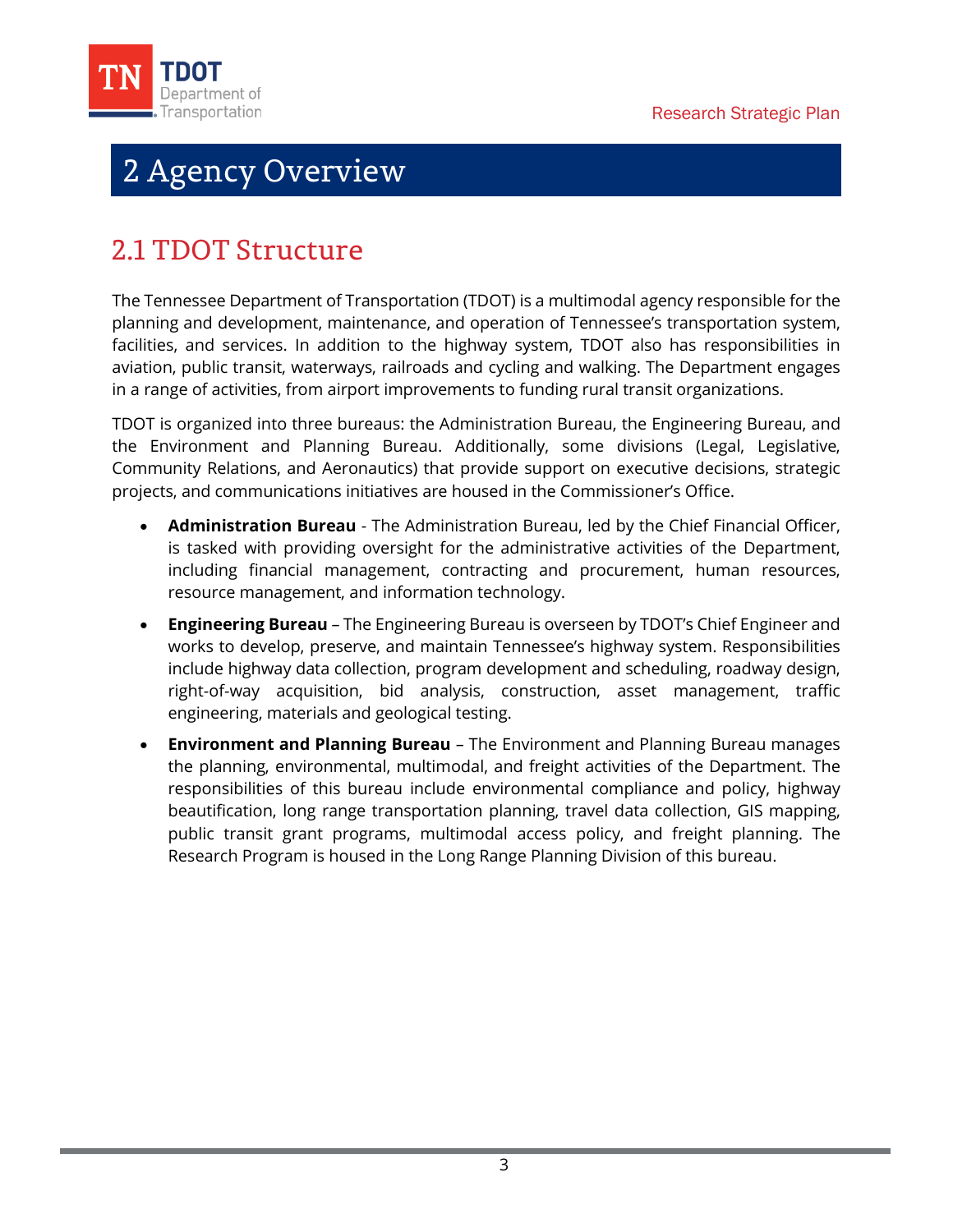# 2 Agency Overview

## 2.1 TDOT Structure

The Tennessee Department of Transportation (TDOT) is a multimodal agency responsible for the planning and development, maintenance, and operation of Tennessee's transportation system, facilities, and services. In addition to the highway system, TDOT also has responsibilities in aviation, public transit, waterways, railroads and cycling and walking. The Department engages in a range of activities, from airport improvements to funding rural transit organizations.

TDOT is organized into three bureaus: the Administration Bureau, the Engineering Bureau, and the Environment and Planning Bureau. Additionally, some divisions (Legal, Legislative, Community Relations, and Aeronautics) that provide support on executive decisions, strategic projects, and communications initiatives are housed in the Commissioner's Office.

- **Administration Bureau** - The Administration Bureau, led by the Chief Financial Officer, is tasked with providing oversight for the administrative activities of the Department, including financial management, contracting and procurement, human resources, resource management, and information technology.
- **Engineering Bureau** – The Engineering Bureau is overseen by TDOT's Chief Engineer and works to develop, preserve, and maintain Tennessee's highway system. Responsibilities include highway data collection, program development and scheduling, roadway design, right-of-way acquisition, bid analysis, construction, asset management, traffic engineering, materials and geological testing.
- **Environment and Planning Bureau** – The Environment and Planning Bureau manages the planning, environmental, multimodal, and freight activities of the Department. The responsibilities of this bureau include environmental compliance and policy, highway beautification, long range transportation planning, travel data collection, GIS mapping, public transit grant programs, multimodal access policy, and freight planning. The Research Program is housed in the Long Range Planning Division of this bureau.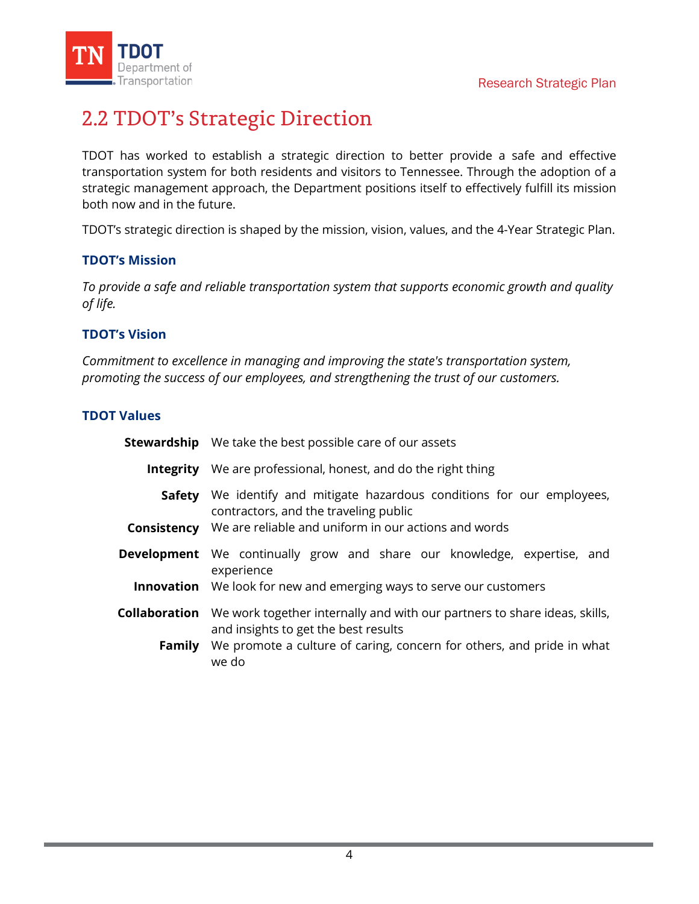## 2.2 TDOT's Strategic Direction

TDOT has worked to establish a strategic direction to better provide a safe and effective transportation system for both residents and visitors to Tennessee. Through the adoption of a strategic management approach, the Department positions itself to effectively fulfill its mission both now and in the future.

TDOT's strategic direction is shaped by the mission, vision, values, and the 4-Year Strategic Plan.

### TDOT's Mission

*To provide a safe and reliable transportation system that supports economic growth and quality of life.*

### TDOT's Vision

*Commitment to excellence in managing and improving the state's transportation system, promoting the success of our employees, and strengthening the trust of our customers.*

### TDOT Values

| | |
|---|---|
| **Stewardship** | We take the best possible care of our assets |
| **Integrity** | We are professional, honest, and do the right thing |
| **Safety** | We identify and mitigate hazardous conditions for our employees, contractors, and the traveling public |
| **Consistency** | We are reliable and uniform in our actions and words |
| **Development** | We continually grow and share our knowledge, expertise, and experience |
| **Innovation** | We look for new and emerging ways to serve our customers |
| **Collaboration** | We work together internally and with our partners to share ideas, skills, and insights to get the best results |
| **Family** | We promote a culture of caring, concern for others, and pride in what we do |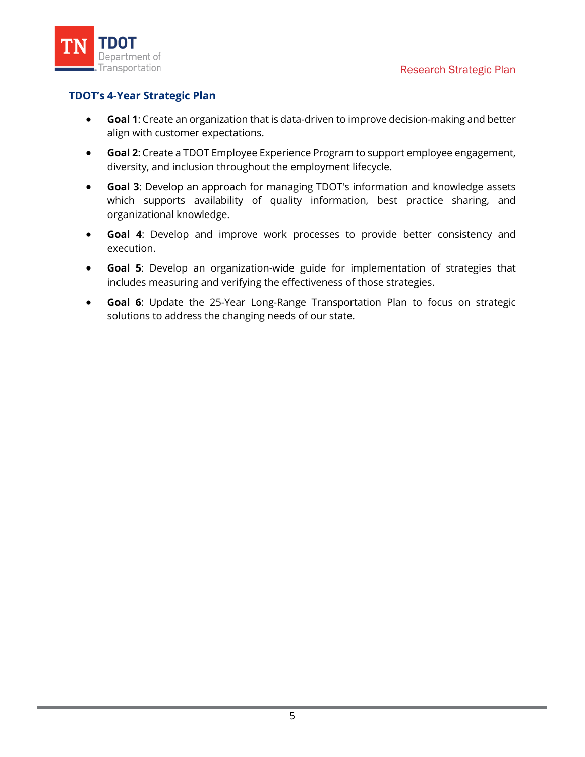### TDOT's 4-Year Strategic Plan

- **Goal 1**: Create an organization that is data-driven to improve decision-making and better align with customer expectations.
- **Goal 2**: Create a TDOT Employee Experience Program to support employee engagement, diversity, and inclusion throughout the employment lifecycle.
- **Goal 3**: Develop an approach for managing TDOT's information and knowledge assets which supports availability of quality information, best practice sharing, and organizational knowledge.
- **Goal 4**: Develop and improve work processes to provide better consistency and execution.
- **Goal 5**: Develop an organization-wide guide for implementation of strategies that includes measuring and verifying the effectiveness of those strategies.
- **Goal 6**: Update the 25-Year Long-Range Transportation Plan to focus on strategic solutions to address the changing needs of our state.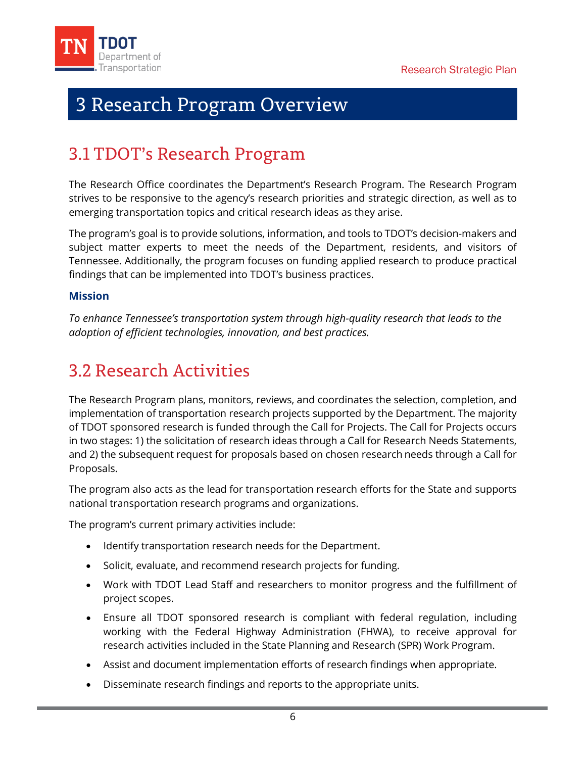# 3 Research Program Overview

## 3.1 TDOT's Research Program

The Research Office coordinates the Department's Research Program. The Research Program strives to be responsive to the agency's research priorities and strategic direction, as well as to emerging transportation topics and critical research ideas as they arise.

The program's goal is to provide solutions, information, and tools to TDOT's decision-makers and subject matter experts to meet the needs of the Department, residents, and visitors of Tennessee. Additionally, the program focuses on funding applied research to produce practical findings that can be implemented into TDOT's business practices.

**Mission**

*To enhance Tennessee's transportation system through high-quality research that leads to the adoption of efficient technologies, innovation, and best practices.*

## 3.2 Research Activities

The Research Program plans, monitors, reviews, and coordinates the selection, completion, and implementation of transportation research projects supported by the Department. The majority of TDOT sponsored research is funded through the Call for Projects. The Call for Projects occurs in two stages: 1) the solicitation of research ideas through a Call for Research Needs Statements, and 2) the subsequent request for proposals based on chosen research needs through a Call for Proposals.

The program also acts as the lead for transportation research efforts for the State and supports national transportation research programs and organizations.

The program's current primary activities include:

- Identify transportation research needs for the Department.
- Solicit, evaluate, and recommend research projects for funding.
- Work with TDOT Lead Staff and researchers to monitor progress and the fulfillment of project scopes.
- Ensure all TDOT sponsored research is compliant with federal regulation, including working with the Federal Highway Administration (FHWA), to receive approval for research activities included in the State Planning and Research (SPR) Work Program.
- Assist and document implementation efforts of research findings when appropriate.
- Disseminate research findings and reports to the appropriate units.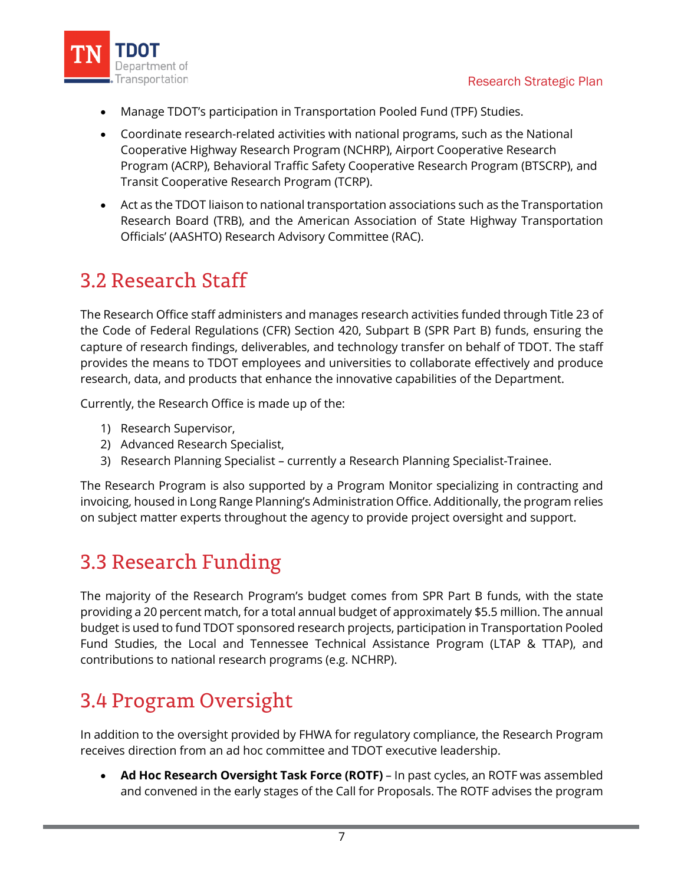- Manage TDOT's participation in Transportation Pooled Fund (TPF) Studies.
- Coordinate research-related activities with national programs, such as the National Cooperative Highway Research Program (NCHRP), Airport Cooperative Research Program (ACRP), Behavioral Traffic Safety Cooperative Research Program (BTSCRP), and Transit Cooperative Research Program (TCRP).
- Act as the TDOT liaison to national transportation associations such as the Transportation Research Board (TRB), and the American Association of State Highway Transportation Officials' (AASHTO) Research Advisory Committee (RAC).

## 3.2 Research Staff

The Research Office staff administers and manages research activities funded through Title 23 of the Code of Federal Regulations (CFR) Section 420, Subpart B (SPR Part B) funds, ensuring the capture of research findings, deliverables, and technology transfer on behalf of TDOT. The staff provides the means to TDOT employees and universities to collaborate effectively and produce research, data, and products that enhance the innovative capabilities of the Department.

Currently, the Research Office is made up of the:

1) Research Supervisor,
2) Advanced Research Specialist,
3) Research Planning Specialist – currently a Research Planning Specialist-Trainee.

The Research Program is also supported by a Program Monitor specializing in contracting and invoicing, housed in Long Range Planning's Administration Office. Additionally, the program relies on subject matter experts throughout the agency to provide project oversight and support.

## 3.3 Research Funding

The majority of the Research Program's budget comes from SPR Part B funds, with the state providing a 20 percent match, for a total annual budget of approximately $5.5 million. The annual budget is used to fund TDOT sponsored research projects, participation in Transportation Pooled Fund Studies, the Local and Tennessee Technical Assistance Program (LTAP & TTAP), and contributions to national research programs (e.g. NCHRP).

## 3.4 Program Oversight

In addition to the oversight provided by FHWA for regulatory compliance, the Research Program receives direction from an ad hoc committee and TDOT executive leadership.

- **Ad Hoc Research Oversight Task Force (ROTF)** – In past cycles, an ROTF was assembled and convened in the early stages of the Call for Proposals. The ROTF advises the program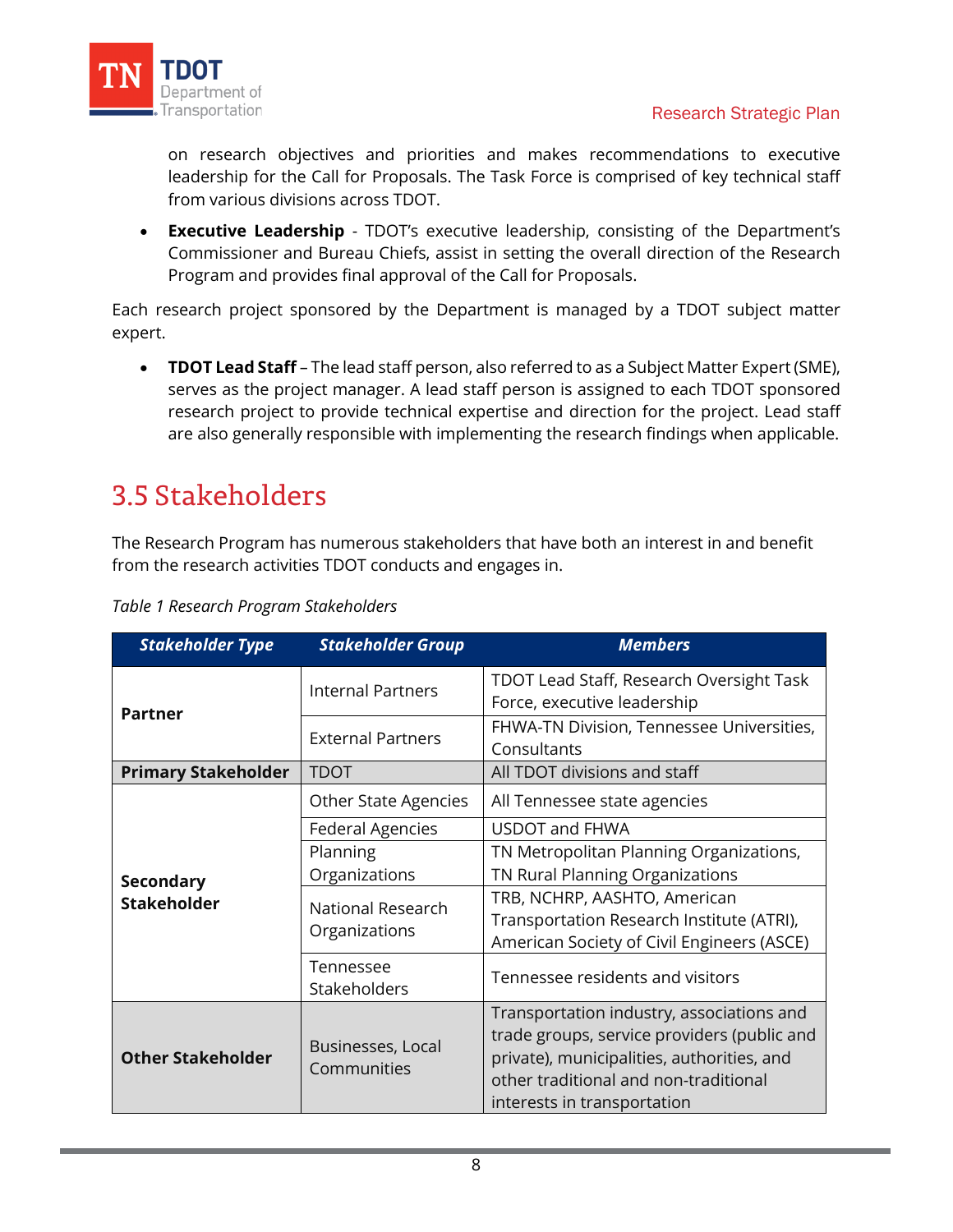on research objectives and priorities and makes recommendations to executive leadership for the Call for Proposals. The Task Force is comprised of key technical staff from various divisions across TDOT.

- **Executive Leadership** - TDOT's executive leadership, consisting of the Department's Commissioner and Bureau Chiefs, assist in setting the overall direction of the Research Program and provides final approval of the Call for Proposals.

Each research project sponsored by the Department is managed by a TDOT subject matter expert.

- **TDOT Lead Staff** – The lead staff person, also referred to as a Subject Matter Expert (SME), serves as the project manager. A lead staff person is assigned to each TDOT sponsored research project to provide technical expertise and direction for the project. Lead staff are also generally responsible with implementing the research findings when applicable.

## 3.5 Stakeholders

The Research Program has numerous stakeholders that have both an interest in and benefit from the research activities TDOT conducts and engages in.

*Table 1 Research Program Stakeholders*

| Stakeholder Type | Stakeholder Group | Members |
|---|---|---|
| **Partner** | Internal Partners | TDOT Lead Staff, Research Oversight Task Force, executive leadership |
| | External Partners | FHWA-TN Division, Tennessee Universities, Consultants |
| **Primary Stakeholder** | TDOT | All TDOT divisions and staff |
| **Secondary Stakeholder** | Other State Agencies | All Tennessee state agencies |
| | Federal Agencies | USDOT and FHWA |
| | Planning Organizations | TN Metropolitan Planning Organizations, TN Rural Planning Organizations |
| | National Research Organizations | TRB, NCHRP, AASHTO, American Transportation Research Institute (ATRI), American Society of Civil Engineers (ASCE) |
| | Tennessee Stakeholders | Tennessee residents and visitors |
| **Other Stakeholder** | Businesses, Local Communities | Transportation industry, associations and trade groups, service providers (public and private), municipalities, authorities, and other traditional and non-traditional interests in transportation |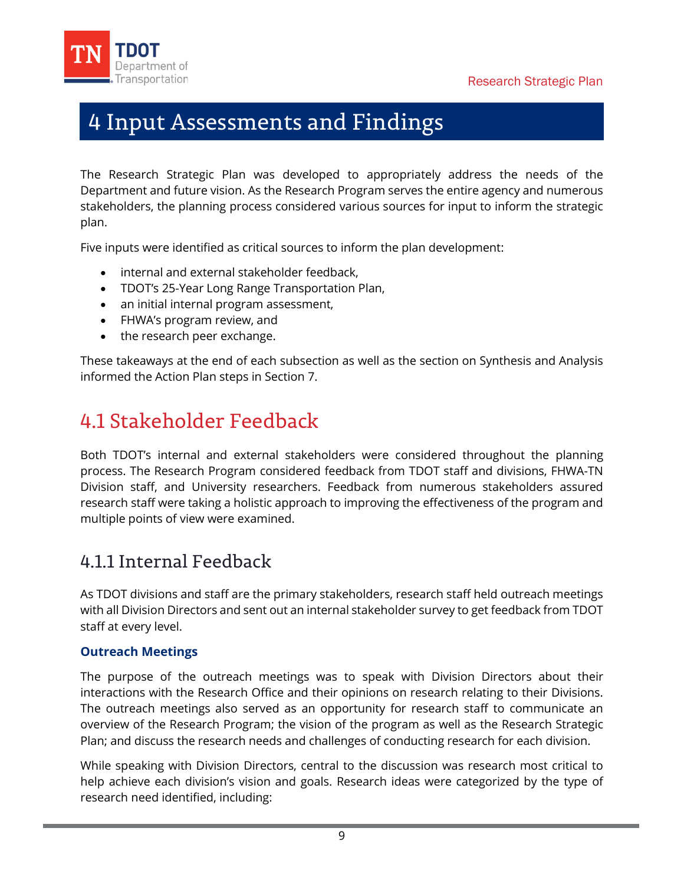# 4 Input Assessments and Findings

The Research Strategic Plan was developed to appropriately address the needs of the Department and future vision. As the Research Program serves the entire agency and numerous stakeholders, the planning process considered various sources for input to inform the strategic plan.

Five inputs were identified as critical sources to inform the plan development:

- internal and external stakeholder feedback,
- TDOT's 25-Year Long Range Transportation Plan,
- an initial internal program assessment,
- FHWA's program review, and
- the research peer exchange.

These takeaways at the end of each subsection as well as the section on Synthesis and Analysis informed the Action Plan steps in Section 7.

## 4.1 Stakeholder Feedback

Both TDOT's internal and external stakeholders were considered throughout the planning process. The Research Program considered feedback from TDOT staff and divisions, FHWA-TN Division staff, and University researchers. Feedback from numerous stakeholders assured research staff were taking a holistic approach to improving the effectiveness of the program and multiple points of view were examined.

### 4.1.1 Internal Feedback

As TDOT divisions and staff are the primary stakeholders, research staff held outreach meetings with all Division Directors and sent out an internal stakeholder survey to get feedback from TDOT staff at every level.

#### Outreach Meetings

The purpose of the outreach meetings was to speak with Division Directors about their interactions with the Research Office and their opinions on research relating to their Divisions. The outreach meetings also served as an opportunity for research staff to communicate an overview of the Research Program; the vision of the program as well as the Research Strategic Plan; and discuss the research needs and challenges of conducting research for each division.

While speaking with Division Directors, central to the discussion was research most critical to help achieve each division's vision and goals. Research ideas were categorized by the type of research need identified, including: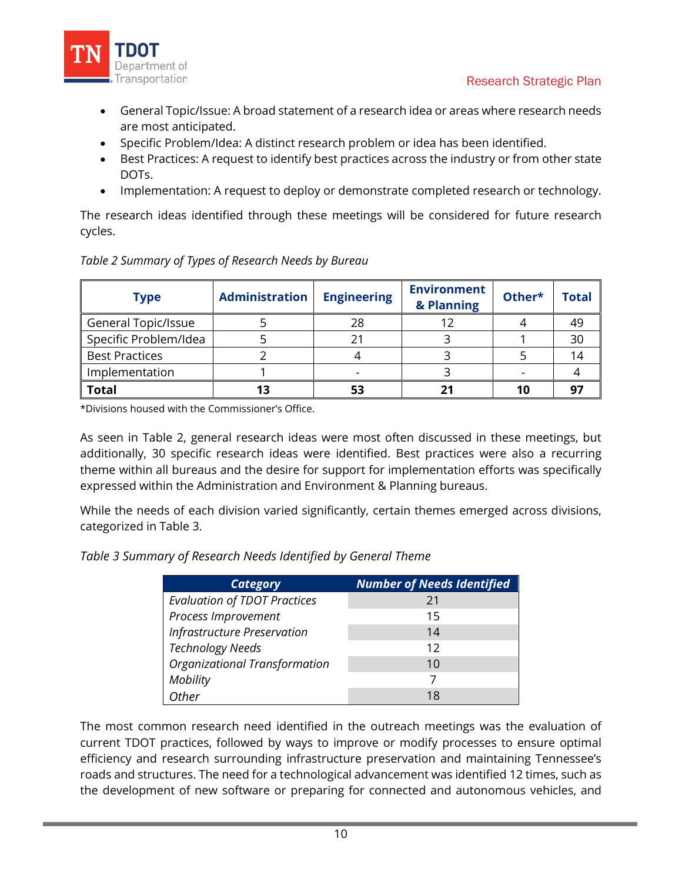- General Topic/Issue: A broad statement of a research idea or areas where research needs are most anticipated.
- Specific Problem/Idea: A distinct research problem or idea has been identified.
- Best Practices: A request to identify best practices across the industry or from other state DOTs.
- Implementation: A request to deploy or demonstrate completed research or technology.

The research ideas identified through these meetings will be considered for future research cycles.

*Table 2 Summary of Types of Research Needs by Bureau*

| Type | Administration | Engineering | Environment & Planning | Other* | Total |
|---|---|---|---|---|---|
| General Topic/Issue | 5 | 28 | 12 | 4 | 49 |
| Specific Problem/Idea | 5 | 21 | 3 | 1 | 30 |
| Best Practices | 2 | 4 | 3 | 5 | 14 |
| Implementation | 1 | - | 3 | - | 4 |
| **Total** | **13** | **53** | **21** | **10** | **97** |

*Divisions housed with the Commissioner's Office.

As seen in Table 2, general research ideas were most often discussed in these meetings, but additionally, 30 specific research ideas were identified. Best practices were also a recurring theme within all bureaus and the desire for support for implementation efforts was specifically expressed within the Administration and Environment & Planning bureaus.

While the needs of each division varied significantly, certain themes emerged across divisions, categorized in Table 3.

*Table 3 Summary of Research Needs Identified by General Theme*

| *Category* | *Number of Needs Identified* |
|---|---|
| *Evaluation of TDOT Practices* | 21 |
| *Process Improvement* | 15 |
| *Infrastructure Preservation* | 14 |
| *Technology Needs* | 12 |
| *Organizational Transformation* | 10 |
| *Mobility* | 7 |
| *Other* | 18 |

The most common research need identified in the outreach meetings was the evaluation of current TDOT practices, followed by ways to improve or modify processes to ensure optimal efficiency and research surrounding infrastructure preservation and maintaining Tennessee's roads and structures. The need for a technological advancement was identified 12 times, such as the development of new software or preparing for connected and autonomous vehicles, and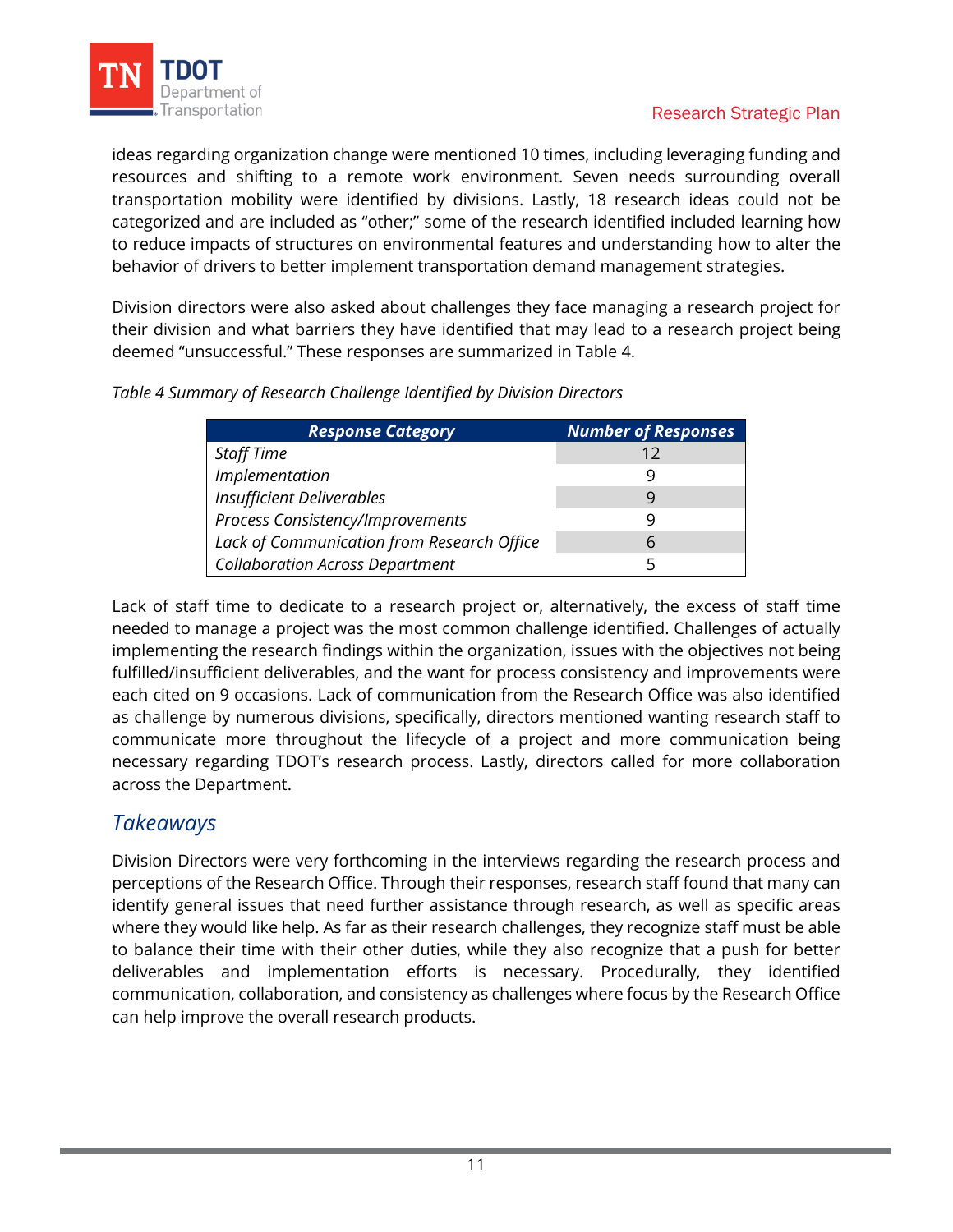ideas regarding organization change were mentioned 10 times, including leveraging funding and resources and shifting to a remote work environment. Seven needs surrounding overall transportation mobility were identified by divisions. Lastly, 18 research ideas could not be categorized and are included as “other;” some of the research identified included learning how to reduce impacts of structures on environmental features and understanding how to alter the behavior of drivers to better implement transportation demand management strategies.

Division directors were also asked about challenges they face managing a research project for their division and what barriers they have identified that may lead to a research project being deemed “unsuccessful.” These responses are summarized in Table 4.

*Table 4 Summary of Research Challenge Identified by Division Directors*

| Response Category | Number of Responses |
|---|---|
| *Staff Time* | 12 |
| *Implementation* | 9 |
| *Insufficient Deliverables* | 9 |
| *Process Consistency/Improvements* | 9 |
| *Lack of Communication from Research Office* | 6 |
| *Collaboration Across Department* | 5 |

Lack of staff time to dedicate to a research project or, alternatively, the excess of staff time needed to manage a project was the most common challenge identified. Challenges of actually implementing the research findings within the organization, issues with the objectives not being fulfilled/insufficient deliverables, and the want for process consistency and improvements were each cited on 9 occasions. Lack of communication from the Research Office was also identified as challenge by numerous divisions, specifically, directors mentioned wanting research staff to communicate more throughout the lifecycle of a project and more communication being necessary regarding TDOT’s research process. Lastly, directors called for more collaboration across the Department.

## *Takeaways*

Division Directors were very forthcoming in the interviews regarding the research process and perceptions of the Research Office. Through their responses, research staff found that many can identify general issues that need further assistance through research, as well as specific areas where they would like help. As far as their research challenges, they recognize staff must be able to balance their time with their other duties, while they also recognize that a push for better deliverables and implementation efforts is necessary. Procedurally, they identified communication, collaboration, and consistency as challenges where focus by the Research Office can help improve the overall research products.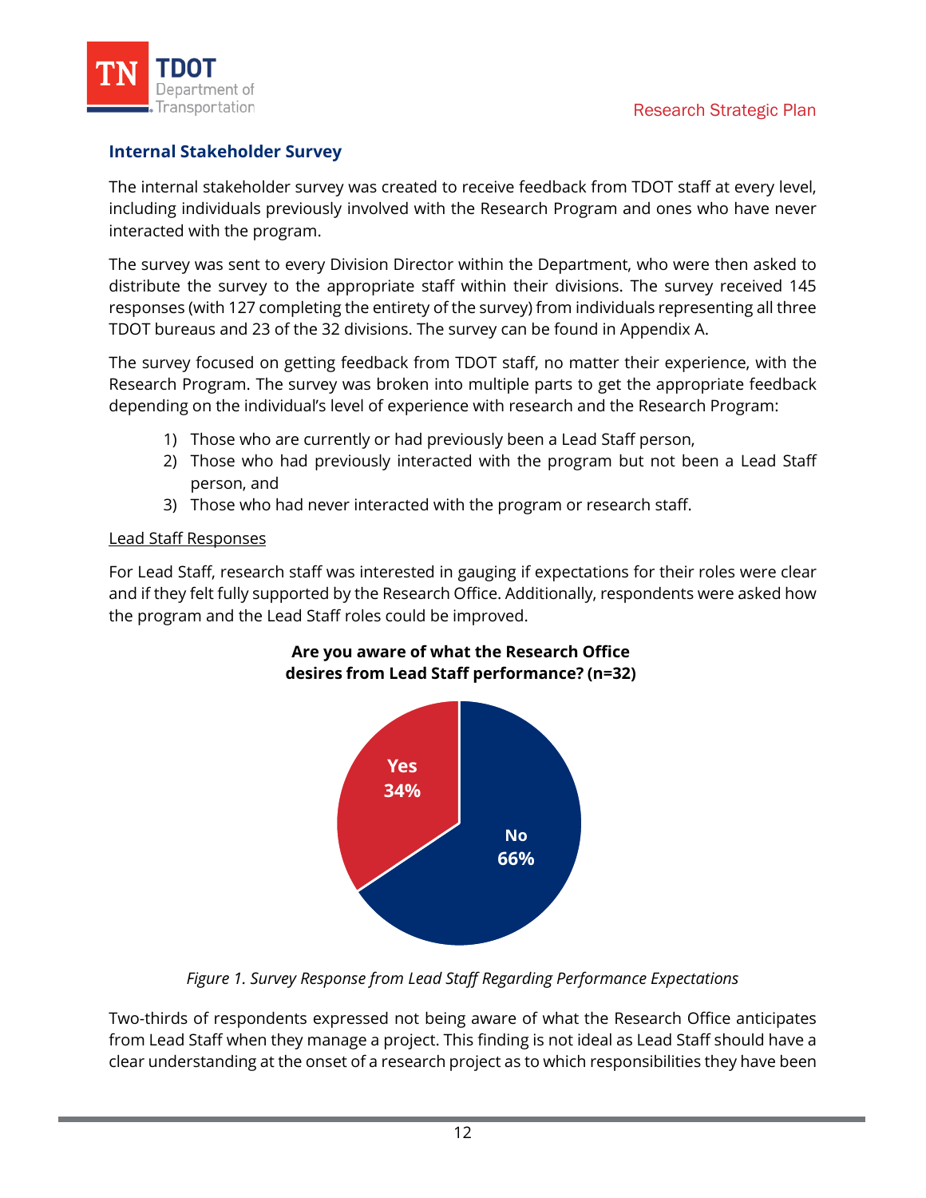### Internal Stakeholder Survey

The internal stakeholder survey was created to receive feedback from TDOT staff at every level, including individuals previously involved with the Research Program and ones who have never interacted with the program.

The survey was sent to every Division Director within the Department, who were then asked to distribute the survey to the appropriate staff within their divisions. The survey received 145 responses (with 127 completing the entirety of the survey) from individuals representing all three TDOT bureaus and 23 of the 32 divisions. The survey can be found in Appendix A.

The survey focused on getting feedback from TDOT staff, no matter their experience, with the Research Program. The survey was broken into multiple parts to get the appropriate feedback depending on the individual's level of experience with research and the Research Program:

1) Those who are currently or had previously been a Lead Staff person,
2) Those who had previously interacted with the program but not been a Lead Staff person, and
3) Those who had never interacted with the program or research staff.

<u>Lead Staff Responses</u>

For Lead Staff, research staff was interested in gauging if expectations for their roles were clear and if they felt fully supported by the Research Office. Additionally, respondents were asked how the program and the Lead Staff roles could be improved.

**Are you aware of what the Research Office desires from Lead Staff performance? (n=32)**

| Response | Percentage |
|---|---|
| Yes | 34% |
| No | 66% |

*Figure 1. Survey Response from Lead Staff Regarding Performance Expectations*

Two-thirds of respondents expressed not being aware of what the Research Office anticipates from Lead Staff when they manage a project. This finding is not ideal as Lead Staff should have a clear understanding at the onset of a research project as to which responsibilities they have been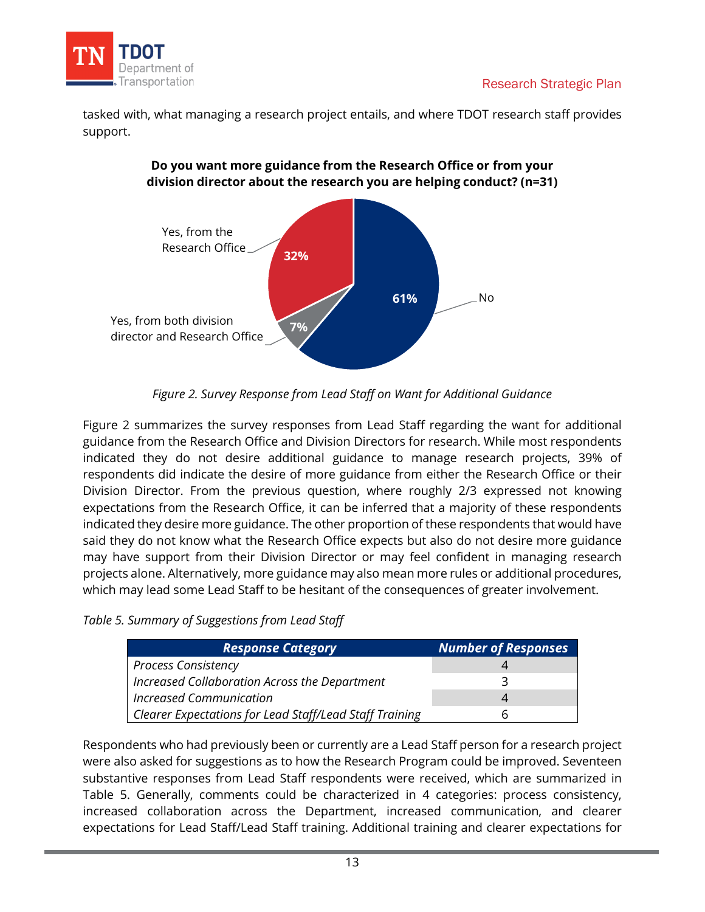tasked with, what managing a research project entails, and where TDOT research staff provides support.

**Do you want more guidance from the Research Office or from your division director about the research you are helping conduct? (n=31)**

Yes, from the Research Office: 32%
Yes, from both division director and Research Office: 7%
No: 61%

*Figure 2. Survey Response from Lead Staff on Want for Additional Guidance*

Figure 2 summarizes the survey responses from Lead Staff regarding the want for additional guidance from the Research Office and Division Directors for research. While most respondents indicated they do not desire additional guidance to manage research projects, 39% of respondents did indicate the desire of more guidance from either the Research Office or their Division Director. From the previous question, where roughly 2/3 expressed not knowing expectations from the Research Office, it can be inferred that a majority of these respondents indicated they desire more guidance. The other proportion of these respondents that would have said they do not know what the Research Office expects but also do not desire more guidance may have support from their Division Director or may feel confident in managing research projects alone. Alternatively, more guidance may also mean more rules or additional procedures, which may lead some Lead Staff to be hesitant of the consequences of greater involvement.

*Table 5. Summary of Suggestions from Lead Staff*

| Response Category | Number of Responses |
| --- | --- |
| *Process Consistency* | 4 |
| *Increased Collaboration Across the Department* | 3 |
| *Increased Communication* | 4 |
| *Clearer Expectations for Lead Staff/Lead Staff Training* | 6 |

Respondents who had previously been or currently are a Lead Staff person for a research project were also asked for suggestions as to how the Research Program could be improved. Seventeen substantive responses from Lead Staff respondents were received, which are summarized in Table 5. Generally, comments could be characterized in 4 categories: process consistency, increased collaboration across the Department, increased communication, and clearer expectations for Lead Staff/Lead Staff training. Additional training and clearer expectations for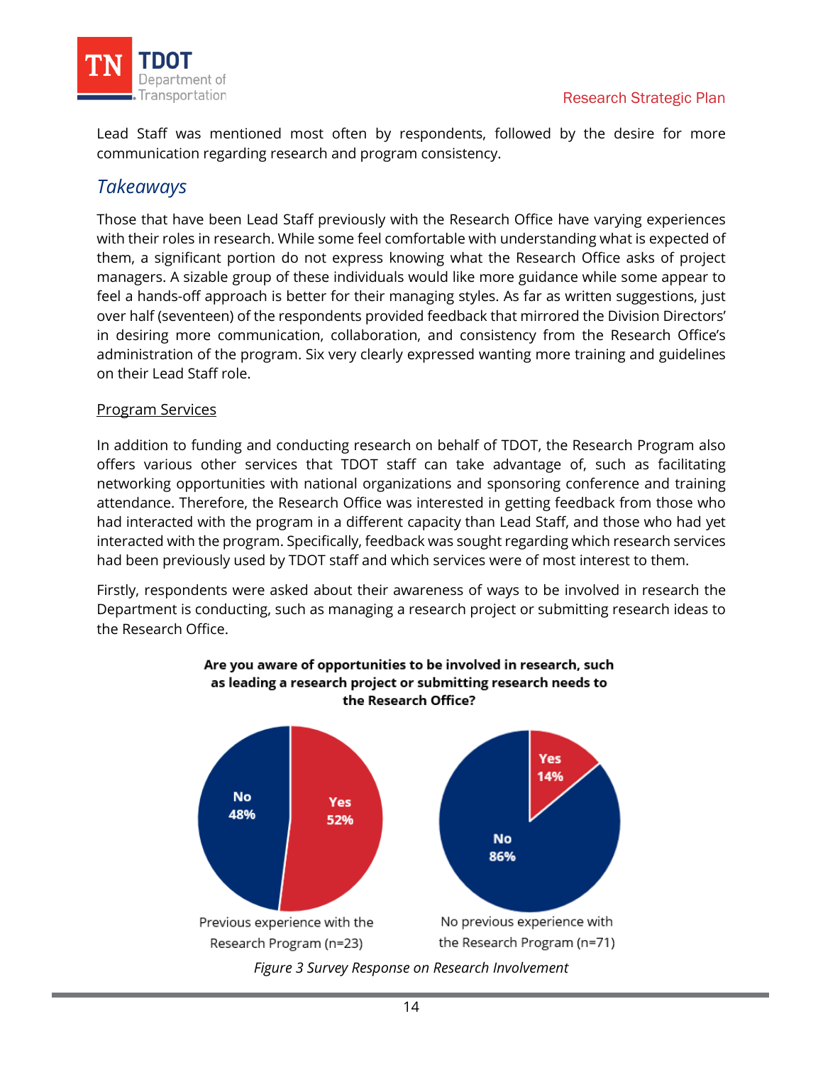Lead Staff was mentioned most often by respondents, followed by the desire for more communication regarding research and program consistency.

## *Takeaways*

Those that have been Lead Staff previously with the Research Office have varying experiences with their roles in research. While some feel comfortable with understanding what is expected of them, a significant portion do not express knowing what the Research Office asks of project managers. A sizable group of these individuals would like more guidance while some appear to feel a hands-off approach is better for their managing styles. As far as written suggestions, just over half (seventeen) of the respondents provided feedback that mirrored the Division Directors' in desiring more communication, collaboration, and consistency from the Research Office's administration of the program. Six very clearly expressed wanting more training and guidelines on their Lead Staff role.

<u>Program Services</u>

In addition to funding and conducting research on behalf of TDOT, the Research Program also offers various other services that TDOT staff can take advantage of, such as facilitating networking opportunities with national organizations and sponsoring conference and training attendance. Therefore, the Research Office was interested in getting feedback from those who had interacted with the program in a different capacity than Lead Staff, and those who had yet interacted with the program. Specifically, feedback was sought regarding which research services had been previously used by TDOT staff and which services were of most interest to them.

Firstly, respondents were asked about their awareness of ways to be involved in research the Department is conducting, such as managing a research project or submitting research ideas to the Research Office.

**Are you aware of opportunities to be involved in research, such as leading a research project or submitting research needs to the Research Office?**

| | Yes | No |
|---|---|---|
| Previous experience with the Research Program (n=23) | 52% | 48% |
| No previous experience with the Research Program (n=71) | 14% | 86% |

*Figure 3 Survey Response on Research Involvement*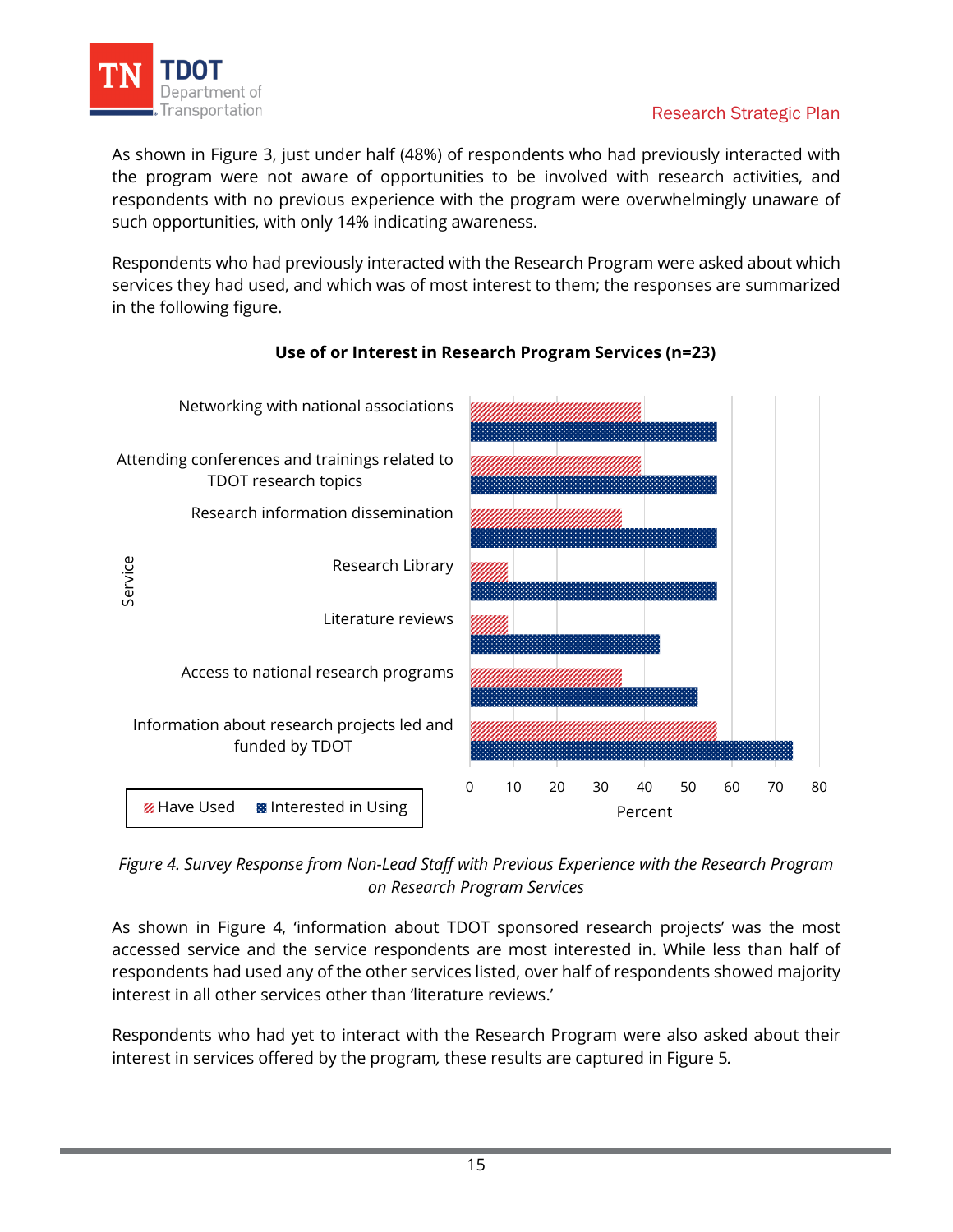As shown in Figure 3, just under half (48%) of respondents who had previously interacted with the program were not aware of opportunities to be involved with research activities, and respondents with no previous experience with the program were overwhelmingly unaware of such opportunities, with only 14% indicating awareness.

Respondents who had previously interacted with the Research Program were asked about which services they had used, and which was of most interest to them; the responses are summarized in the following figure.

**Use of or Interest in Research Program Services (n=23)**

*Figure 4. Survey Response from Non-Lead Staff with Previous Experience with the Research Program on Research Program Services*

As shown in Figure 4, 'information about TDOT sponsored research projects' was the most accessed service and the service respondents are most interested in. While less than half of respondents had used any of the other services listed, over half of respondents showed majority interest in all other services other than 'literature reviews.'

Respondents who had yet to interact with the Research Program were also asked about their interest in services offered by the program, these results are captured in Figure 5.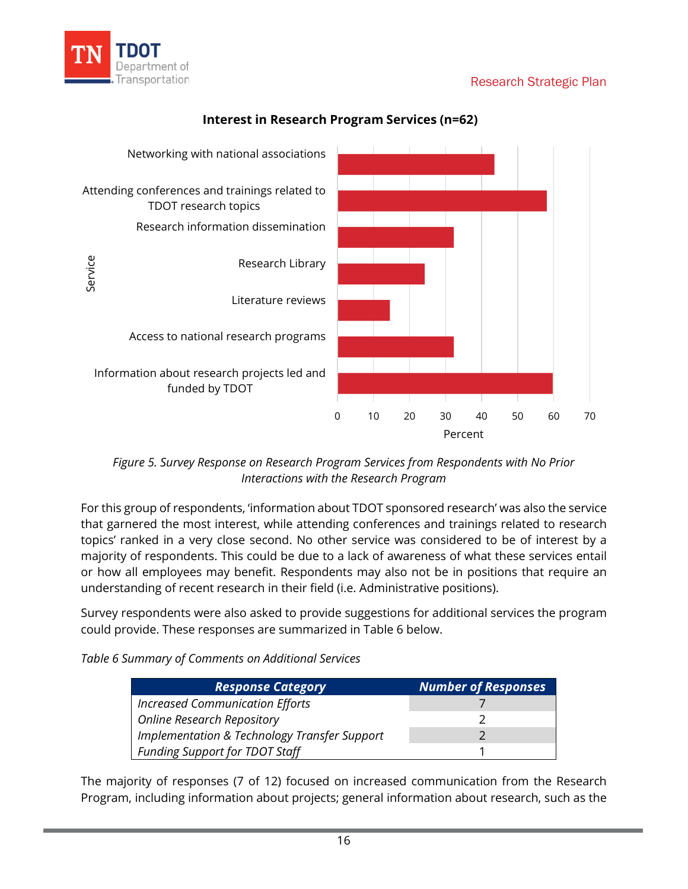**Interest in Research Program Services (n=62)**

| Service | Percent |
|---|---|
| Networking with national associations | ~44 |
| Attending conferences and trainings related to TDOT research topics | ~58 |
| Research information dissemination | ~32 |
| Research Library | ~24 |
| Literature reviews | ~15 |
| Access to national research programs | ~32 |
| Information about research projects led and funded by TDOT | ~60 |

*Figure 5. Survey Response on Research Program Services from Respondents with No Prior Interactions with the Research Program*

For this group of respondents, 'information about TDOT sponsored research' was also the service that garnered the most interest, while attending conferences and trainings related to research topics' ranked in a very close second. No other service was considered to be of interest by a majority of respondents. This could be due to a lack of awareness of what these services entail or how all employees may benefit. Respondents may also not be in positions that require an understanding of recent research in their field (i.e. Administrative positions).

Survey respondents were also asked to provide suggestions for additional services the program could provide. These responses are summarized in Table 6 below.

*Table 6 Summary of Comments on Additional Services*

| ***Response Category*** | ***Number of Responses*** |
|---|---|
| *Increased Communication Efforts* | 7 |
| *Online Research Repository* | 2 |
| *Implementation & Technology Transfer Support* | 2 |
| *Funding Support for TDOT Staff* | 1 |

The majority of responses (7 of 12) focused on increased communication from the Research Program, including information about projects; general information about research, such as the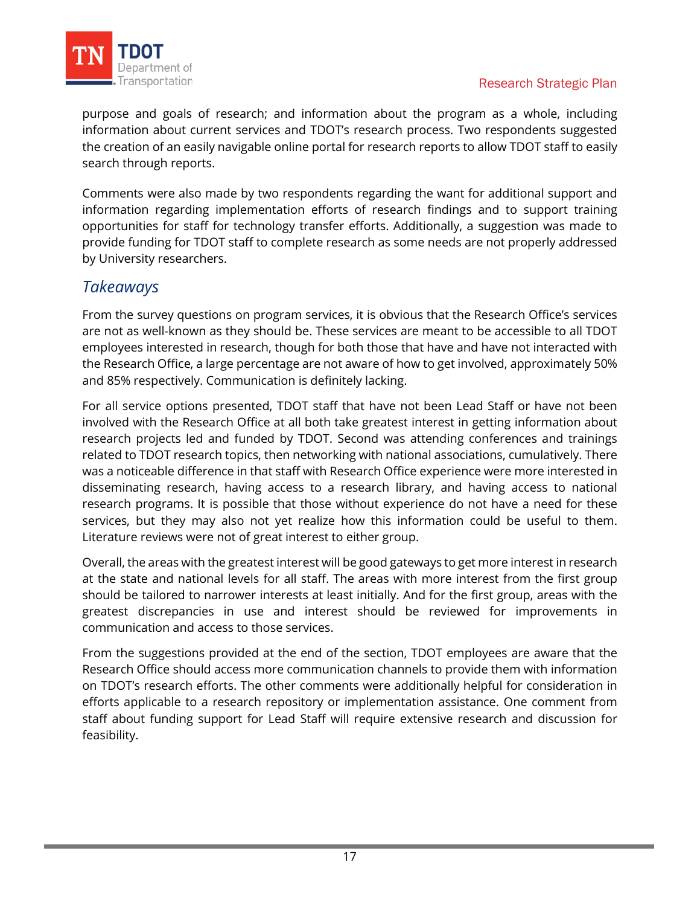purpose and goals of research; and information about the program as a whole, including information about current services and TDOT's research process. Two respondents suggested the creation of an easily navigable online portal for research reports to allow TDOT staff to easily search through reports.

Comments were also made by two respondents regarding the want for additional support and information regarding implementation efforts of research findings and to support training opportunities for staff for technology transfer efforts. Additionally, a suggestion was made to provide funding for TDOT staff to complete research as some needs are not properly addressed by University researchers.

## *Takeaways*

From the survey questions on program services, it is obvious that the Research Office's services are not as well-known as they should be. These services are meant to be accessible to all TDOT employees interested in research, though for both those that have and have not interacted with the Research Office, a large percentage are not aware of how to get involved, approximately 50% and 85% respectively. Communication is definitely lacking.

For all service options presented, TDOT staff that have not been Lead Staff or have not been involved with the Research Office at all both take greatest interest in getting information about research projects led and funded by TDOT. Second was attending conferences and trainings related to TDOT research topics, then networking with national associations, cumulatively. There was a noticeable difference in that staff with Research Office experience were more interested in disseminating research, having access to a research library, and having access to national research programs. It is possible that those without experience do not have a need for these services, but they may also not yet realize how this information could be useful to them. Literature reviews were not of great interest to either group.

Overall, the areas with the greatest interest will be good gateways to get more interest in research at the state and national levels for all staff. The areas with more interest from the first group should be tailored to narrower interests at least initially. And for the first group, areas with the greatest discrepancies in use and interest should be reviewed for improvements in communication and access to those services.

From the suggestions provided at the end of the section, TDOT employees are aware that the Research Office should access more communication channels to provide them with information on TDOT's research efforts. The other comments were additionally helpful for consideration in efforts applicable to a research repository or implementation assistance. One comment from staff about funding support for Lead Staff will require extensive research and discussion for feasibility.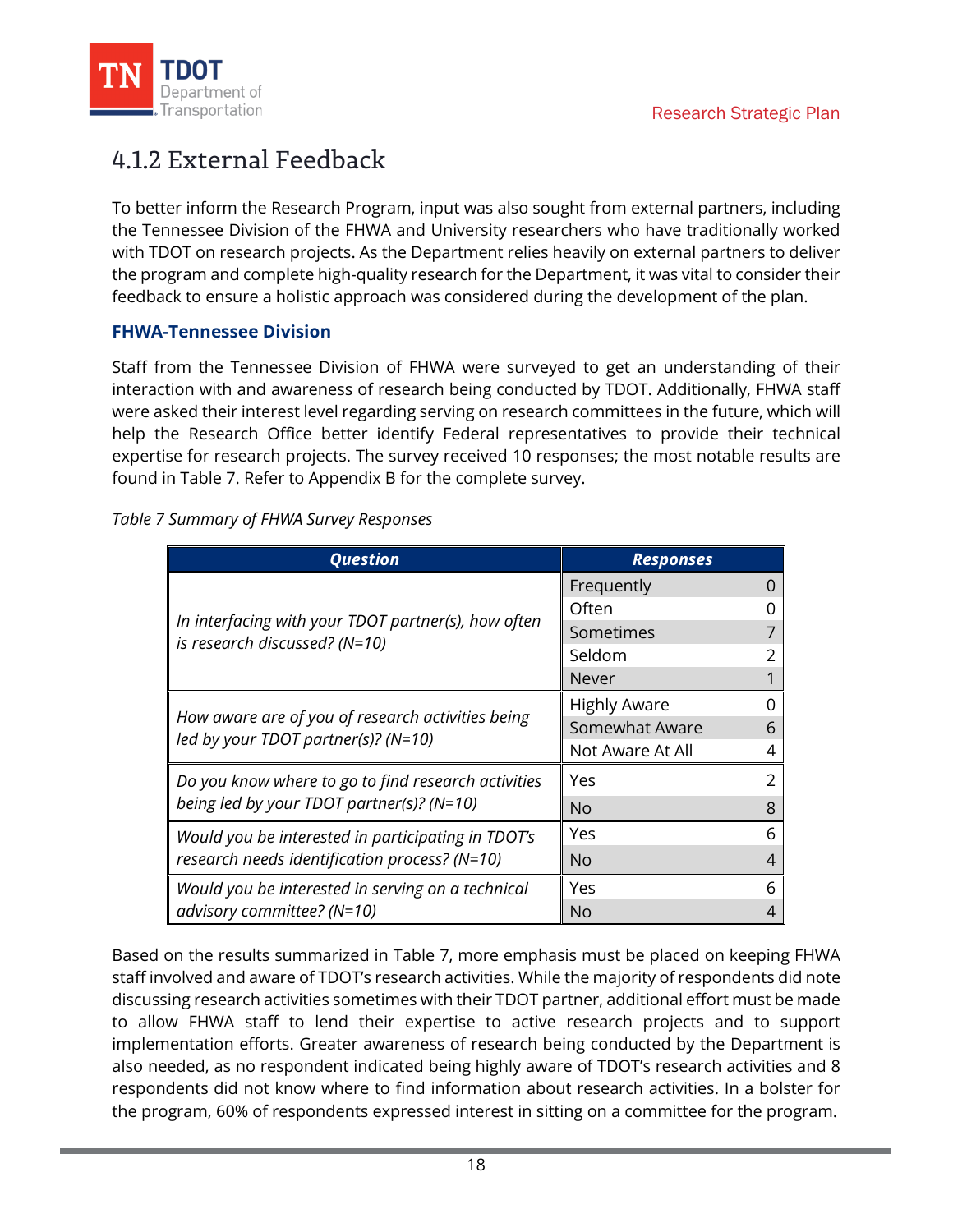## 4.1.2 External Feedback

To better inform the Research Program, input was also sought from external partners, including the Tennessee Division of the FHWA and University researchers who have traditionally worked with TDOT on research projects. As the Department relies heavily on external partners to deliver the program and complete high-quality research for the Department, it was vital to consider their feedback to ensure a holistic approach was considered during the development of the plan.

### FHWA-Tennessee Division

Staff from the Tennessee Division of FHWA were surveyed to get an understanding of their interaction with and awareness of research being conducted by TDOT. Additionally, FHWA staff were asked their interest level regarding serving on research committees in the future, which will help the Research Office better identify Federal representatives to provide their technical expertise for research projects. The survey received 10 responses; the most notable results are found in Table 7. Refer to Appendix B for the complete survey.

*Table 7 Summary of FHWA Survey Responses*

| ***Question*** | ***Responses*** | |
|---|---|---|
| *In interfacing with your TDOT partner(s), how often is research discussed? (N=10)* | Frequently | 0 |
| | Often | 0 |
| | Sometimes | 7 |
| | Seldom | 2 |
| | Never | 1 |
| *How aware are of you of research activities being led by your TDOT partner(s)? (N=10)* | Highly Aware | 0 |
| | Somewhat Aware | 6 |
| | Not Aware At All | 4 |
| *Do you know where to go to find research activities being led by your TDOT partner(s)? (N=10)* | Yes | 2 |
| | No | 8 |
| *Would you be interested in participating in TDOT's research needs identification process? (N=10)* | Yes | 6 |
| | No | 4 |
| *Would you be interested in serving on a technical advisory committee? (N=10)* | Yes | 6 |
| | No | 4 |

Based on the results summarized in Table 7, more emphasis must be placed on keeping FHWA staff involved and aware of TDOT's research activities. While the majority of respondents did note discussing research activities sometimes with their TDOT partner, additional effort must be made to allow FHWA staff to lend their expertise to active research projects and to support implementation efforts. Greater awareness of research being conducted by the Department is also needed, as no respondent indicated being highly aware of TDOT's research activities and 8 respondents did not know where to find information about research activities. In a bolster for the program, 60% of respondents expressed interest in sitting on a committee for the program.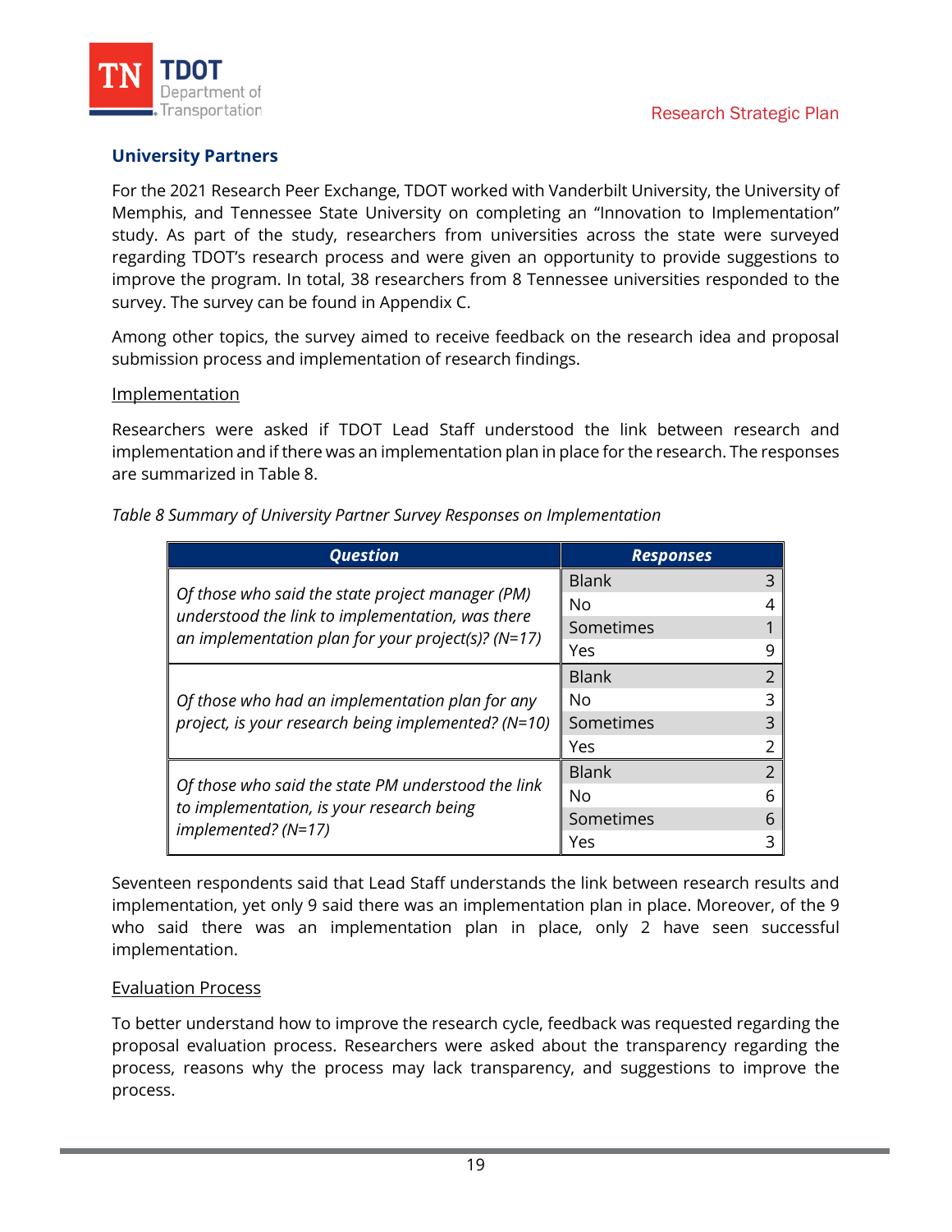### University Partners

For the 2021 Research Peer Exchange, TDOT worked with Vanderbilt University, the University of Memphis, and Tennessee State University on completing an "Innovation to Implementation" study. As part of the study, researchers from universities across the state were surveyed regarding TDOT's research process and were given an opportunity to provide suggestions to improve the program. In total, 38 researchers from 8 Tennessee universities responded to the survey. The survey can be found in Appendix C.

Among other topics, the survey aimed to receive feedback on the research idea and proposal submission process and implementation of research findings.

#### Implementation

Researchers were asked if TDOT Lead Staff understood the link between research and implementation and if there was an implementation plan in place for the research. The responses are summarized in Table 8.

*Table 8 Summary of University Partner Survey Responses on Implementation*

| Question | Responses | |
|---|---|---|
| *Of those who said the state project manager (PM) understood the link to implementation, was there an implementation plan for your project(s)? (N=17)* | Blank | 3 |
| | No | 4 |
| | Sometimes | 1 |
| | Yes | 9 |
| *Of those who had an implementation plan for any project, is your research being implemented? (N=10)* | Blank | 2 |
| | No | 3 |
| | Sometimes | 3 |
| | Yes | 2 |
| *Of those who said the state PM understood the link to implementation, is your research being implemented? (N=17)* | Blank | 2 |
| | No | 6 |
| | Sometimes | 6 |
| | Yes | 3 |

Seventeen respondents said that Lead Staff understands the link between research results and implementation, yet only 9 said there was an implementation plan in place. Moreover, of the 9 who said there was an implementation plan in place, only 2 have seen successful implementation.

#### Evaluation Process

To better understand how to improve the research cycle, feedback was requested regarding the proposal evaluation process. Researchers were asked about the transparency regarding the process, reasons why the process may lack transparency, and suggestions to improve the process.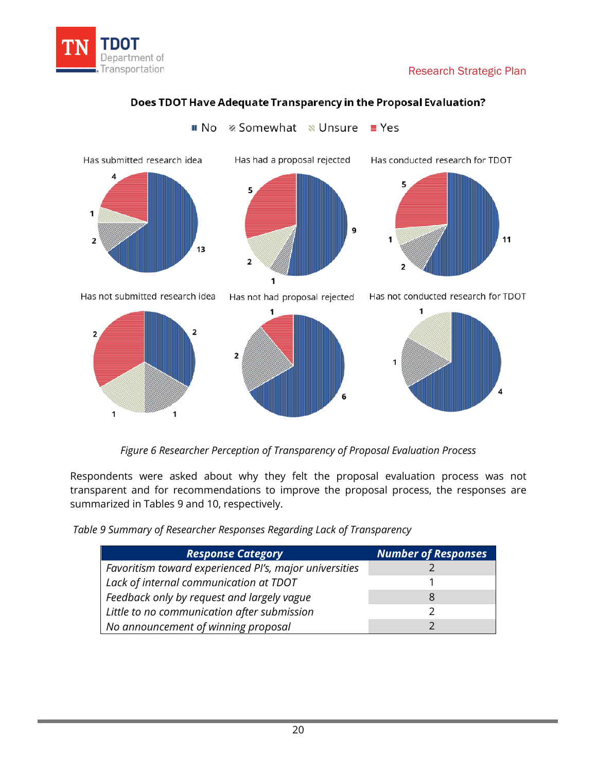**Does TDOT Have Adequate Transparency in the Proposal Evaluation?**

No | Somewhat | Unsure | Yes

| Group | No | Somewhat | Unsure | Yes |
|---|---|---|---|---|
| Has submitted research idea | 13 | 2 | 1 | 4 |
| Has had a proposal rejected | 9 | 1 | 2 | 5 |
| Has conducted research for TDOT | 11 | 2 | 1 | 5 |
| Has not submitted research idea | 2 | 1 | 1 | 2 |
| Has not had proposal rejected | 6 | 2 | | 1 |
| Has not conducted research for TDOT | 4 | 1 | 1 | |

*Figure 6 Researcher Perception of Transparency of Proposal Evaluation Process*

Respondents were asked about why they felt the proposal evaluation process was not transparent and for recommendations to improve the proposal process, the responses are summarized in Tables 9 and 10, respectively.

*Table 9 Summary of Researcher Responses Regarding Lack of Transparency*

| *Response Category* | *Number of Responses* |
|---|---|
| *Favoritism toward experienced PI's, major universities* | 2 |
| *Lack of internal communication at TDOT* | 1 |
| *Feedback only by request and largely vague* | 8 |
| *Little to no communication after submission* | 2 |
| *No announcement of winning proposal* | 2 |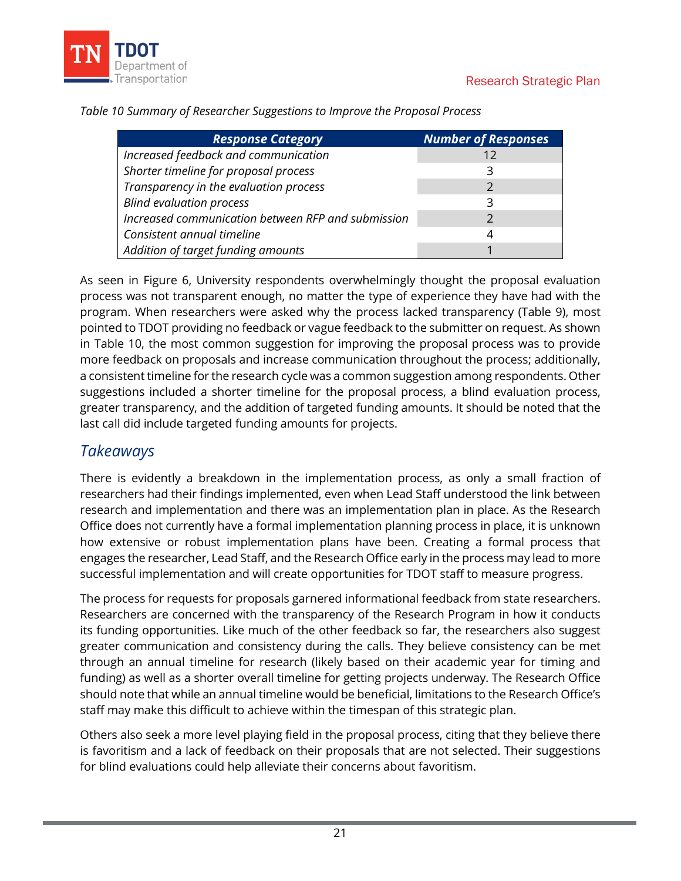*Table 10 Summary of Researcher Suggestions to Improve the Proposal Process*

| Response Category | Number of Responses |
|---|---|
| *Increased feedback and communication* | 12 |
| *Shorter timeline for proposal process* | 3 |
| *Transparency in the evaluation process* | 2 |
| *Blind evaluation process* | 3 |
| *Increased communication between RFP and submission* | 2 |
| *Consistent annual timeline* | 4 |
| *Addition of target funding amounts* | 1 |

As seen in Figure 6, University respondents overwhelmingly thought the proposal evaluation process was not transparent enough, no matter the type of experience they have had with the program. When researchers were asked why the process lacked transparency (Table 9), most pointed to TDOT providing no feedback or vague feedback to the submitter on request. As shown in Table 10, the most common suggestion for improving the proposal process was to provide more feedback on proposals and increase communication throughout the process; additionally, a consistent timeline for the research cycle was a common suggestion among respondents. Other suggestions included a shorter timeline for the proposal process, a blind evaluation process, greater transparency, and the addition of targeted funding amounts. It should be noted that the last call did include targeted funding amounts for projects.

## *Takeaways*

There is evidently a breakdown in the implementation process, as only a small fraction of researchers had their findings implemented, even when Lead Staff understood the link between research and implementation and there was an implementation plan in place. As the Research Office does not currently have a formal implementation planning process in place, it is unknown how extensive or robust implementation plans have been. Creating a formal process that engages the researcher, Lead Staff, and the Research Office early in the process may lead to more successful implementation and will create opportunities for TDOT staff to measure progress.

The process for requests for proposals garnered informational feedback from state researchers. Researchers are concerned with the transparency of the Research Program in how it conducts its funding opportunities. Like much of the other feedback so far, the researchers also suggest greater communication and consistency during the calls. They believe consistency can be met through an annual timeline for research (likely based on their academic year for timing and funding) as well as a shorter overall timeline for getting projects underway. The Research Office should note that while an annual timeline would be beneficial, limitations to the Research Office's staff may make this difficult to achieve within the timespan of this strategic plan.

Others also seek a more level playing field in the proposal process, citing that they believe there is favoritism and a lack of feedback on their proposals that are not selected. Their suggestions for blind evaluations could help alleviate their concerns about favoritism.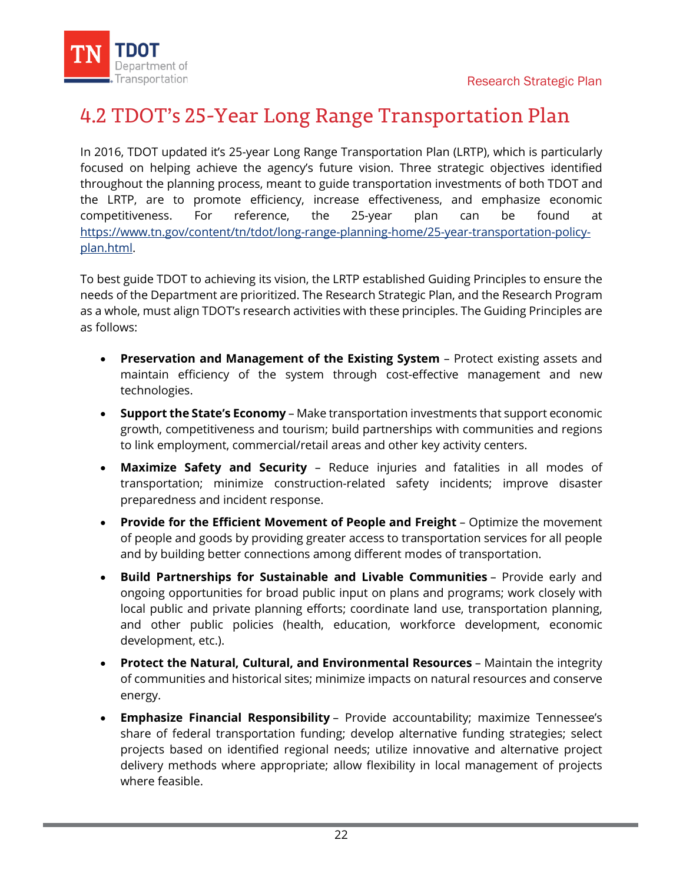## 4.2 TDOT's 25-Year Long Range Transportation Plan

In 2016, TDOT updated it's 25-year Long Range Transportation Plan (LRTP), which is particularly focused on helping achieve the agency's future vision. Three strategic objectives identified throughout the planning process, meant to guide transportation investments of both TDOT and the LRTP, are to promote efficiency, increase effectiveness, and emphasize economic competitiveness. For reference, the 25-year plan can be found at https://www.tn.gov/content/tn/tdot/long-range-planning-home/25-year-transportation-policy-plan.html.

To best guide TDOT to achieving its vision, the LRTP established Guiding Principles to ensure the needs of the Department are prioritized. The Research Strategic Plan, and the Research Program as a whole, must align TDOT's research activities with these principles. The Guiding Principles are as follows:

- **Preservation and Management of the Existing System** – Protect existing assets and maintain efficiency of the system through cost-effective management and new technologies.
- **Support the State's Economy** – Make transportation investments that support economic growth, competitiveness and tourism; build partnerships with communities and regions to link employment, commercial/retail areas and other key activity centers.
- **Maximize Safety and Security** – Reduce injuries and fatalities in all modes of transportation; minimize construction-related safety incidents; improve disaster preparedness and incident response.
- **Provide for the Efficient Movement of People and Freight** – Optimize the movement of people and goods by providing greater access to transportation services for all people and by building better connections among different modes of transportation.
- **Build Partnerships for Sustainable and Livable Communities** – Provide early and ongoing opportunities for broad public input on plans and programs; work closely with local public and private planning efforts; coordinate land use, transportation planning, and other public policies (health, education, workforce development, economic development, etc.).
- **Protect the Natural, Cultural, and Environmental Resources** – Maintain the integrity of communities and historical sites; minimize impacts on natural resources and conserve energy.
- **Emphasize Financial Responsibility** – Provide accountability; maximize Tennessee's share of federal transportation funding; develop alternative funding strategies; select projects based on identified regional needs; utilize innovative and alternative project delivery methods where appropriate; allow flexibility in local management of projects where feasible.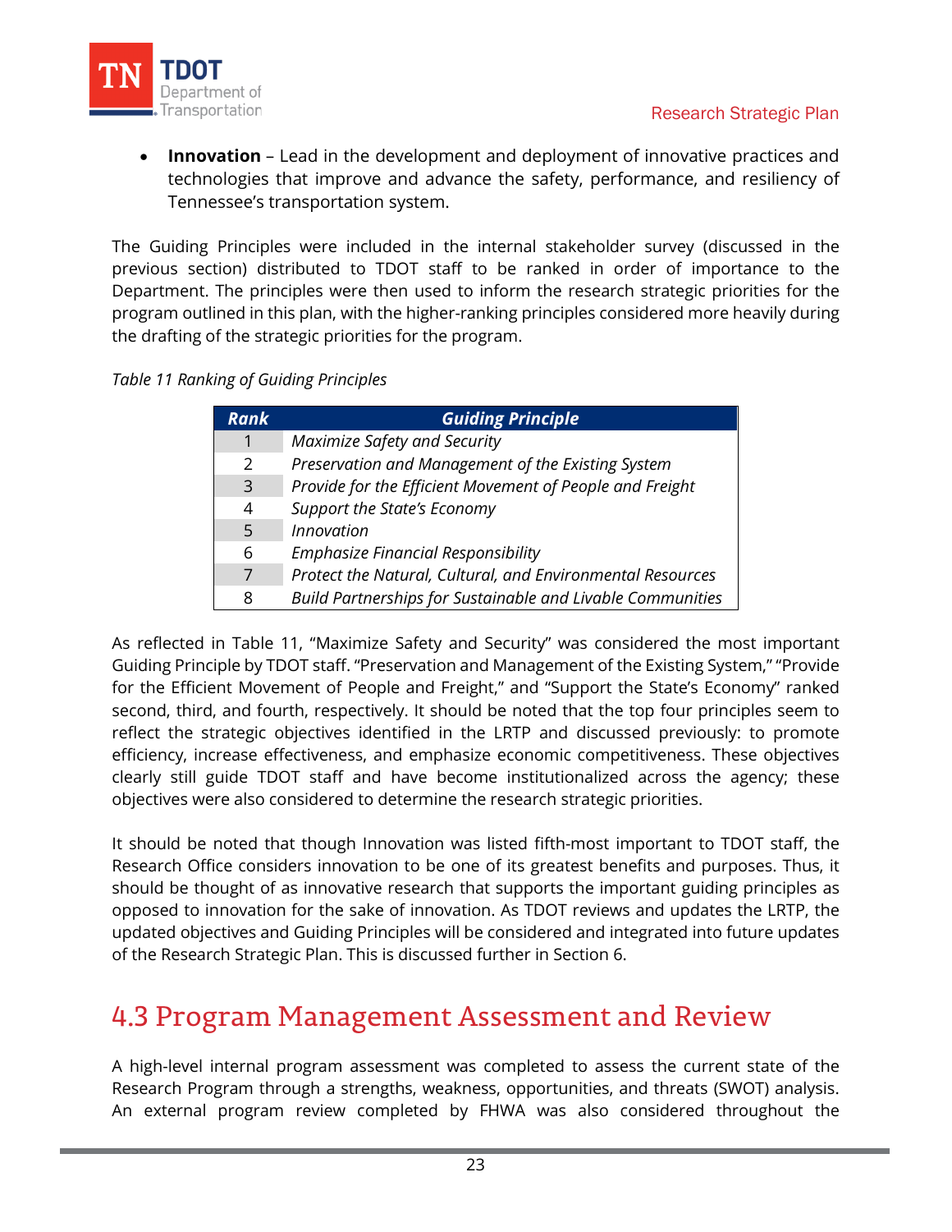- **Innovation** – Lead in the development and deployment of innovative practices and technologies that improve and advance the safety, performance, and resiliency of Tennessee's transportation system.

The Guiding Principles were included in the internal stakeholder survey (discussed in the previous section) distributed to TDOT staff to be ranked in order of importance to the Department. The principles were then used to inform the research strategic priorities for the program outlined in this plan, with the higher-ranking principles considered more heavily during the drafting of the strategic priorities for the program.

*Table 11 Ranking of Guiding Principles*

| Rank | Guiding Principle |
| --- | --- |
| 1 | *Maximize Safety and Security* |
| 2 | *Preservation and Management of the Existing System* |
| 3 | *Provide for the Efficient Movement of People and Freight* |
| 4 | *Support the State's Economy* |
| 5 | *Innovation* |
| 6 | *Emphasize Financial Responsibility* |
| 7 | *Protect the Natural, Cultural, and Environmental Resources* |
| 8 | *Build Partnerships for Sustainable and Livable Communities* |

As reflected in Table 11, "Maximize Safety and Security" was considered the most important Guiding Principle by TDOT staff. "Preservation and Management of the Existing System," "Provide for the Efficient Movement of People and Freight," and "Support the State's Economy" ranked second, third, and fourth, respectively. It should be noted that the top four principles seem to reflect the strategic objectives identified in the LRTP and discussed previously: to promote efficiency, increase effectiveness, and emphasize economic competitiveness. These objectives clearly still guide TDOT staff and have become institutionalized across the agency; these objectives were also considered to determine the research strategic priorities.

It should be noted that though Innovation was listed fifth-most important to TDOT staff, the Research Office considers innovation to be one of its greatest benefits and purposes. Thus, it should be thought of as innovative research that supports the important guiding principles as opposed to innovation for the sake of innovation. As TDOT reviews and updates the LRTP, the updated objectives and Guiding Principles will be considered and integrated into future updates of the Research Strategic Plan. This is discussed further in Section 6.

## 4.3 Program Management Assessment and Review

A high-level internal program assessment was completed to assess the current state of the Research Program through a strengths, weakness, opportunities, and threats (SWOT) analysis. An external program review completed by FHWA was also considered throughout the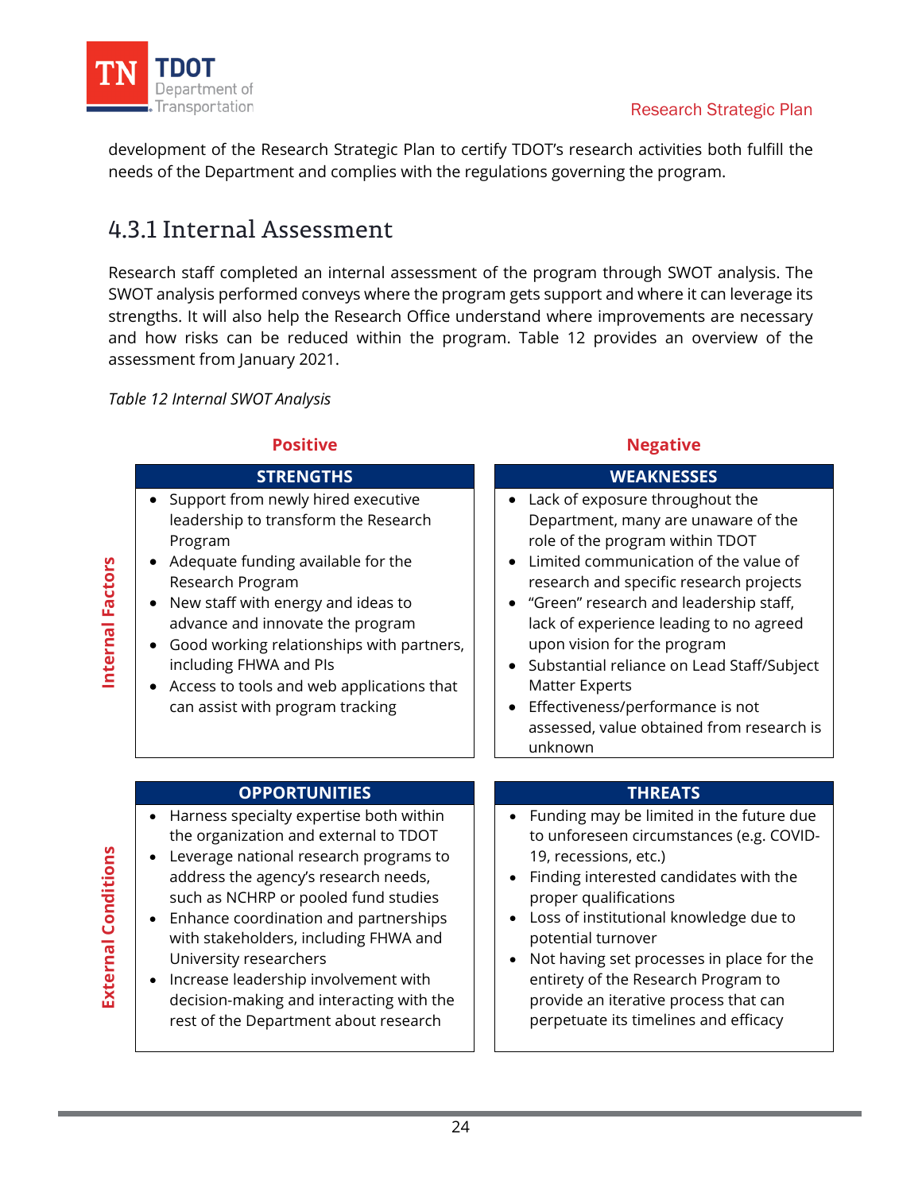development of the Research Strategic Plan to certify TDOT's research activities both fulfill the needs of the Department and complies with the regulations governing the program.

### 4.3.1 Internal Assessment

Research staff completed an internal assessment of the program through SWOT analysis. The SWOT analysis performed conveys where the program gets support and where it can leverage its strengths. It will also help the Research Office understand where improvements are necessary and how risks can be reduced within the program. Table 12 provides an overview of the assessment from January 2021.

*Table 12 Internal SWOT Analysis*

| | Positive | Negative |
|---|---|---|
| | **STRENGTHS** | **WEAKNESSES** |
| **Internal Factors** | • Support from newly hired executive leadership to transform the Research Program<br>• Adequate funding available for the Research Program<br>• New staff with energy and ideas to advance and innovate the program<br>• Good working relationships with partners, including FHWA and PIs<br>• Access to tools and web applications that can assist with program tracking | • Lack of exposure throughout the Department, many are unaware of the role of the program within TDOT<br>• Limited communication of the value of research and specific research projects<br>• "Green" research and leadership staff, lack of experience leading to no agreed upon vision for the program<br>• Substantial reliance on Lead Staff/Subject Matter Experts<br>• Effectiveness/performance is not assessed, value obtained from research is unknown |
| | **OPPORTUNITIES** | **THREATS** |
| **External Conditions** | • Harness specialty expertise both within the organization and external to TDOT<br>• Leverage national research programs to address the agency's research needs, such as NCHRP or pooled fund studies<br>• Enhance coordination and partnerships with stakeholders, including FHWA and University researchers<br>• Increase leadership involvement with decision-making and interacting with the rest of the Department about research | • Funding may be limited in the future due to unforeseen circumstances (e.g. COVID-19, recessions, etc.)<br>• Finding interested candidates with the proper qualifications<br>• Loss of institutional knowledge due to potential turnover<br>• Not having set processes in place for the entirety of the Research Program to provide an iterative process that can perpetuate its timelines and efficacy |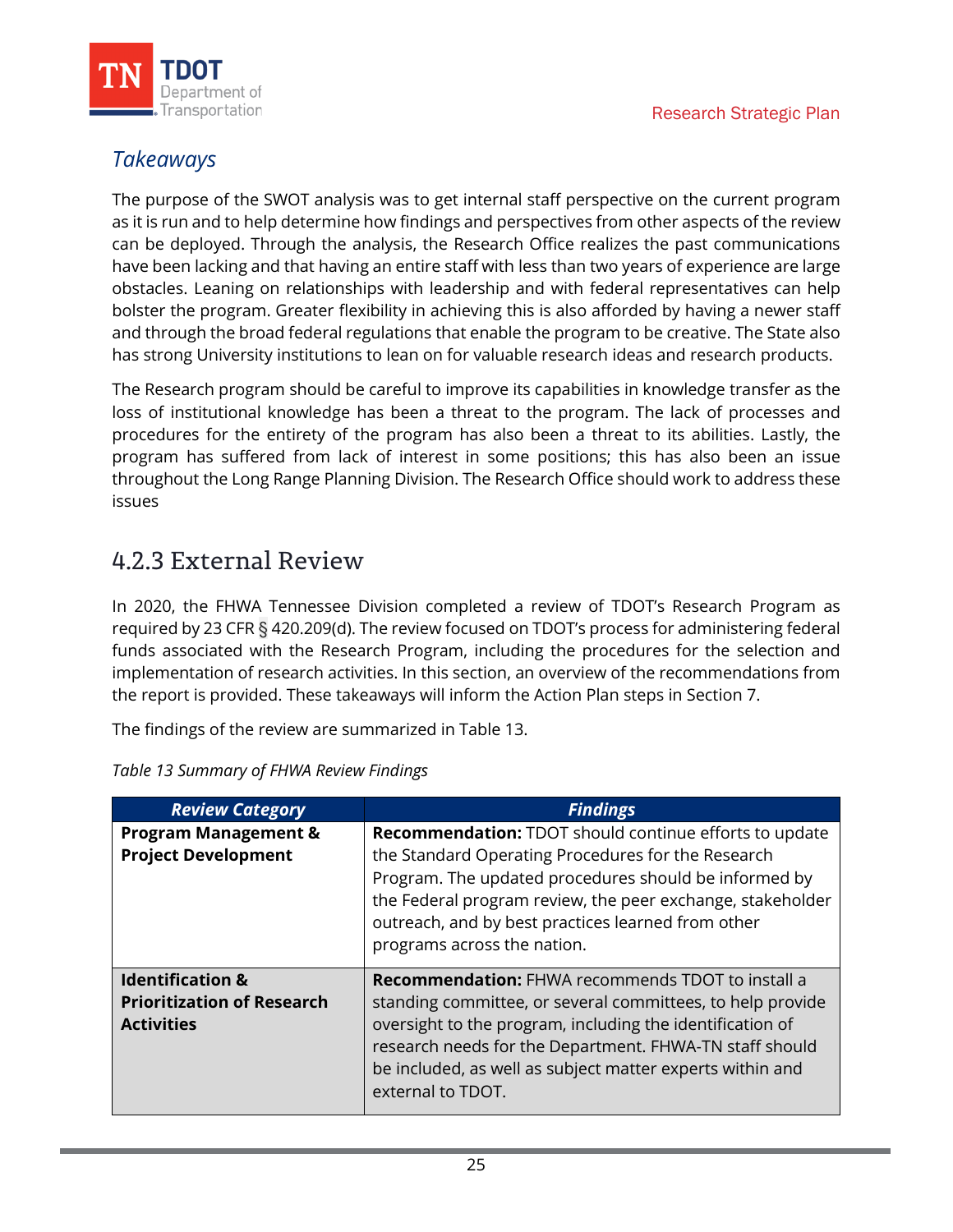### *Takeaways*

The purpose of the SWOT analysis was to get internal staff perspective on the current program as it is run and to help determine how findings and perspectives from other aspects of the review can be deployed. Through the analysis, the Research Office realizes the past communications have been lacking and that having an entire staff with less than two years of experience are large obstacles. Leaning on relationships with leadership and with federal representatives can help bolster the program. Greater flexibility in achieving this is also afforded by having a newer staff and through the broad federal regulations that enable the program to be creative. The State also has strong University institutions to lean on for valuable research ideas and research products.

The Research program should be careful to improve its capabilities in knowledge transfer as the loss of institutional knowledge has been a threat to the program. The lack of processes and procedures for the entirety of the program has also been a threat to its abilities. Lastly, the program has suffered from lack of interest in some positions; this has also been an issue throughout the Long Range Planning Division. The Research Office should work to address these issues

## 4.2.3 External Review

In 2020, the FHWA Tennessee Division completed a review of TDOT's Research Program as required by 23 CFR § 420.209(d). The review focused on TDOT's process for administering federal funds associated with the Research Program, including the procedures for the selection and implementation of research activities. In this section, an overview of the recommendations from the report is provided. These takeaways will inform the Action Plan steps in Section 7.

The findings of the review are summarized in Table 13.

*Table 13 Summary of FHWA Review Findings*

| ***Review Category*** | ***Findings*** |
|---|---|
| **Program Management & Project Development** | **Recommendation:** TDOT should continue efforts to update the Standard Operating Procedures for the Research Program. The updated procedures should be informed by the Federal program review, the peer exchange, stakeholder outreach, and by best practices learned from other programs across the nation. |
| **Identification & Prioritization of Research Activities** | **Recommendation:** FHWA recommends TDOT to install a standing committee, or several committees, to help provide oversight to the program, including the identification of research needs for the Department. FHWA-TN staff should be included, as well as subject matter experts within and external to TDOT. |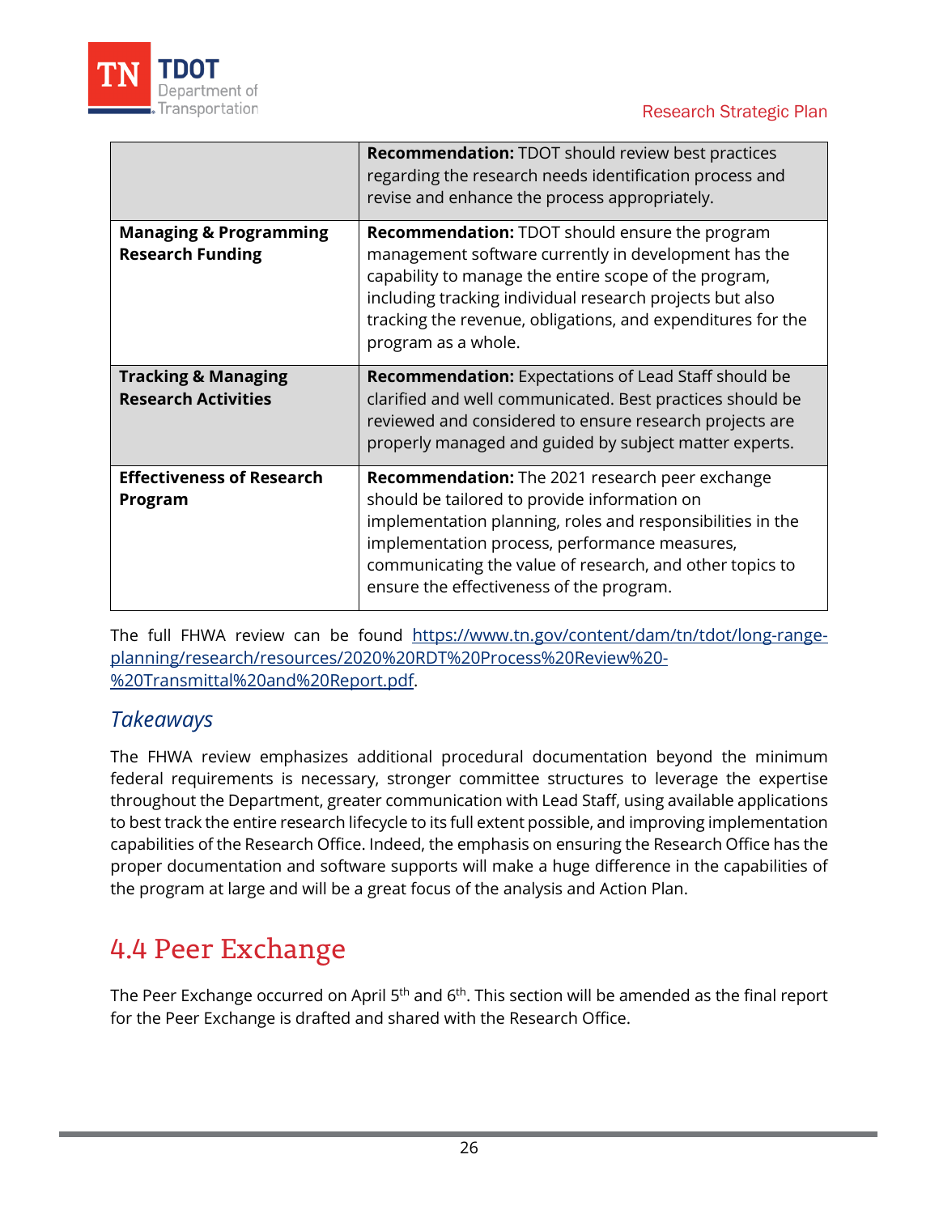| | |
|---|---|
| | **Recommendation:** TDOT should review best practices regarding the research needs identification process and revise and enhance the process appropriately. |
| **Managing & Programming Research Funding** | **Recommendation:** TDOT should ensure the program management software currently in development has the capability to manage the entire scope of the program, including tracking individual research projects but also tracking the revenue, obligations, and expenditures for the program as a whole. |
| **Tracking & Managing Research Activities** | **Recommendation:** Expectations of Lead Staff should be clarified and well communicated. Best practices should be reviewed and considered to ensure research projects are properly managed and guided by subject matter experts. |
| **Effectiveness of Research Program** | **Recommendation:** The 2021 research peer exchange should be tailored to provide information on implementation planning, roles and responsibilities in the implementation process, performance measures, communicating the value of research, and other topics to ensure the effectiveness of the program. |

The full FHWA review can be found https://www.tn.gov/content/dam/tn/tdot/long-range-planning/research/resources/2020%20RDT%20Process%20Review%20-%20Transmittal%20and%20Report.pdf.

### *Takeaways*

The FHWA review emphasizes additional procedural documentation beyond the minimum federal requirements is necessary, stronger committee structures to leverage the expertise throughout the Department, greater communication with Lead Staff, using available applications to best track the entire research lifecycle to its full extent possible, and improving implementation capabilities of the Research Office. Indeed, the emphasis on ensuring the Research Office has the proper documentation and software supports will make a huge difference in the capabilities of the program at large and will be a great focus of the analysis and Action Plan.

## 4.4 Peer Exchange

The Peer Exchange occurred on April 5th and 6th. This section will be amended as the final report for the Peer Exchange is drafted and shared with the Research Office.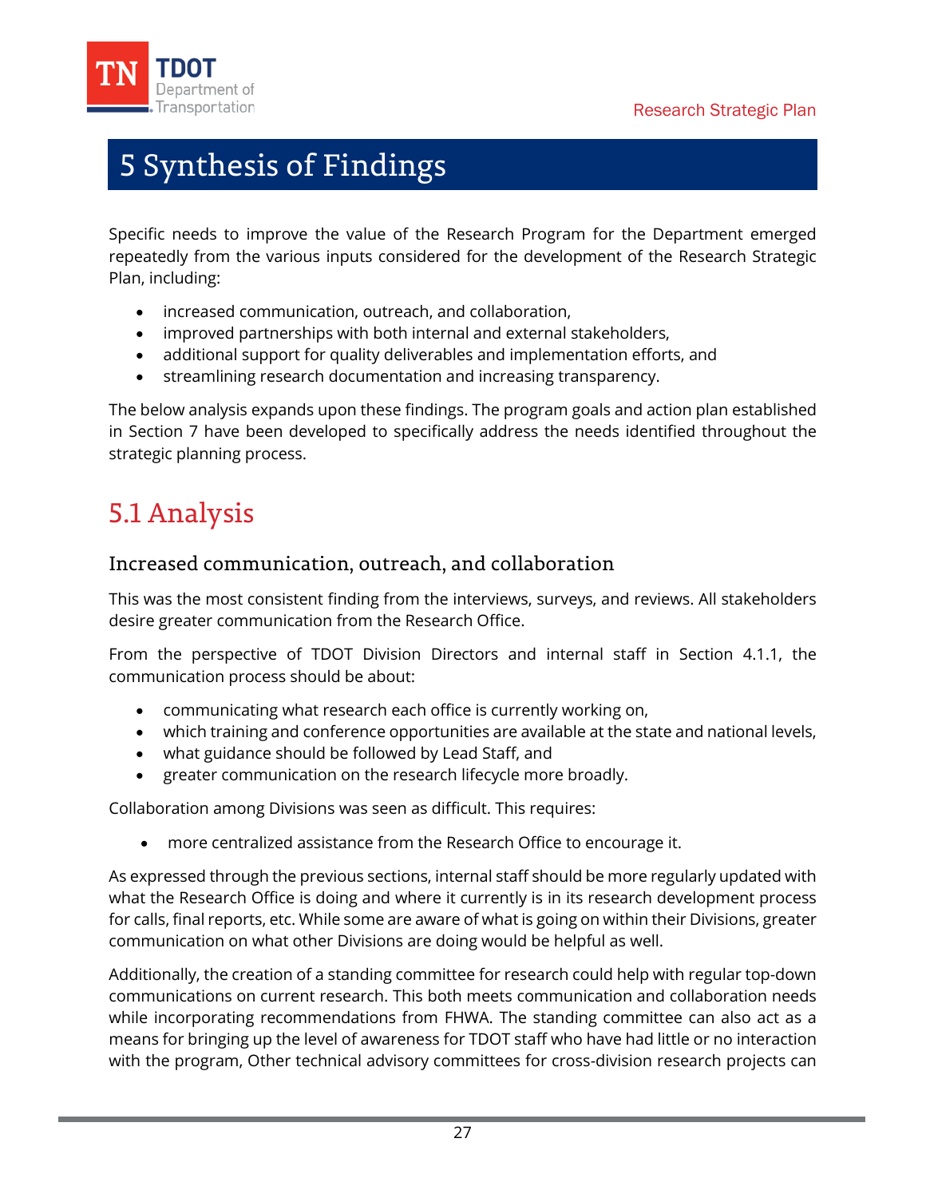# 5 Synthesis of Findings

Specific needs to improve the value of the Research Program for the Department emerged repeatedly from the various inputs considered for the development of the Research Strategic Plan, including:

- increased communication, outreach, and collaboration,
- improved partnerships with both internal and external stakeholders,
- additional support for quality deliverables and implementation efforts, and
- streamlining research documentation and increasing transparency.

The below analysis expands upon these findings. The program goals and action plan established in Section 7 have been developed to specifically address the needs identified throughout the strategic planning process.

## 5.1 Analysis

### Increased communication, outreach, and collaboration

This was the most consistent finding from the interviews, surveys, and reviews. All stakeholders desire greater communication from the Research Office.

From the perspective of TDOT Division Directors and internal staff in Section 4.1.1, the communication process should be about:

- communicating what research each office is currently working on,
- which training and conference opportunities are available at the state and national levels,
- what guidance should be followed by Lead Staff, and
- greater communication on the research lifecycle more broadly.

Collaboration among Divisions was seen as difficult. This requires:

- more centralized assistance from the Research Office to encourage it.

As expressed through the previous sections, internal staff should be more regularly updated with what the Research Office is doing and where it currently is in its research development process for calls, final reports, etc. While some are aware of what is going on within their Divisions, greater communication on what other Divisions are doing would be helpful as well.

Additionally, the creation of a standing committee for research could help with regular top-down communications on current research. This both meets communication and collaboration needs while incorporating recommendations from FHWA. The standing committee can also act as a means for bringing up the level of awareness for TDOT staff who have had little or no interaction with the program, Other technical advisory committees for cross-division research projects can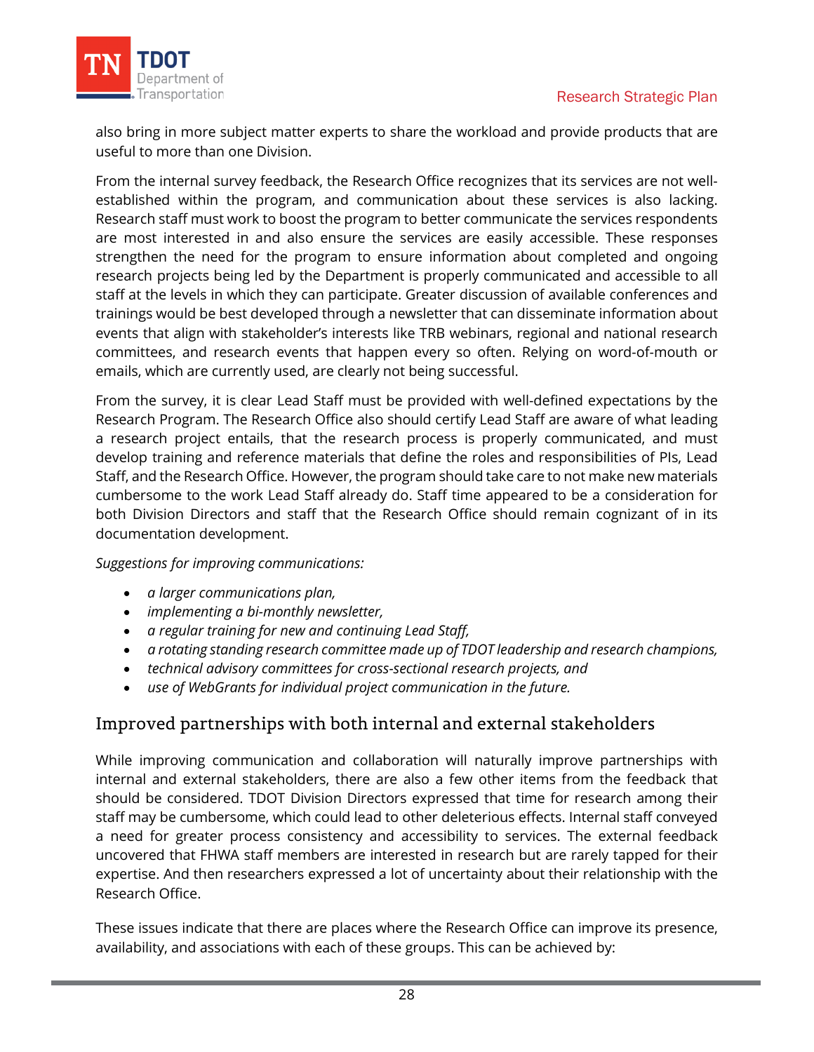also bring in more subject matter experts to share the workload and provide products that are useful to more than one Division.

From the internal survey feedback, the Research Office recognizes that its services are not well-established within the program, and communication about these services is also lacking. Research staff must work to boost the program to better communicate the services respondents are most interested in and also ensure the services are easily accessible. These responses strengthen the need for the program to ensure information about completed and ongoing research projects being led by the Department is properly communicated and accessible to all staff at the levels in which they can participate. Greater discussion of available conferences and trainings would be best developed through a newsletter that can disseminate information about events that align with stakeholder's interests like TRB webinars, regional and national research committees, and research events that happen every so often. Relying on word-of-mouth or emails, which are currently used, are clearly not being successful.

From the survey, it is clear Lead Staff must be provided with well-defined expectations by the Research Program. The Research Office also should certify Lead Staff are aware of what leading a research project entails, that the research process is properly communicated, and must develop training and reference materials that define the roles and responsibilities of PIs, Lead Staff, and the Research Office. However, the program should take care to not make new materials cumbersome to the work Lead Staff already do. Staff time appeared to be a consideration for both Division Directors and staff that the Research Office should remain cognizant of in its documentation development.

*Suggestions for improving communications:*

- *a larger communications plan,*
- *implementing a bi-monthly newsletter,*
- *a regular training for new and continuing Lead Staff,*
- *a rotating standing research committee made up of TDOT leadership and research champions,*
- *technical advisory committees for cross-sectional research projects, and*
- *use of WebGrants for individual project communication in the future.*

## Improved partnerships with both internal and external stakeholders

While improving communication and collaboration will naturally improve partnerships with internal and external stakeholders, there are also a few other items from the feedback that should be considered. TDOT Division Directors expressed that time for research among their staff may be cumbersome, which could lead to other deleterious effects. Internal staff conveyed a need for greater process consistency and accessibility to services. The external feedback uncovered that FHWA staff members are interested in research but are rarely tapped for their expertise. And then researchers expressed a lot of uncertainty about their relationship with the Research Office.

These issues indicate that there are places where the Research Office can improve its presence, availability, and associations with each of these groups. This can be achieved by: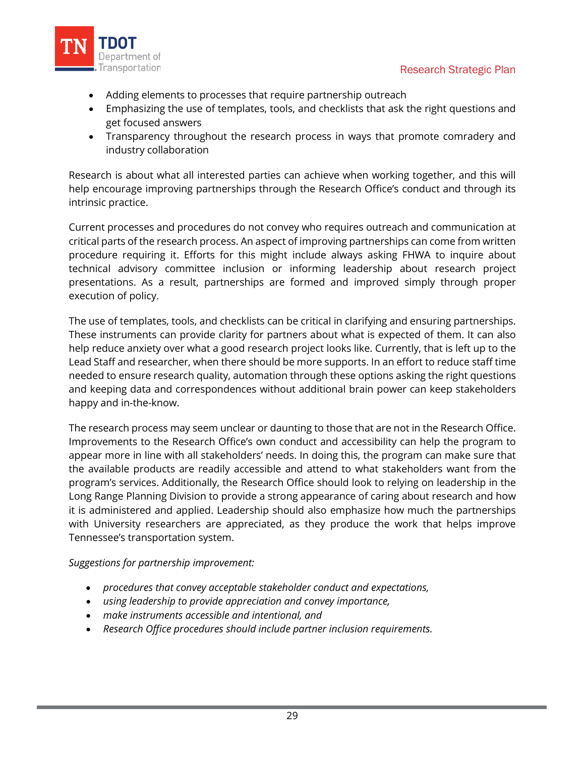- Adding elements to processes that require partnership outreach
- Emphasizing the use of templates, tools, and checklists that ask the right questions and get focused answers
- Transparency throughout the research process in ways that promote comradery and industry collaboration

Research is about what all interested parties can achieve when working together, and this will help encourage improving partnerships through the Research Office's conduct and through its intrinsic practice.

Current processes and procedures do not convey who requires outreach and communication at critical parts of the research process. An aspect of improving partnerships can come from written procedure requiring it. Efforts for this might include always asking FHWA to inquire about technical advisory committee inclusion or informing leadership about research project presentations. As a result, partnerships are formed and improved simply through proper execution of policy.

The use of templates, tools, and checklists can be critical in clarifying and ensuring partnerships. These instruments can provide clarity for partners about what is expected of them. It can also help reduce anxiety over what a good research project looks like. Currently, that is left up to the Lead Staff and researcher, when there should be more supports. In an effort to reduce staff time needed to ensure research quality, automation through these options asking the right questions and keeping data and correspondences without additional brain power can keep stakeholders happy and in-the-know.

The research process may seem unclear or daunting to those that are not in the Research Office. Improvements to the Research Office's own conduct and accessibility can help the program to appear more in line with all stakeholders' needs. In doing this, the program can make sure that the available products are readily accessible and attend to what stakeholders want from the program's services. Additionally, the Research Office should look to relying on leadership in the Long Range Planning Division to provide a strong appearance of caring about research and how it is administered and applied. Leadership should also emphasize how much the partnerships with University researchers are appreciated, as they produce the work that helps improve Tennessee's transportation system.

*Suggestions for partnership improvement:*

- *procedures that convey acceptable stakeholder conduct and expectations,*
- *using leadership to provide appreciation and convey importance,*
- *make instruments accessible and intentional, and*
- *Research Office procedures should include partner inclusion requirements.*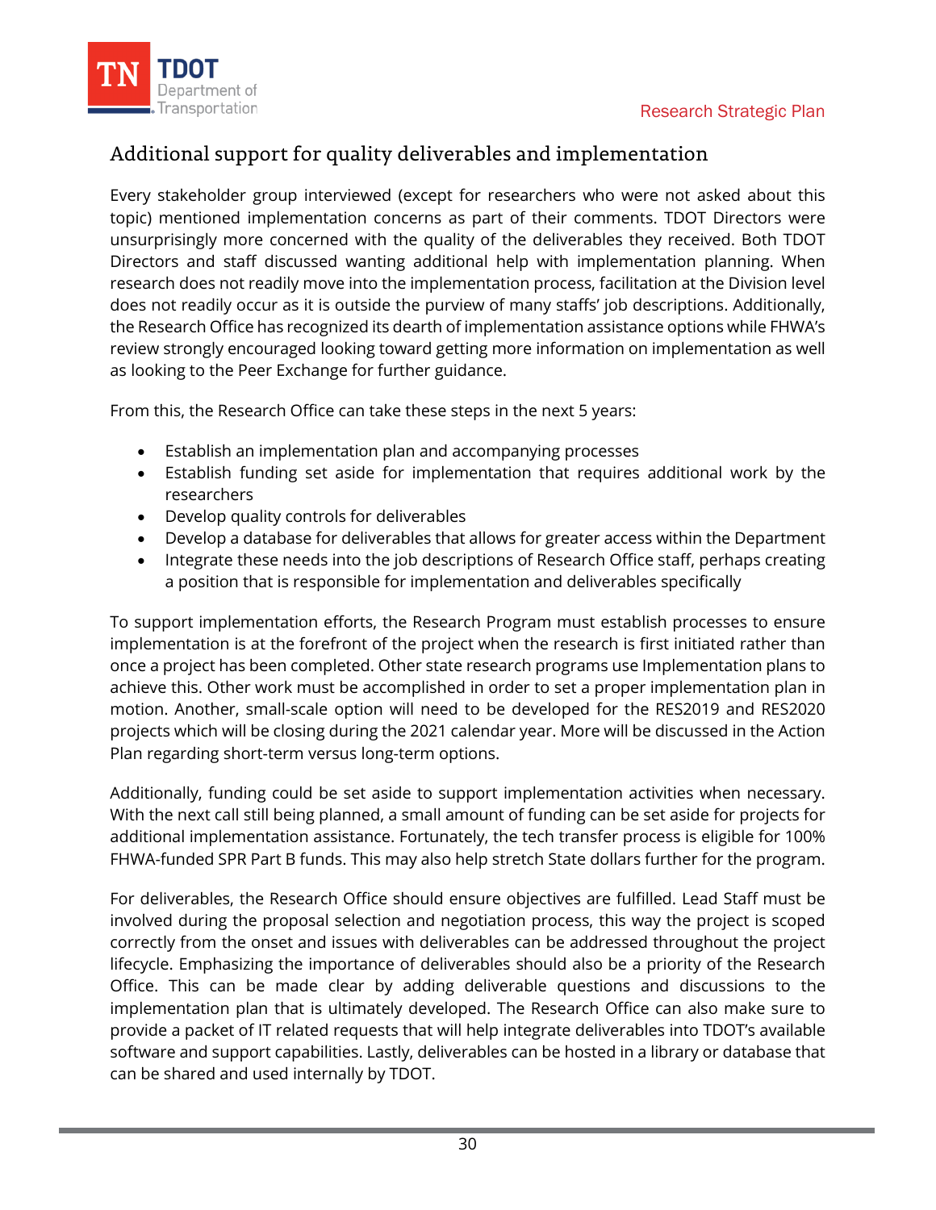## Additional support for quality deliverables and implementation

Every stakeholder group interviewed (except for researchers who were not asked about this topic) mentioned implementation concerns as part of their comments. TDOT Directors were unsurprisingly more concerned with the quality of the deliverables they received. Both TDOT Directors and staff discussed wanting additional help with implementation planning. When research does not readily move into the implementation process, facilitation at the Division level does not readily occur as it is outside the purview of many staffs' job descriptions. Additionally, the Research Office has recognized its dearth of implementation assistance options while FHWA's review strongly encouraged looking toward getting more information on implementation as well as looking to the Peer Exchange for further guidance.

From this, the Research Office can take these steps in the next 5 years:

- Establish an implementation plan and accompanying processes
- Establish funding set aside for implementation that requires additional work by the researchers
- Develop quality controls for deliverables
- Develop a database for deliverables that allows for greater access within the Department
- Integrate these needs into the job descriptions of Research Office staff, perhaps creating a position that is responsible for implementation and deliverables specifically

To support implementation efforts, the Research Program must establish processes to ensure implementation is at the forefront of the project when the research is first initiated rather than once a project has been completed. Other state research programs use Implementation plans to achieve this. Other work must be accomplished in order to set a proper implementation plan in motion. Another, small-scale option will need to be developed for the RES2019 and RES2020 projects which will be closing during the 2021 calendar year. More will be discussed in the Action Plan regarding short-term versus long-term options.

Additionally, funding could be set aside to support implementation activities when necessary. With the next call still being planned, a small amount of funding can be set aside for projects for additional implementation assistance. Fortunately, the tech transfer process is eligible for 100% FHWA-funded SPR Part B funds. This may also help stretch State dollars further for the program.

For deliverables, the Research Office should ensure objectives are fulfilled. Lead Staff must be involved during the proposal selection and negotiation process, this way the project is scoped correctly from the onset and issues with deliverables can be addressed throughout the project lifecycle. Emphasizing the importance of deliverables should also be a priority of the Research Office. This can be made clear by adding deliverable questions and discussions to the implementation plan that is ultimately developed. The Research Office can also make sure to provide a packet of IT related requests that will help integrate deliverables into TDOT's available software and support capabilities. Lastly, deliverables can be hosted in a library or database that can be shared and used internally by TDOT.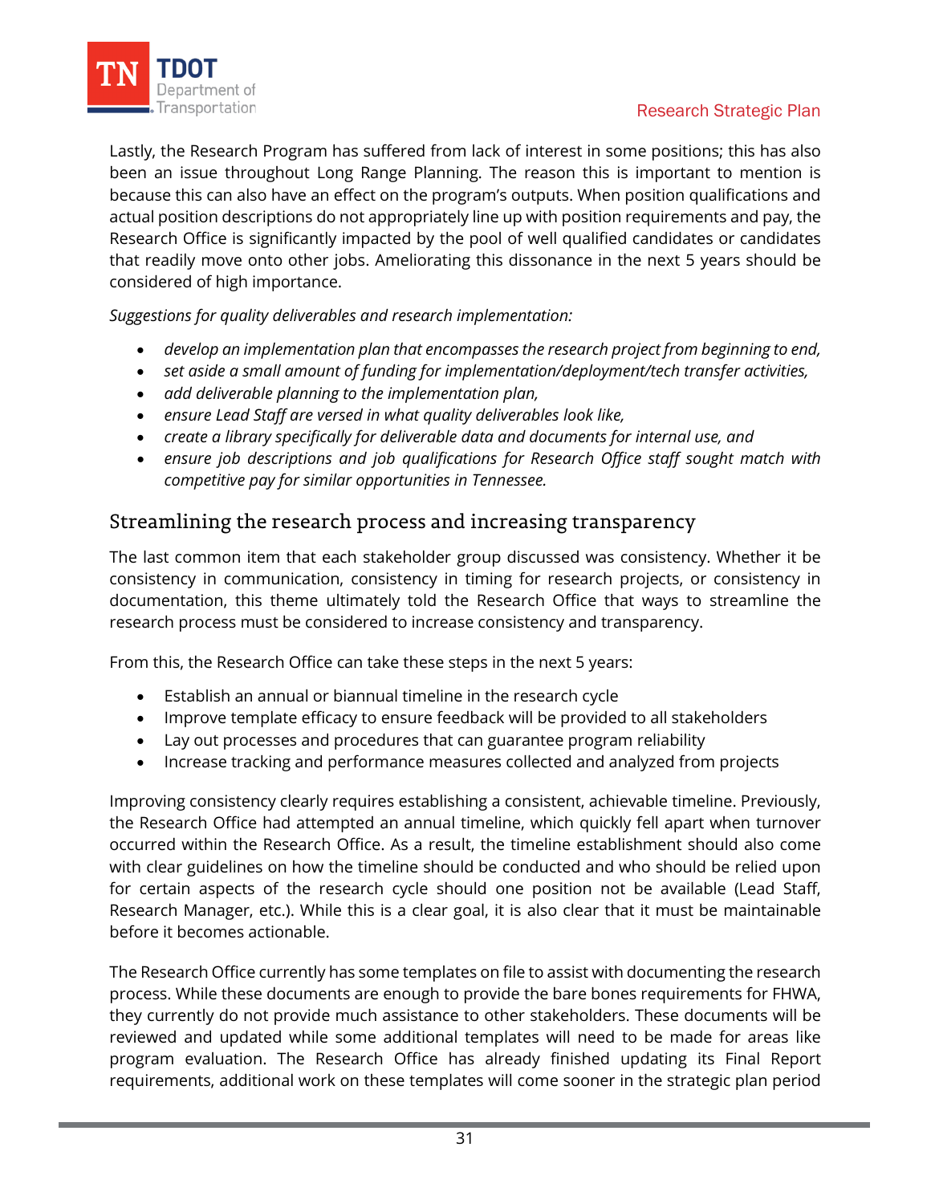Lastly, the Research Program has suffered from lack of interest in some positions; this has also been an issue throughout Long Range Planning. The reason this is important to mention is because this can also have an effect on the program's outputs. When position qualifications and actual position descriptions do not appropriately line up with position requirements and pay, the Research Office is significantly impacted by the pool of well qualified candidates or candidates that readily move onto other jobs. Ameliorating this dissonance in the next 5 years should be considered of high importance.

*Suggestions for quality deliverables and research implementation:*

- *develop an implementation plan that encompasses the research project from beginning to end,*
- *set aside a small amount of funding for implementation/deployment/tech transfer activities,*
- *add deliverable planning to the implementation plan,*
- *ensure Lead Staff are versed in what quality deliverables look like,*
- *create a library specifically for deliverable data and documents for internal use, and*
- *ensure job descriptions and job qualifications for Research Office staff sought match with competitive pay for similar opportunities in Tennessee.*

## Streamlining the research process and increasing transparency

The last common item that each stakeholder group discussed was consistency. Whether it be consistency in communication, consistency in timing for research projects, or consistency in documentation, this theme ultimately told the Research Office that ways to streamline the research process must be considered to increase consistency and transparency.

From this, the Research Office can take these steps in the next 5 years:

- Establish an annual or biannual timeline in the research cycle
- Improve template efficacy to ensure feedback will be provided to all stakeholders
- Lay out processes and procedures that can guarantee program reliability
- Increase tracking and performance measures collected and analyzed from projects

Improving consistency clearly requires establishing a consistent, achievable timeline. Previously, the Research Office had attempted an annual timeline, which quickly fell apart when turnover occurred within the Research Office. As a result, the timeline establishment should also come with clear guidelines on how the timeline should be conducted and who should be relied upon for certain aspects of the research cycle should one position not be available (Lead Staff, Research Manager, etc.). While this is a clear goal, it is also clear that it must be maintainable before it becomes actionable.

The Research Office currently has some templates on file to assist with documenting the research process. While these documents are enough to provide the bare bones requirements for FHWA, they currently do not provide much assistance to other stakeholders. These documents will be reviewed and updated while some additional templates will need to be made for areas like program evaluation. The Research Office has already finished updating its Final Report requirements, additional work on these templates will come sooner in the strategic plan period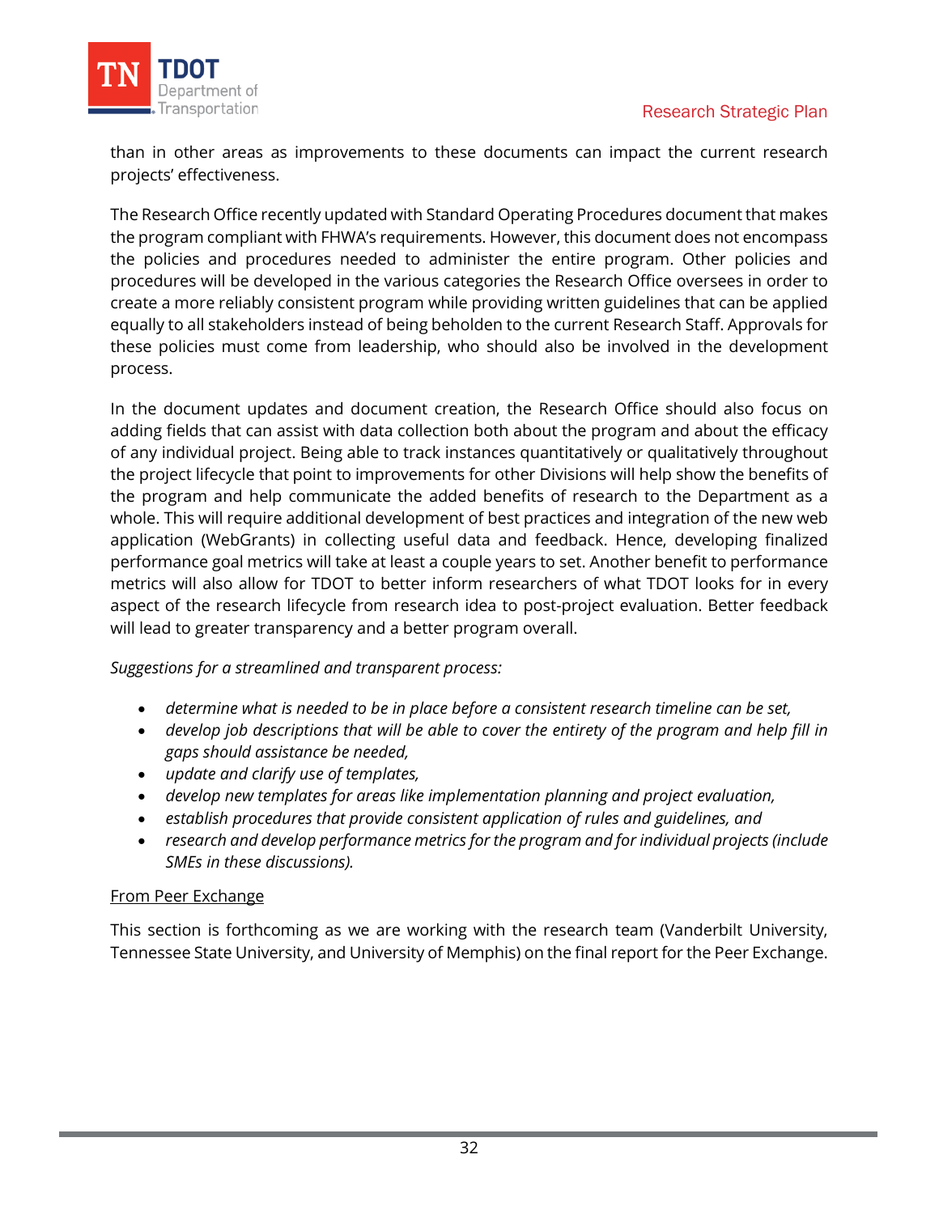than in other areas as improvements to these documents can impact the current research projects' effectiveness.

The Research Office recently updated with Standard Operating Procedures document that makes the program compliant with FHWA's requirements. However, this document does not encompass the policies and procedures needed to administer the entire program. Other policies and procedures will be developed in the various categories the Research Office oversees in order to create a more reliably consistent program while providing written guidelines that can be applied equally to all stakeholders instead of being beholden to the current Research Staff. Approvals for these policies must come from leadership, who should also be involved in the development process.

In the document updates and document creation, the Research Office should also focus on adding fields that can assist with data collection both about the program and about the efficacy of any individual project. Being able to track instances quantitatively or qualitatively throughout the project lifecycle that point to improvements for other Divisions will help show the benefits of the program and help communicate the added benefits of research to the Department as a whole. This will require additional development of best practices and integration of the new web application (WebGrants) in collecting useful data and feedback. Hence, developing finalized performance goal metrics will take at least a couple years to set. Another benefit to performance metrics will also allow for TDOT to better inform researchers of what TDOT looks for in every aspect of the research lifecycle from research idea to post-project evaluation. Better feedback will lead to greater transparency and a better program overall.

*Suggestions for a streamlined and transparent process:*

- *determine what is needed to be in place before a consistent research timeline can be set,*
- *develop job descriptions that will be able to cover the entirety of the program and help fill in gaps should assistance be needed,*
- *update and clarify use of templates,*
- *develop new templates for areas like implementation planning and project evaluation,*
- *establish procedures that provide consistent application of rules and guidelines, and*
- *research and develop performance metrics for the program and for individual projects (include SMEs in these discussions).*

From Peer Exchange

This section is forthcoming as we are working with the research team (Vanderbilt University, Tennessee State University, and University of Memphis) on the final report for the Peer Exchange.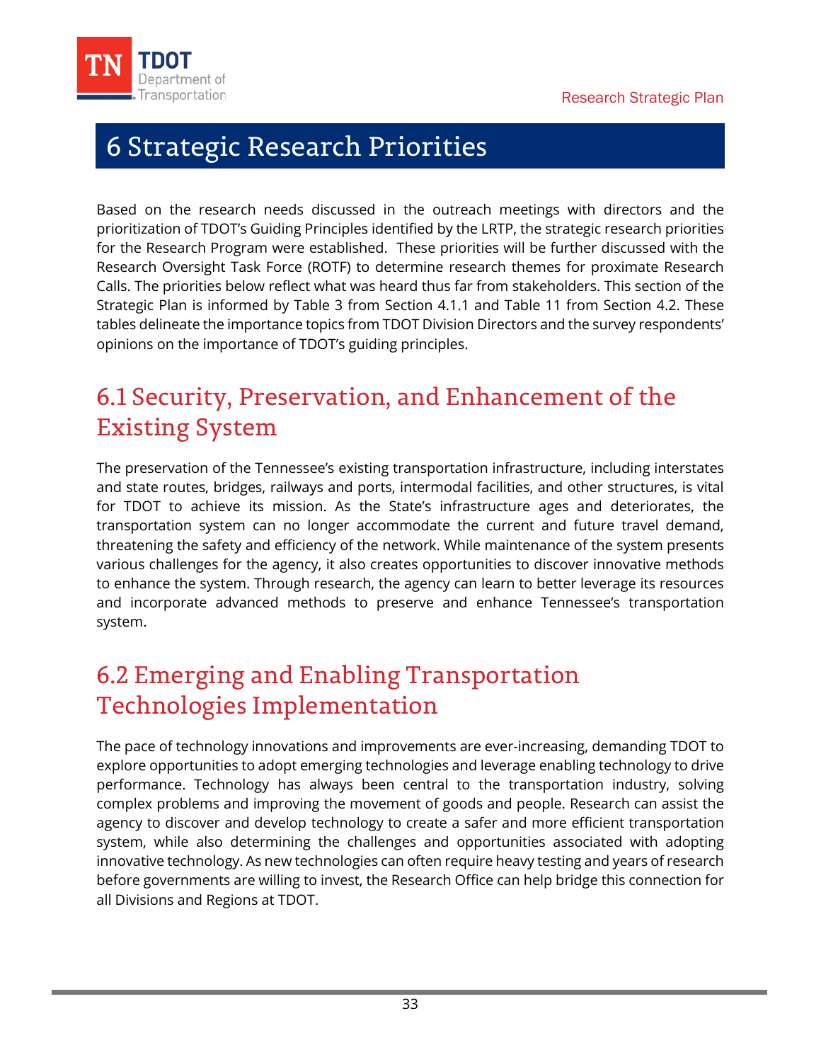# 6 Strategic Research Priorities

Based on the research needs discussed in the outreach meetings with directors and the prioritization of TDOT's Guiding Principles identified by the LRTP, the strategic research priorities for the Research Program were established. These priorities will be further discussed with the Research Oversight Task Force (ROTF) to determine research themes for proximate Research Calls. The priorities below reflect what was heard thus far from stakeholders. This section of the Strategic Plan is informed by Table 3 from Section 4.1.1 and Table 11 from Section 4.2. These tables delineate the importance topics from TDOT Division Directors and the survey respondents' opinions on the importance of TDOT's guiding principles.

## 6.1 Security, Preservation, and Enhancement of the Existing System

The preservation of the Tennessee's existing transportation infrastructure, including interstates and state routes, bridges, railways and ports, intermodal facilities, and other structures, is vital for TDOT to achieve its mission. As the State's infrastructure ages and deteriorates, the transportation system can no longer accommodate the current and future travel demand, threatening the safety and efficiency of the network. While maintenance of the system presents various challenges for the agency, it also creates opportunities to discover innovative methods to enhance the system. Through research, the agency can learn to better leverage its resources and incorporate advanced methods to preserve and enhance Tennessee's transportation system.

## 6.2 Emerging and Enabling Transportation Technologies Implementation

The pace of technology innovations and improvements are ever-increasing, demanding TDOT to explore opportunities to adopt emerging technologies and leverage enabling technology to drive performance. Technology has always been central to the transportation industry, solving complex problems and improving the movement of goods and people. Research can assist the agency to discover and develop technology to create a safer and more efficient transportation system, while also determining the challenges and opportunities associated with adopting innovative technology. As new technologies can often require heavy testing and years of research before governments are willing to invest, the Research Office can help bridge this connection for all Divisions and Regions at TDOT.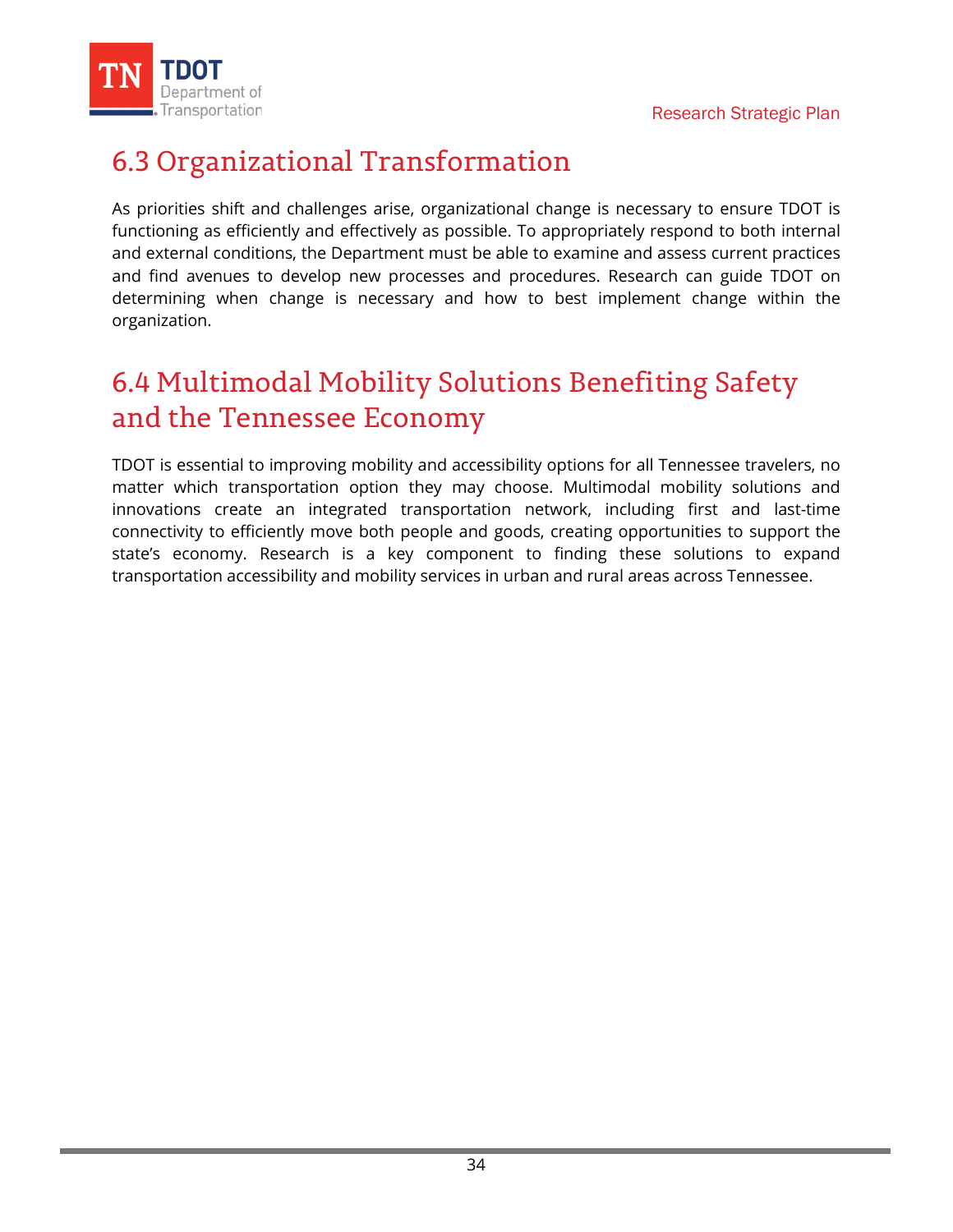## 6.3 Organizational Transformation

As priorities shift and challenges arise, organizational change is necessary to ensure TDOT is functioning as efficiently and effectively as possible. To appropriately respond to both internal and external conditions, the Department must be able to examine and assess current practices and find avenues to develop new processes and procedures. Research can guide TDOT on determining when change is necessary and how to best implement change within the organization.

## 6.4 Multimodal Mobility Solutions Benefiting Safety and the Tennessee Economy

TDOT is essential to improving mobility and accessibility options for all Tennessee travelers, no matter which transportation option they may choose. Multimodal mobility solutions and innovations create an integrated transportation network, including first and last-time connectivity to efficiently move both people and goods, creating opportunities to support the state's economy. Research is a key component to finding these solutions to expand transportation accessibility and mobility services in urban and rural areas across Tennessee.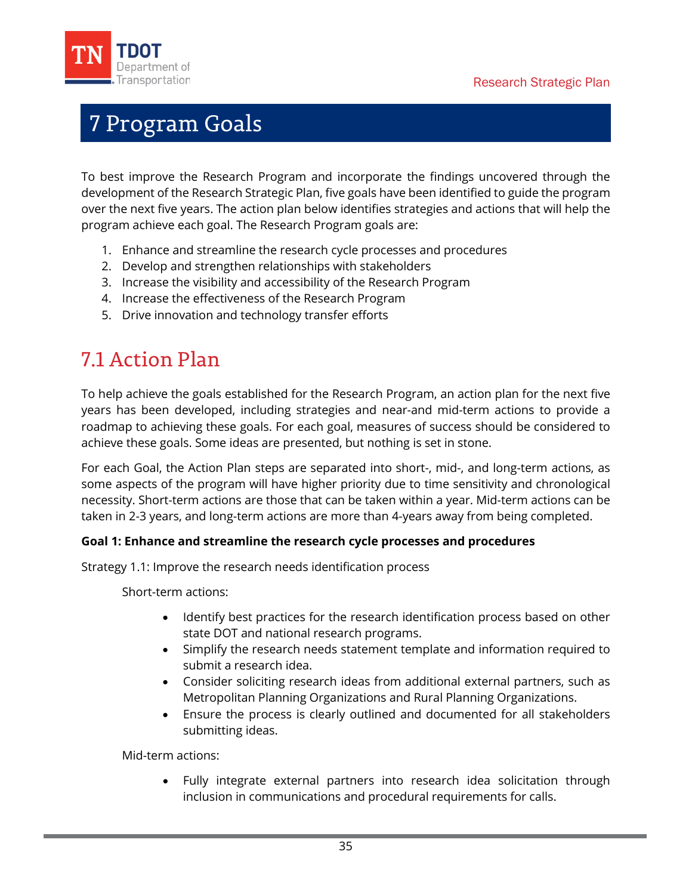# 7 Program Goals

To best improve the Research Program and incorporate the findings uncovered through the development of the Research Strategic Plan, five goals have been identified to guide the program over the next five years. The action plan below identifies strategies and actions that will help the program achieve each goal. The Research Program goals are:

1. Enhance and streamline the research cycle processes and procedures
2. Develop and strengthen relationships with stakeholders
3. Increase the visibility and accessibility of the Research Program
4. Increase the effectiveness of the Research Program
5. Drive innovation and technology transfer efforts

## 7.1 Action Plan

To help achieve the goals established for the Research Program, an action plan for the next five years has been developed, including strategies and near-and mid-term actions to provide a roadmap to achieving these goals. For each goal, measures of success should be considered to achieve these goals. Some ideas are presented, but nothing is set in stone.

For each Goal, the Action Plan steps are separated into short-, mid-, and long-term actions, as some aspects of the program will have higher priority due to time sensitivity and chronological necessity. Short-term actions are those that can be taken within a year. Mid-term actions can be taken in 2-3 years, and long-term actions are more than 4-years away from being completed.

**Goal 1: Enhance and streamline the research cycle processes and procedures**

Strategy 1.1: Improve the research needs identification process

Short-term actions:

- Identify best practices for the research identification process based on other state DOT and national research programs.
- Simplify the research needs statement template and information required to submit a research idea.
- Consider soliciting research ideas from additional external partners, such as Metropolitan Planning Organizations and Rural Planning Organizations.
- Ensure the process is clearly outlined and documented for all stakeholders submitting ideas.

Mid-term actions:

- Fully integrate external partners into research idea solicitation through inclusion in communications and procedural requirements for calls.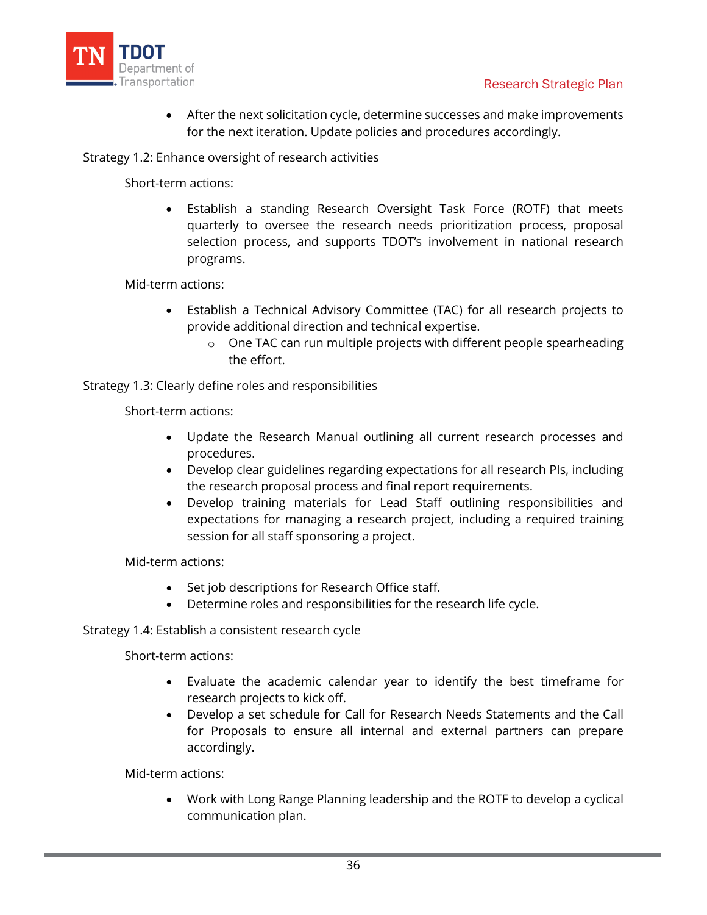- After the next solicitation cycle, determine successes and make improvements for the next iteration. Update policies and procedures accordingly.

Strategy 1.2: Enhance oversight of research activities

Short-term actions:

- Establish a standing Research Oversight Task Force (ROTF) that meets quarterly to oversee the research needs prioritization process, proposal selection process, and supports TDOT's involvement in national research programs.

Mid-term actions:

- Establish a Technical Advisory Committee (TAC) for all research projects to provide additional direction and technical expertise.
    - One TAC can run multiple projects with different people spearheading the effort.

Strategy 1.3: Clearly define roles and responsibilities

Short-term actions:

- Update the Research Manual outlining all current research processes and procedures.
- Develop clear guidelines regarding expectations for all research PIs, including the research proposal process and final report requirements.
- Develop training materials for Lead Staff outlining responsibilities and expectations for managing a research project, including a required training session for all staff sponsoring a project.

Mid-term actions:

- Set job descriptions for Research Office staff.
- Determine roles and responsibilities for the research life cycle.

Strategy 1.4: Establish a consistent research cycle

Short-term actions:

- Evaluate the academic calendar year to identify the best timeframe for research projects to kick off.
- Develop a set schedule for Call for Research Needs Statements and the Call for Proposals to ensure all internal and external partners can prepare accordingly.

Mid-term actions:

- Work with Long Range Planning leadership and the ROTF to develop a cyclical communication plan.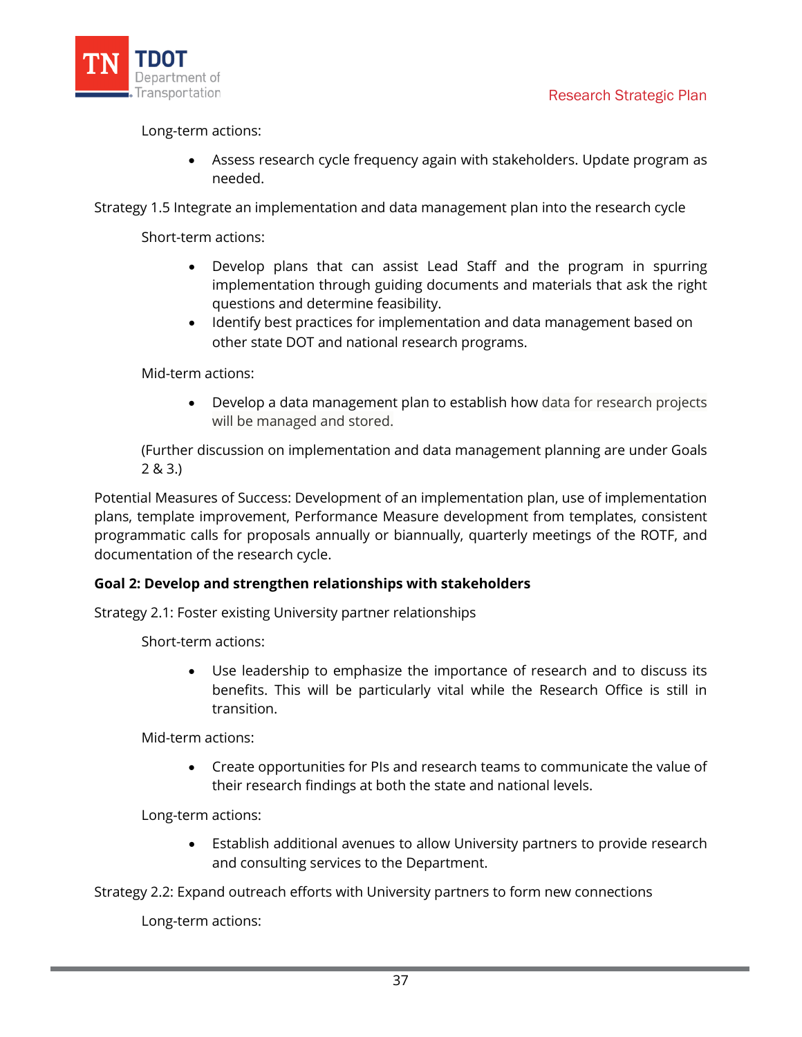Long-term actions:

- Assess research cycle frequency again with stakeholders. Update program as needed.

Strategy 1.5 Integrate an implementation and data management plan into the research cycle

Short-term actions:

- Develop plans that can assist Lead Staff and the program in spurring implementation through guiding documents and materials that ask the right questions and determine feasibility.
- Identify best practices for implementation and data management based on other state DOT and national research programs.

Mid-term actions:

- Develop a data management plan to establish how data for research projects will be managed and stored.

(Further discussion on implementation and data management planning are under Goals 2 & 3.)

Potential Measures of Success: Development of an implementation plan, use of implementation plans, template improvement, Performance Measure development from templates, consistent programmatic calls for proposals annually or biannually, quarterly meetings of the ROTF, and documentation of the research cycle.

**Goal 2: Develop and strengthen relationships with stakeholders**

Strategy 2.1: Foster existing University partner relationships

Short-term actions:

- Use leadership to emphasize the importance of research and to discuss its benefits. This will be particularly vital while the Research Office is still in transition.

Mid-term actions:

- Create opportunities for PIs and research teams to communicate the value of their research findings at both the state and national levels.

Long-term actions:

- Establish additional avenues to allow University partners to provide research and consulting services to the Department.

Strategy 2.2: Expand outreach efforts with University partners to form new connections

Long-term actions: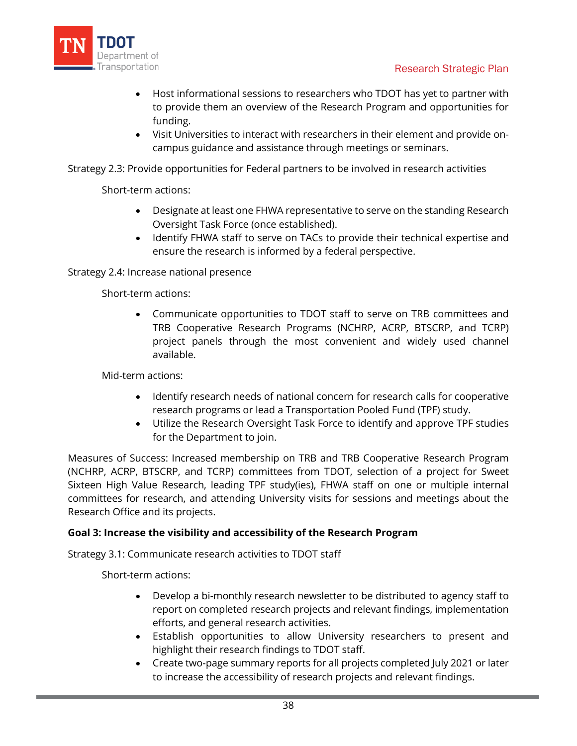- Host informational sessions to researchers who TDOT has yet to partner with to provide them an overview of the Research Program and opportunities for funding.
- Visit Universities to interact with researchers in their element and provide on-campus guidance and assistance through meetings or seminars.

Strategy 2.3: Provide opportunities for Federal partners to be involved in research activities

Short-term actions:

- Designate at least one FHWA representative to serve on the standing Research Oversight Task Force (once established).
- Identify FHWA staff to serve on TACs to provide their technical expertise and ensure the research is informed by a federal perspective.

Strategy 2.4: Increase national presence

Short-term actions:

- Communicate opportunities to TDOT staff to serve on TRB committees and TRB Cooperative Research Programs (NCHRP, ACRP, BTSCRP, and TCRP) project panels through the most convenient and widely used channel available.

Mid-term actions:

- Identify research needs of national concern for research calls for cooperative research programs or lead a Transportation Pooled Fund (TPF) study.
- Utilize the Research Oversight Task Force to identify and approve TPF studies for the Department to join.

Measures of Success: Increased membership on TRB and TRB Cooperative Research Program (NCHRP, ACRP, BTSCRP, and TCRP) committees from TDOT, selection of a project for Sweet Sixteen High Value Research, leading TPF study(ies), FHWA staff on one or multiple internal committees for research, and attending University visits for sessions and meetings about the Research Office and its projects.

**Goal 3: Increase the visibility and accessibility of the Research Program**

Strategy 3.1: Communicate research activities to TDOT staff

Short-term actions:

- Develop a bi-monthly research newsletter to be distributed to agency staff to report on completed research projects and relevant findings, implementation efforts, and general research activities.
- Establish opportunities to allow University researchers to present and highlight their research findings to TDOT staff.
- Create two-page summary reports for all projects completed July 2021 or later to increase the accessibility of research projects and relevant findings.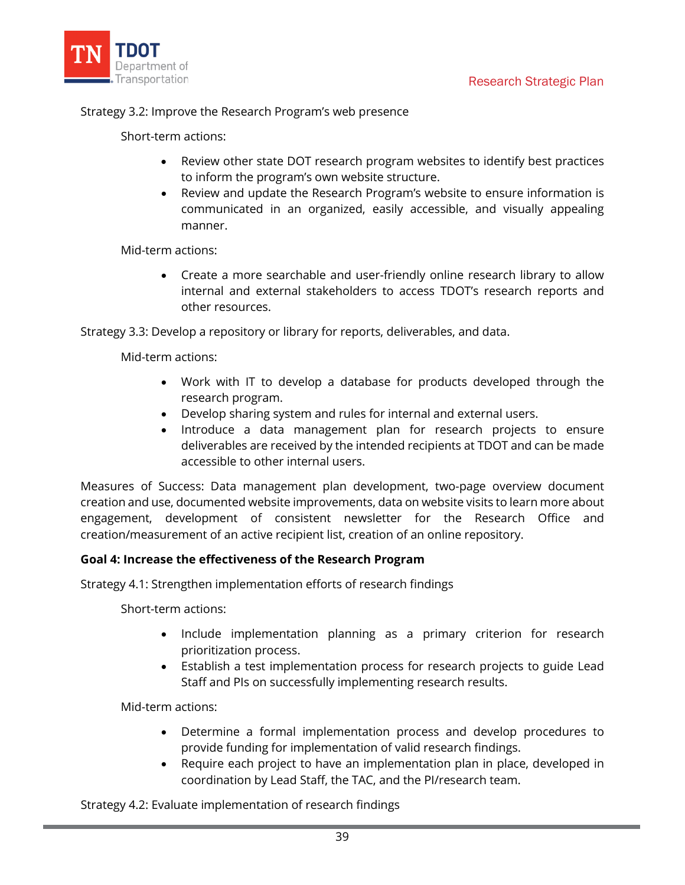Strategy 3.2: Improve the Research Program's web presence

Short-term actions:

- Review other state DOT research program websites to identify best practices to inform the program's own website structure.
- Review and update the Research Program's website to ensure information is communicated in an organized, easily accessible, and visually appealing manner.

Mid-term actions:

- Create a more searchable and user-friendly online research library to allow internal and external stakeholders to access TDOT's research reports and other resources.

Strategy 3.3: Develop a repository or library for reports, deliverables, and data.

Mid-term actions:

- Work with IT to develop a database for products developed through the research program.
- Develop sharing system and rules for internal and external users.
- Introduce a data management plan for research projects to ensure deliverables are received by the intended recipients at TDOT and can be made accessible to other internal users.

Measures of Success: Data management plan development, two-page overview document creation and use, documented website improvements, data on website visits to learn more about engagement, development of consistent newsletter for the Research Office and creation/measurement of an active recipient list, creation of an online repository.

**Goal 4: Increase the effectiveness of the Research Program**

Strategy 4.1: Strengthen implementation efforts of research findings

Short-term actions:

- Include implementation planning as a primary criterion for research prioritization process.
- Establish a test implementation process for research projects to guide Lead Staff and PIs on successfully implementing research results.

Mid-term actions:

- Determine a formal implementation process and develop procedures to provide funding for implementation of valid research findings.
- Require each project to have an implementation plan in place, developed in coordination by Lead Staff, the TAC, and the PI/research team.

Strategy 4.2: Evaluate implementation of research findings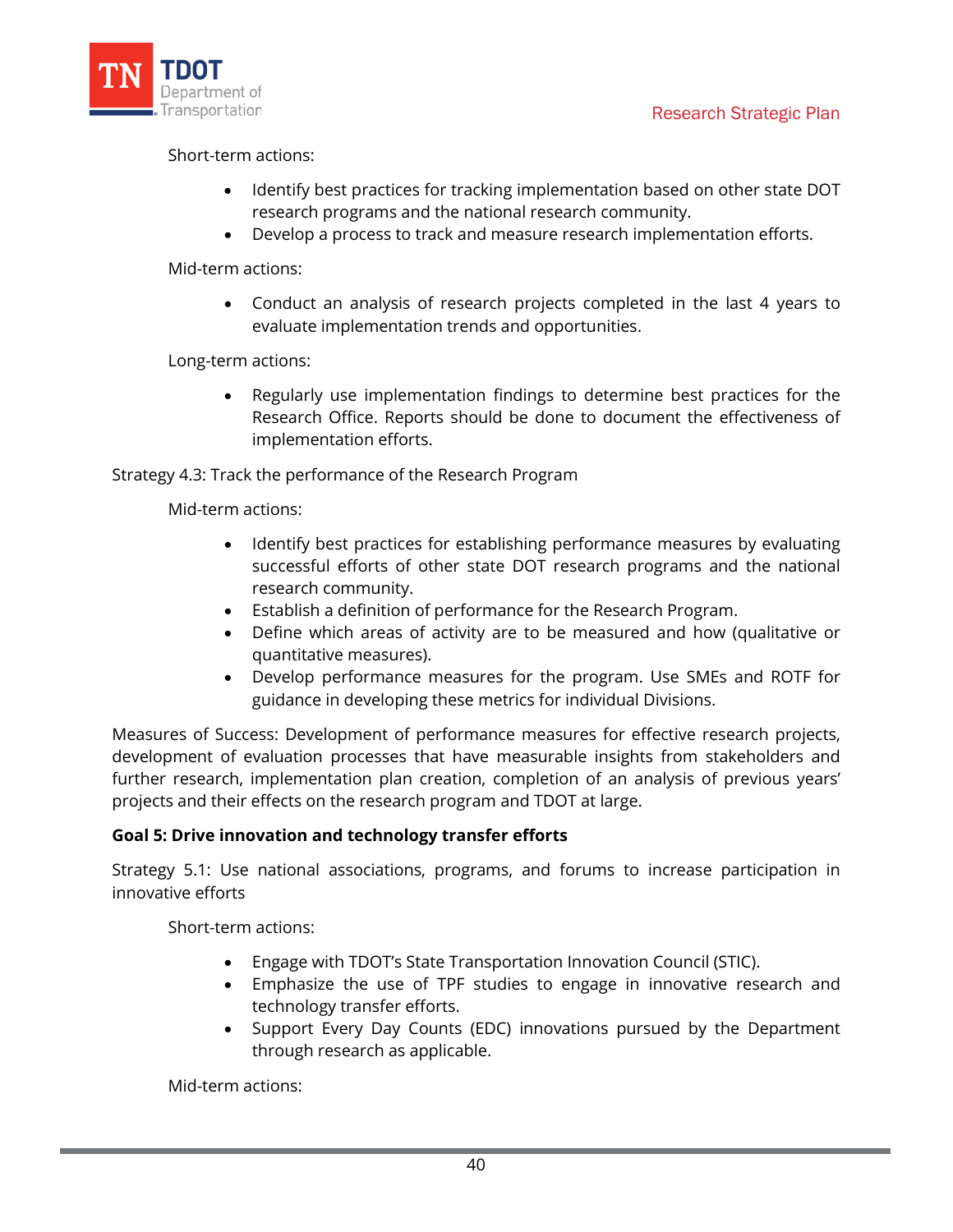Short-term actions:

- Identify best practices for tracking implementation based on other state DOT research programs and the national research community.
- Develop a process to track and measure research implementation efforts.

Mid-term actions:

- Conduct an analysis of research projects completed in the last 4 years to evaluate implementation trends and opportunities.

Long-term actions:

- Regularly use implementation findings to determine best practices for the Research Office. Reports should be done to document the effectiveness of implementation efforts.

Strategy 4.3: Track the performance of the Research Program

Mid-term actions:

- Identify best practices for establishing performance measures by evaluating successful efforts of other state DOT research programs and the national research community.
- Establish a definition of performance for the Research Program.
- Define which areas of activity are to be measured and how (qualitative or quantitative measures).
- Develop performance measures for the program. Use SMEs and ROTF for guidance in developing these metrics for individual Divisions.

Measures of Success: Development of performance measures for effective research projects, development of evaluation processes that have measurable insights from stakeholders and further research, implementation plan creation, completion of an analysis of previous years' projects and their effects on the research program and TDOT at large.

**Goal 5: Drive innovation and technology transfer efforts**

Strategy 5.1: Use national associations, programs, and forums to increase participation in innovative efforts

Short-term actions:

- Engage with TDOT's State Transportation Innovation Council (STIC).
- Emphasize the use of TPF studies to engage in innovative research and technology transfer efforts.
- Support Every Day Counts (EDC) innovations pursued by the Department through research as applicable.

Mid-term actions: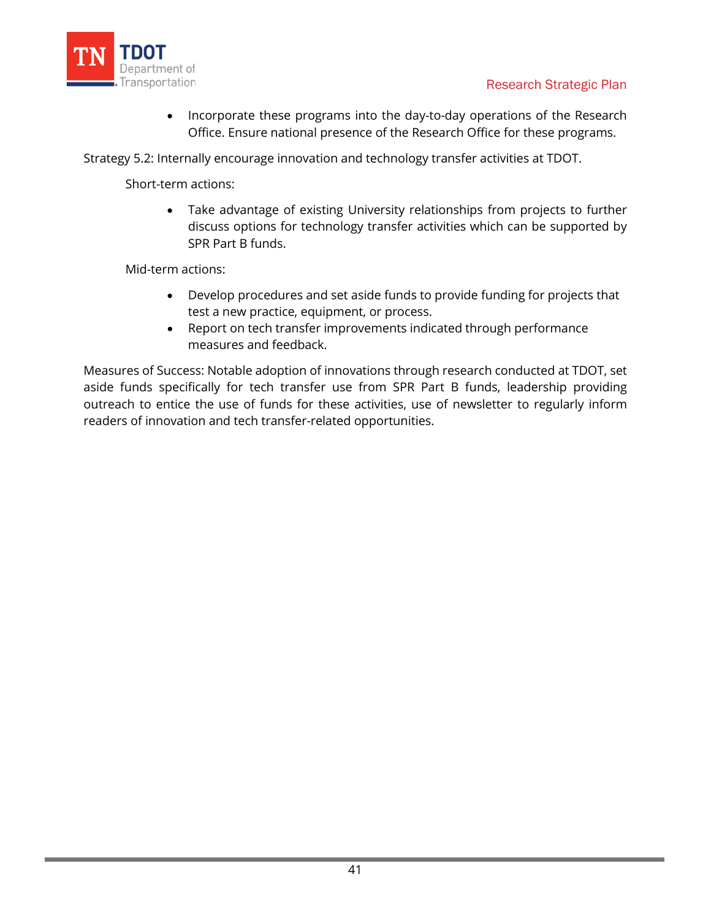- Incorporate these programs into the day-to-day operations of the Research Office. Ensure national presence of the Research Office for these programs.

Strategy 5.2: Internally encourage innovation and technology transfer activities at TDOT.

Short-term actions:

- Take advantage of existing University relationships from projects to further discuss options for technology transfer activities which can be supported by SPR Part B funds.

Mid-term actions:

- Develop procedures and set aside funds to provide funding for projects that test a new practice, equipment, or process.
- Report on tech transfer improvements indicated through performance measures and feedback.

Measures of Success: Notable adoption of innovations through research conducted at TDOT, set aside funds specifically for tech transfer use from SPR Part B funds, leadership providing outreach to entice the use of funds for these activities, use of newsletter to regularly inform readers of innovation and tech transfer-related opportunities.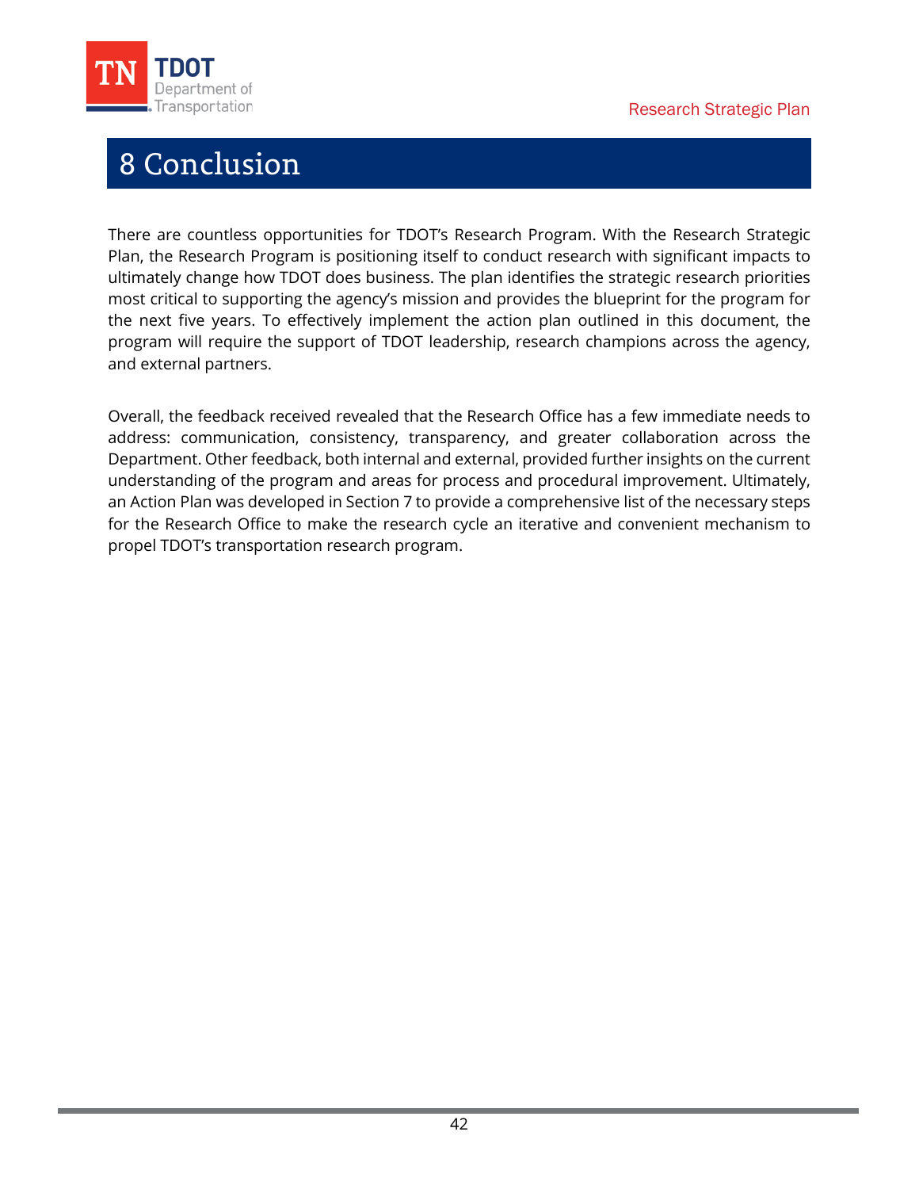# 8 Conclusion

There are countless opportunities for TDOT's Research Program. With the Research Strategic Plan, the Research Program is positioning itself to conduct research with significant impacts to ultimately change how TDOT does business. The plan identifies the strategic research priorities most critical to supporting the agency's mission and provides the blueprint for the program for the next five years. To effectively implement the action plan outlined in this document, the program will require the support of TDOT leadership, research champions across the agency, and external partners.

Overall, the feedback received revealed that the Research Office has a few immediate needs to address: communication, consistency, transparency, and greater collaboration across the Department. Other feedback, both internal and external, provided further insights on the current understanding of the program and areas for process and procedural improvement. Ultimately, an Action Plan was developed in Section 7 to provide a comprehensive list of the necessary steps for the Research Office to make the research cycle an iterative and convenient mechanism to propel TDOT's transportation research program.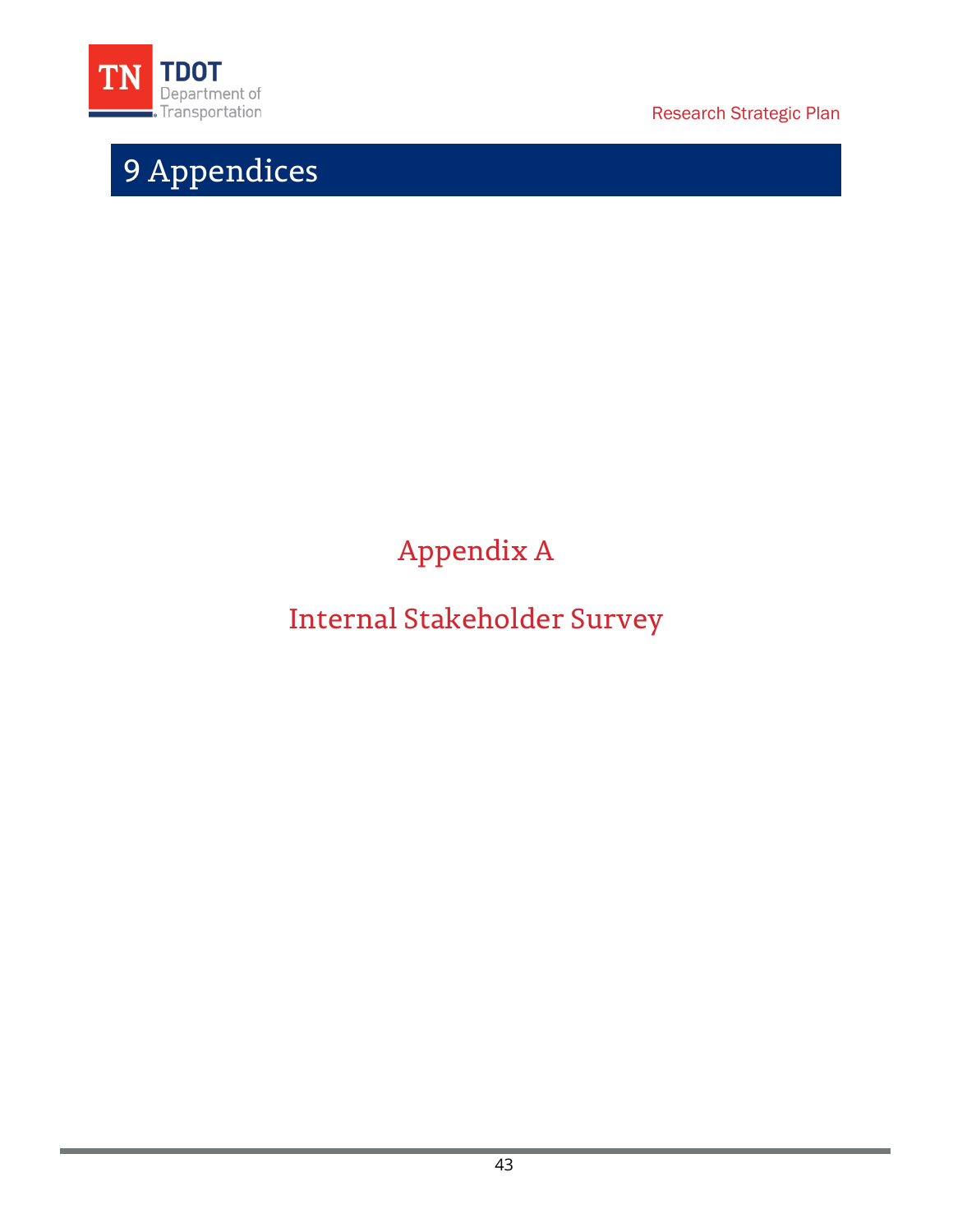# 9 Appendices

## Appendix A

## Internal Stakeholder Survey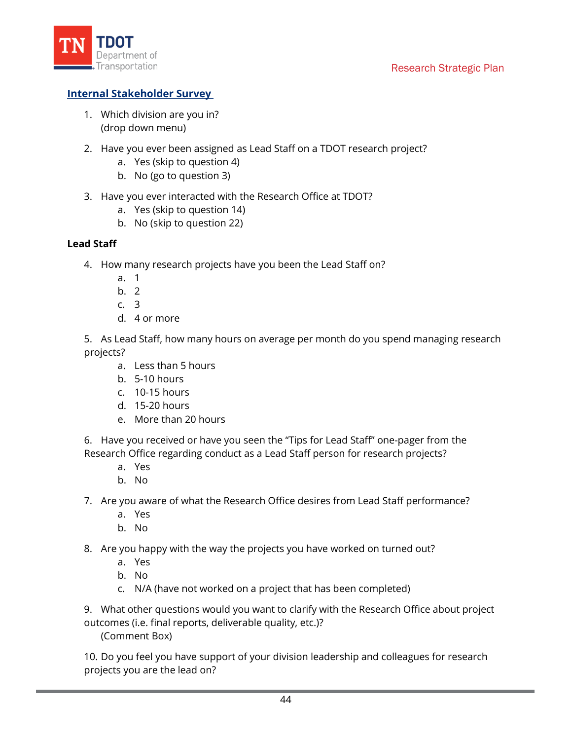## Internal Stakeholder Survey

1. Which division are you in?
   (drop down menu)

2. Have you ever been assigned as Lead Staff on a TDOT research project?
   a. Yes (skip to question 4)
   b. No (go to question 3)

3. Have you ever interacted with the Research Office at TDOT?
   a. Yes (skip to question 14)
   b. No (skip to question 22)

**Lead Staff**

4. How many research projects have you been the Lead Staff on?
   a. 1
   b. 2
   c. 3
   d. 4 or more

5. As Lead Staff, how many hours on average per month do you spend managing research projects?
   a. Less than 5 hours
   b. 5-10 hours
   c. 10-15 hours
   d. 15-20 hours
   e. More than 20 hours

6. Have you received or have you seen the "Tips for Lead Staff" one-pager from the Research Office regarding conduct as a Lead Staff person for research projects?
   a. Yes
   b. No

7. Are you aware of what the Research Office desires from Lead Staff performance?
   a. Yes
   b. No

8. Are you happy with the way the projects you have worked on turned out?
   a. Yes
   b. No
   c. N/A (have not worked on a project that has been completed)

9. What other questions would you want to clarify with the Research Office about project outcomes (i.e. final reports, deliverable quality, etc.)?
   (Comment Box)

10. Do you feel you have support of your division leadership and colleagues for research projects you are the lead on?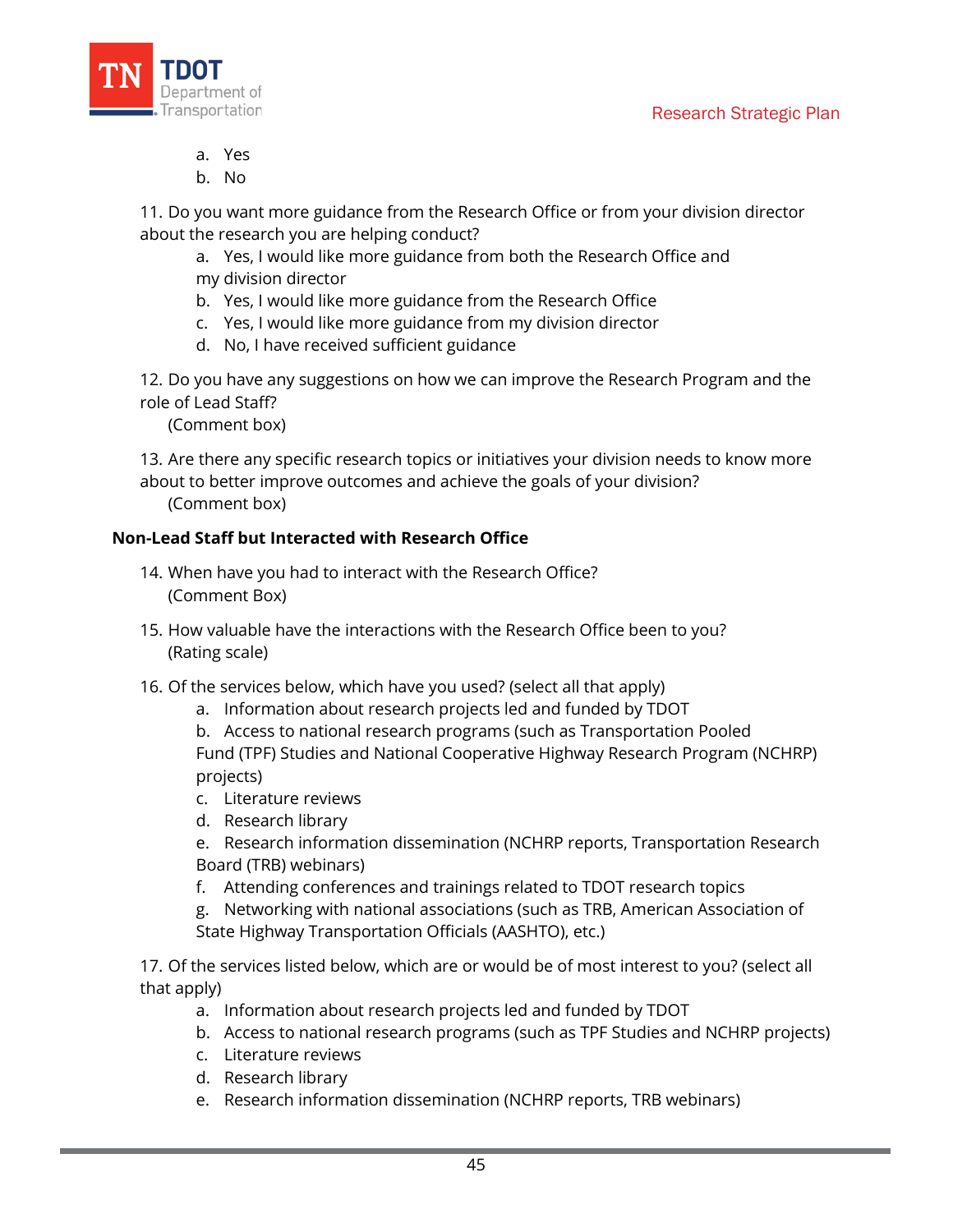a. Yes
   b. No

11. Do you want more guidance from the Research Office or from your division director about the research you are helping conduct?
    a. Yes, I would like more guidance from both the Research Office and my division director
    b. Yes, I would like more guidance from the Research Office
    c. Yes, I would like more guidance from my division director
    d. No, I have received sufficient guidance

12. Do you have any suggestions on how we can improve the Research Program and the role of Lead Staff?
    (Comment box)

13. Are there any specific research topics or initiatives your division needs to know more about to better improve outcomes and achieve the goals of your division?
    (Comment box)

**Non-Lead Staff but Interacted with Research Office**

14. When have you had to interact with the Research Office?
    (Comment Box)

15. How valuable have the interactions with the Research Office been to you?
    (Rating scale)

16. Of the services below, which have you used? (select all that apply)
    a. Information about research projects led and funded by TDOT
    b. Access to national research programs (such as Transportation Pooled Fund (TPF) Studies and National Cooperative Highway Research Program (NCHRP) projects)
    c. Literature reviews
    d. Research library
    e. Research information dissemination (NCHRP reports, Transportation Research Board (TRB) webinars)
    f. Attending conferences and trainings related to TDOT research topics
    g. Networking with national associations (such as TRB, American Association of State Highway Transportation Officials (AASHTO), etc.)

17. Of the services listed below, which are or would be of most interest to you? (select all that apply)
    a. Information about research projects led and funded by TDOT
    b. Access to national research programs (such as TPF Studies and NCHRP projects)
    c. Literature reviews
    d. Research library
    e. Research information dissemination (NCHRP reports, TRB webinars)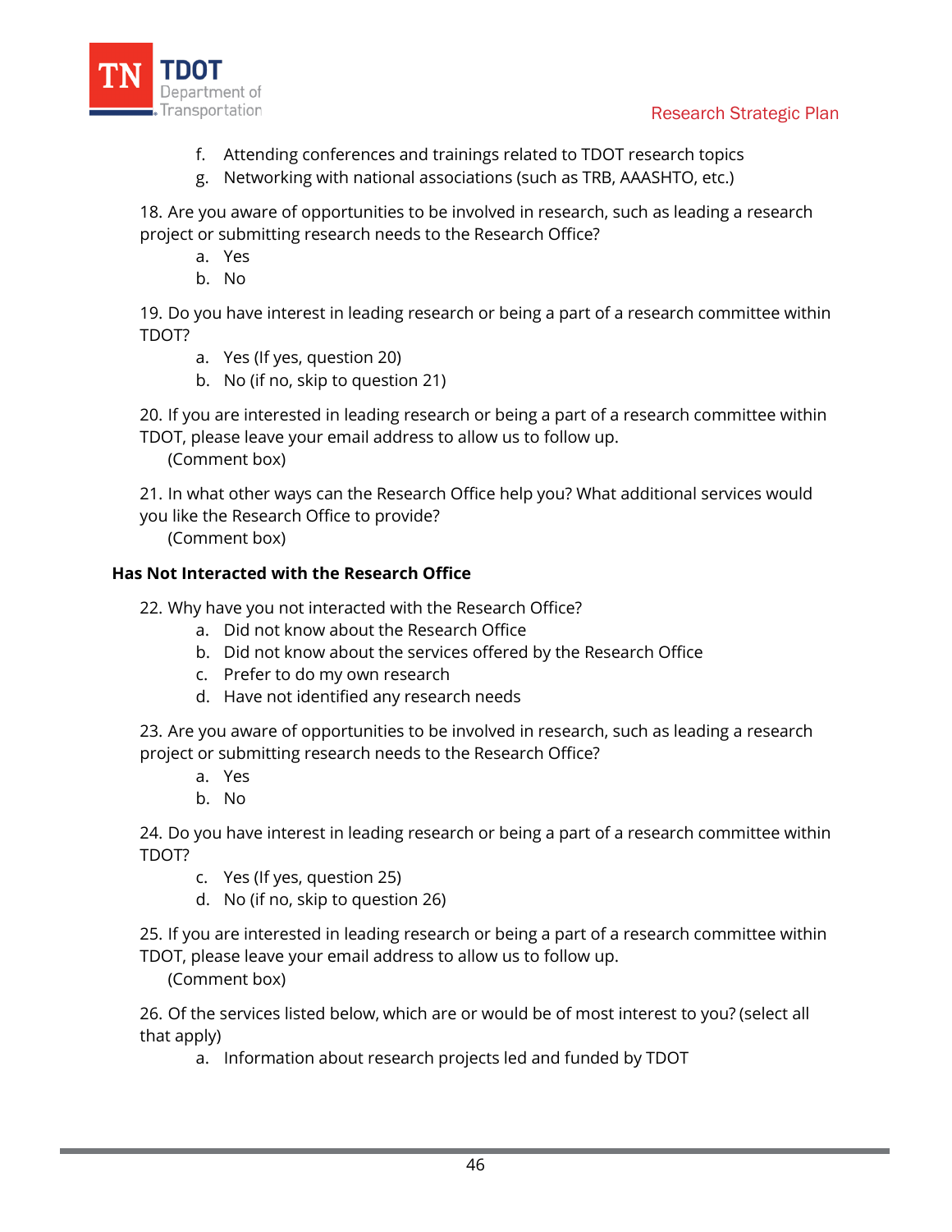f. Attending conferences and trainings related to TDOT research topics
g. Networking with national associations (such as TRB, AAASHTO, etc.)

18. Are you aware of opportunities to be involved in research, such as leading a research project or submitting research needs to the Research Office?

a. Yes
b. No

19. Do you have interest in leading research or being a part of a research committee within TDOT?

a. Yes (If yes, question 20)
b. No (if no, skip to question 21)

20. If you are interested in leading research or being a part of a research committee within TDOT, please leave your email address to allow us to follow up.

(Comment box)

21. In what other ways can the Research Office help you? What additional services would you like the Research Office to provide?

(Comment box)

**Has Not Interacted with the Research Office**

22. Why have you not interacted with the Research Office?

a. Did not know about the Research Office
b. Did not know about the services offered by the Research Office
c. Prefer to do my own research
d. Have not identified any research needs

23. Are you aware of opportunities to be involved in research, such as leading a research project or submitting research needs to the Research Office?

a. Yes
b. No

24. Do you have interest in leading research or being a part of a research committee within TDOT?

c. Yes (If yes, question 25)
d. No (if no, skip to question 26)

25. If you are interested in leading research or being a part of a research committee within TDOT, please leave your email address to allow us to follow up.

(Comment box)

26. Of the services listed below, which are or would be of most interest to you? (select all that apply)

a. Information about research projects led and funded by TDOT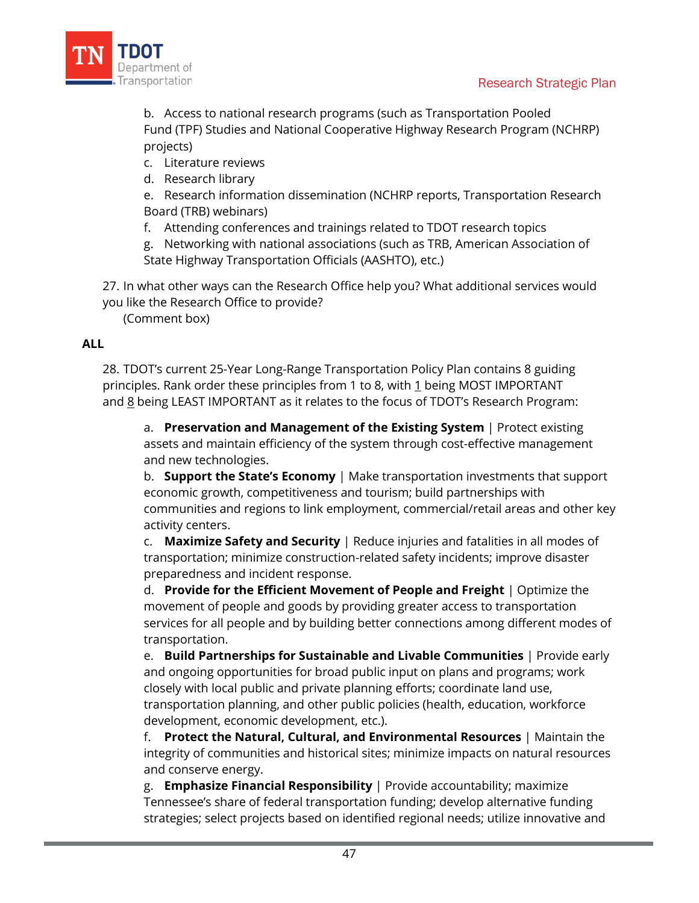b. Access to national research programs (such as Transportation Pooled Fund (TPF) Studies and National Cooperative Highway Research Program (NCHRP) projects)
c. Literature reviews
d. Research library
e. Research information dissemination (NCHRP reports, Transportation Research Board (TRB) webinars)
f. Attending conferences and trainings related to TDOT research topics
g. Networking with national associations (such as TRB, American Association of State Highway Transportation Officials (AASHTO), etc.)

27. In what other ways can the Research Office help you? What additional services would you like the Research Office to provide?
(Comment box)

**ALL**

28. TDOT's current 25-Year Long-Range Transportation Policy Plan contains 8 guiding principles. Rank order these principles from 1 to 8, with 1 being MOST IMPORTANT and 8 being LEAST IMPORTANT as it relates to the focus of TDOT's Research Program:

a. **Preservation and Management of the Existing System** | Protect existing assets and maintain efficiency of the system through cost-effective management and new technologies.
b. **Support the State's Economy** | Make transportation investments that support economic growth, competitiveness and tourism; build partnerships with communities and regions to link employment, commercial/retail areas and other key activity centers.
c. **Maximize Safety and Security** | Reduce injuries and fatalities in all modes of transportation; minimize construction-related safety incidents; improve disaster preparedness and incident response.
d. **Provide for the Efficient Movement of People and Freight** | Optimize the movement of people and goods by providing greater access to transportation services for all people and by building better connections among different modes of transportation.
e. **Build Partnerships for Sustainable and Livable Communities** | Provide early and ongoing opportunities for broad public input on plans and programs; work closely with local public and private planning efforts; coordinate land use, transportation planning, and other public policies (health, education, workforce development, economic development, etc.).
f. **Protect the Natural, Cultural, and Environmental Resources** | Maintain the integrity of communities and historical sites; minimize impacts on natural resources and conserve energy.
g. **Emphasize Financial Responsibility** | Provide accountability; maximize Tennessee's share of federal transportation funding; develop alternative funding strategies; select projects based on identified regional needs; utilize innovative and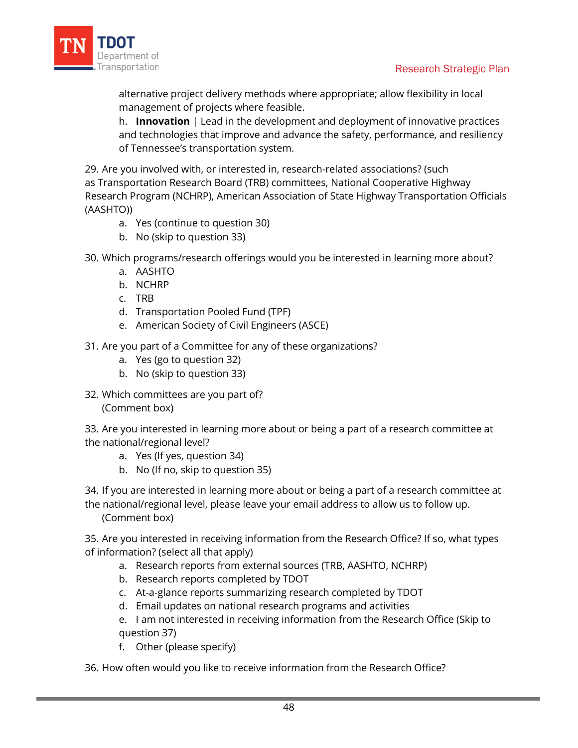alternative project delivery methods where appropriate; allow flexibility in local management of projects where feasible.

h. **Innovation** | Lead in the development and deployment of innovative practices and technologies that improve and advance the safety, performance, and resiliency of Tennessee's transportation system.

29. Are you involved with, or interested in, research-related associations? (such as Transportation Research Board (TRB) committees, National Cooperative Highway Research Program (NCHRP), American Association of State Highway Transportation Officials (AASHTO))
    a. Yes (continue to question 30)
    b. No (skip to question 33)

30. Which programs/research offerings would you be interested in learning more about?
    a. AASHTO
    b. NCHRP
    c. TRB
    d. Transportation Pooled Fund (TPF)
    e. American Society of Civil Engineers (ASCE)

31. Are you part of a Committee for any of these organizations?
    a. Yes (go to question 32)
    b. No (skip to question 33)

32. Which committees are you part of?
    (Comment box)

33. Are you interested in learning more about or being a part of a research committee at the national/regional level?
    a. Yes (If yes, question 34)
    b. No (If no, skip to question 35)

34. If you are interested in learning more about or being a part of a research committee at the national/regional level, please leave your email address to allow us to follow up.
    (Comment box)

35. Are you interested in receiving information from the Research Office? If so, what types of information? (select all that apply)
    a. Research reports from external sources (TRB, AASHTO, NCHRP)
    b. Research reports completed by TDOT
    c. At-a-glance reports summarizing research completed by TDOT
    d. Email updates on national research programs and activities
    e. I am not interested in receiving information from the Research Office (Skip to question 37)
    f. Other (please specify)

36. How often would you like to receive information from the Research Office?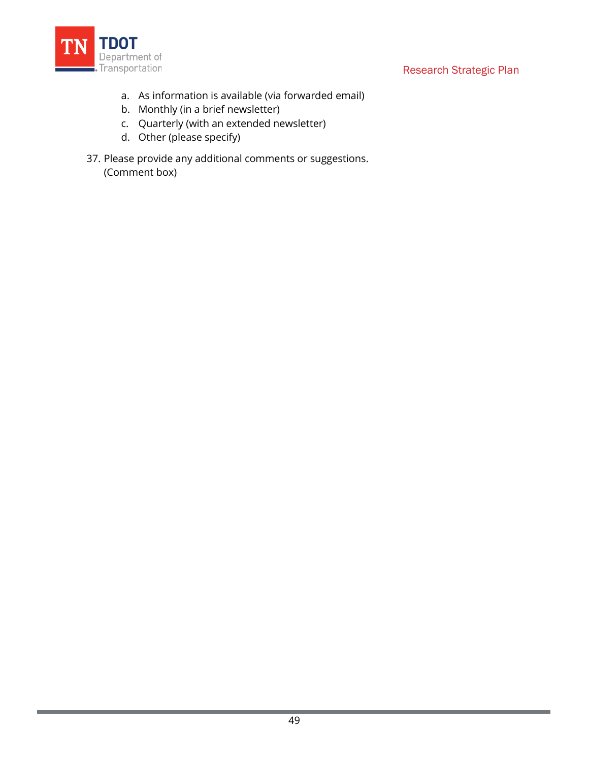a. As information is available (via forwarded email)
   b. Monthly (in a brief newsletter)
   c. Quarterly (with an extended newsletter)
   d. Other (please specify)

37. Please provide any additional comments or suggestions.
    (Comment box)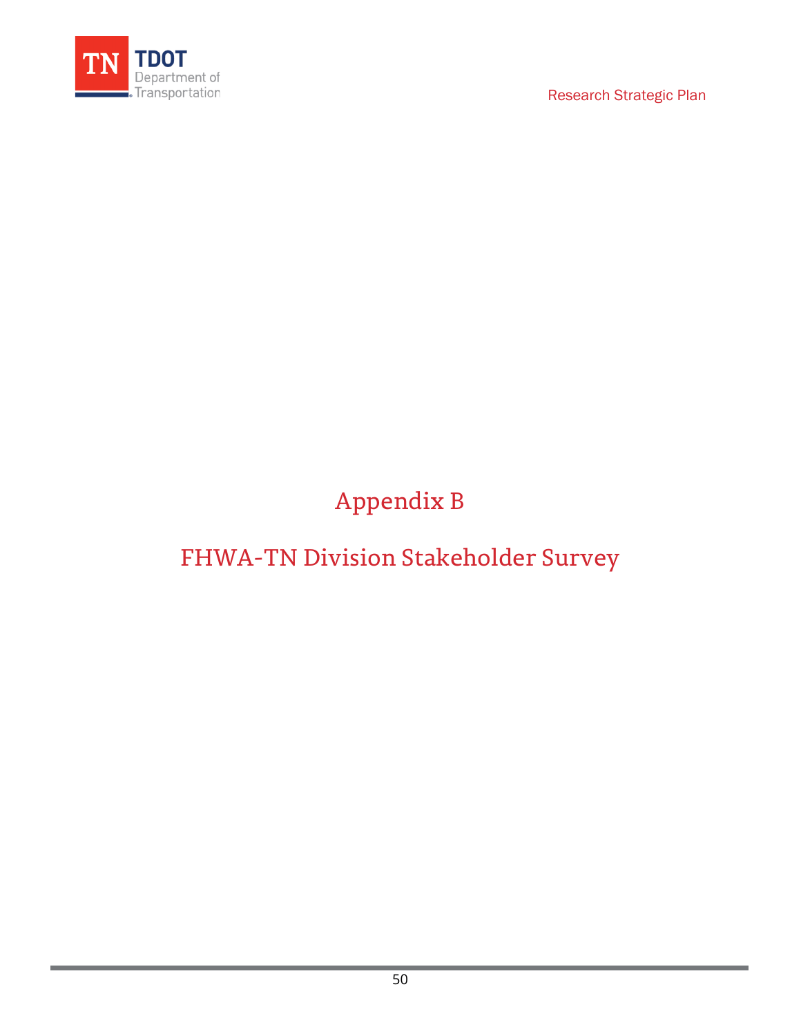# Appendix B

# FHWA-TN Division Stakeholder Survey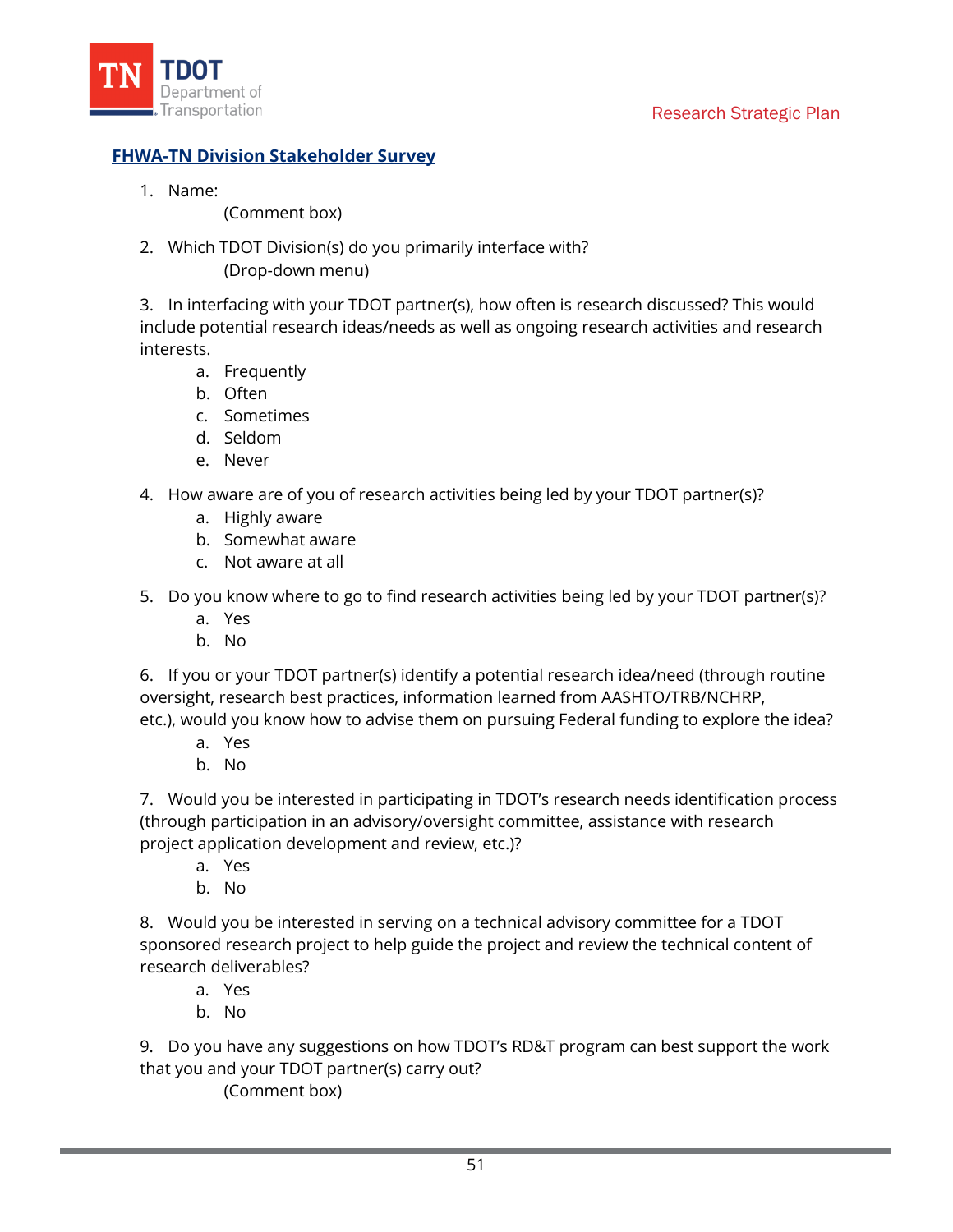## FHWA-TN Division Stakeholder Survey

1. Name:

   (Comment box)

2. Which TDOT Division(s) do you primarily interface with?

   (Drop-down menu)

3. In interfacing with your TDOT partner(s), how often is research discussed? This would include potential research ideas/needs as well as ongoing research activities and research interests.
   a. Frequently
   b. Often
   c. Sometimes
   d. Seldom
   e. Never

4. How aware are of you of research activities being led by your TDOT partner(s)?
   a. Highly aware
   b. Somewhat aware
   c. Not aware at all

5. Do you know where to go to find research activities being led by your TDOT partner(s)?
   a. Yes
   b. No

6. If you or your TDOT partner(s) identify a potential research idea/need (through routine oversight, research best practices, information learned from AASHTO/TRB/NCHRP, etc.), would you know how to advise them on pursuing Federal funding to explore the idea?
   a. Yes
   b. No

7. Would you be interested in participating in TDOT's research needs identification process (through participation in an advisory/oversight committee, assistance with research project application development and review, etc.)?
   a. Yes
   b. No

8. Would you be interested in serving on a technical advisory committee for a TDOT sponsored research project to help guide the project and review the technical content of research deliverables?
   a. Yes
   b. No

9. Do you have any suggestions on how TDOT's RD&T program can best support the work that you and your TDOT partner(s) carry out?

   (Comment box)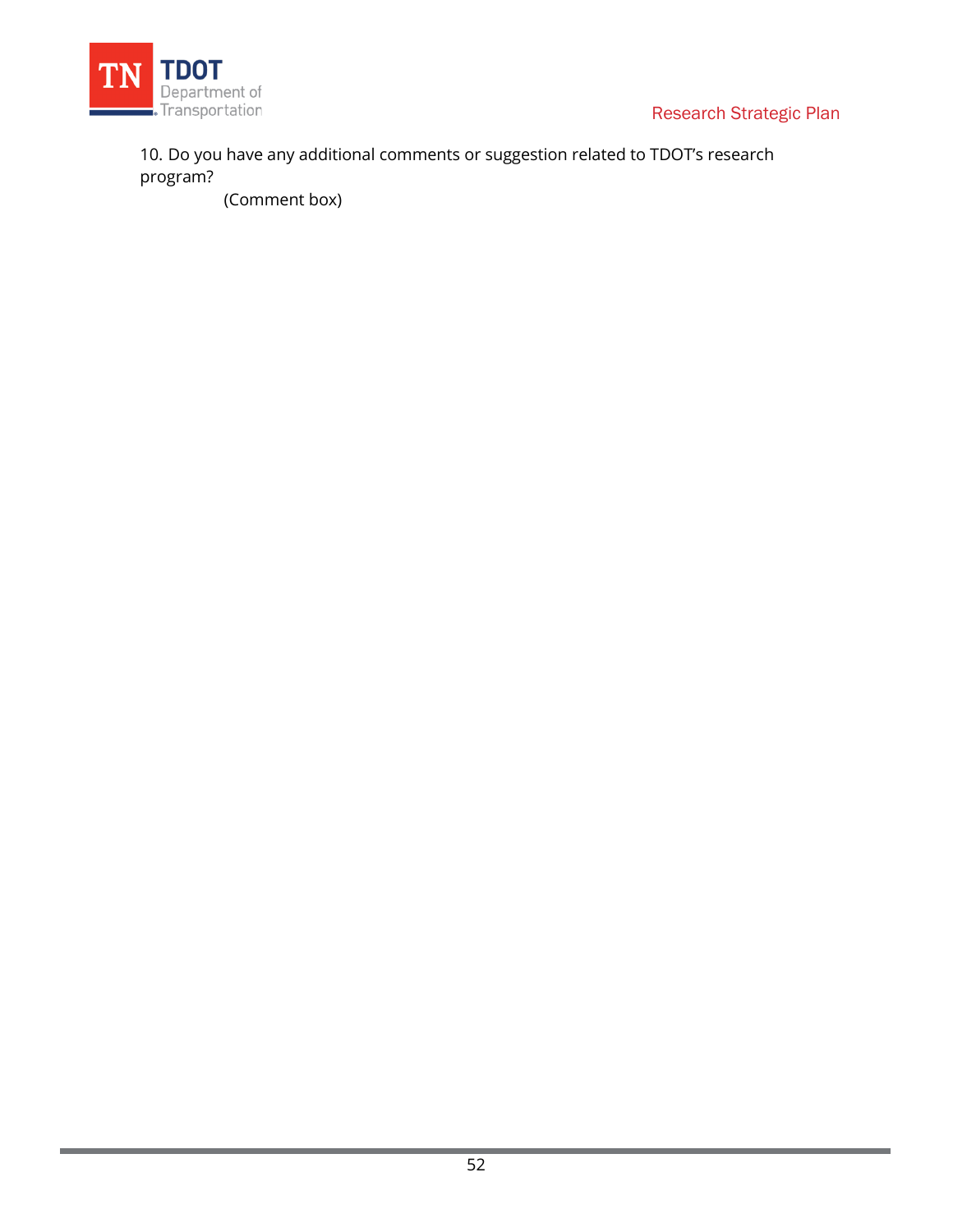10. Do you have any additional comments or suggestion related to TDOT's research program?

(Comment box)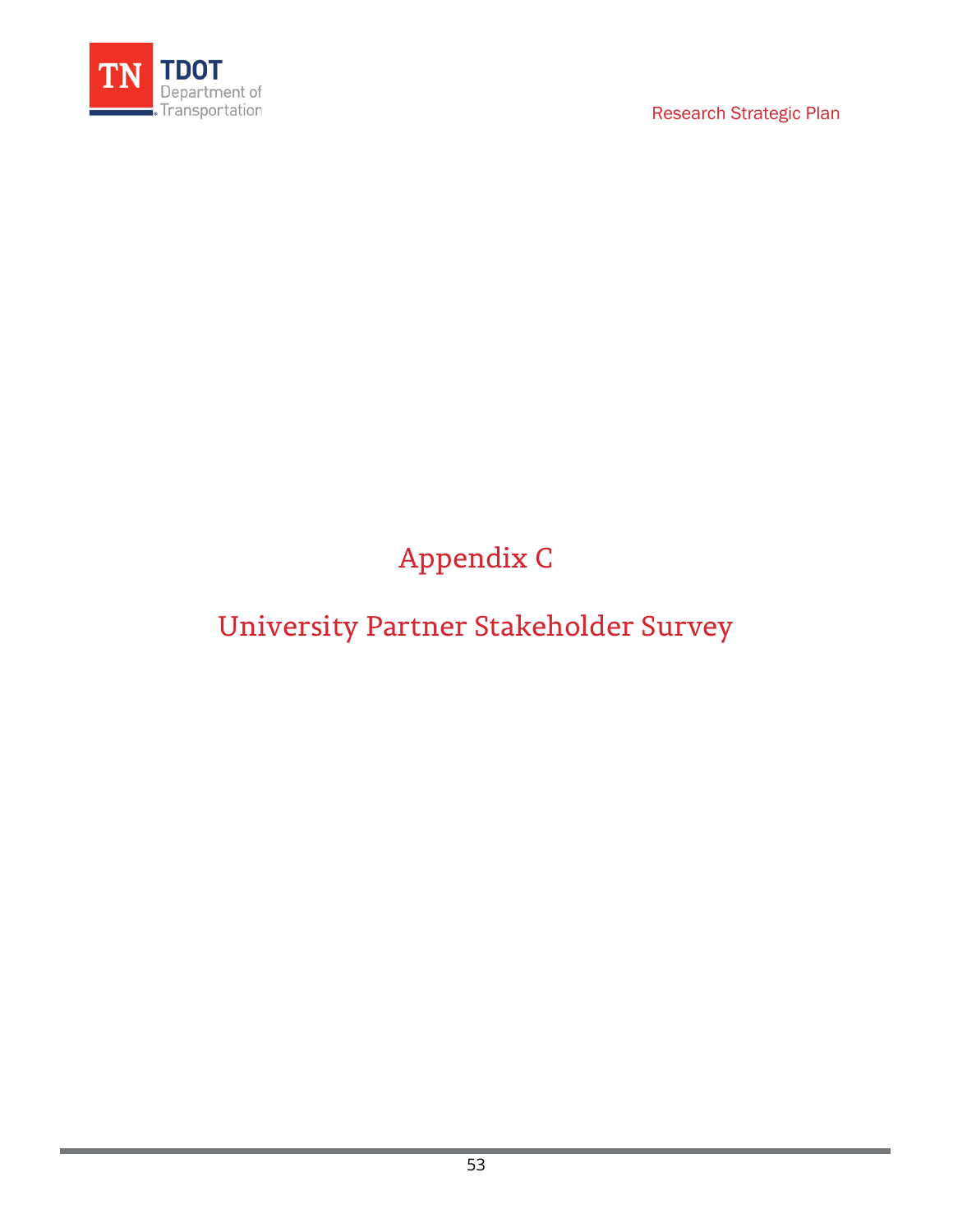# Appendix C

# University Partner Stakeholder Survey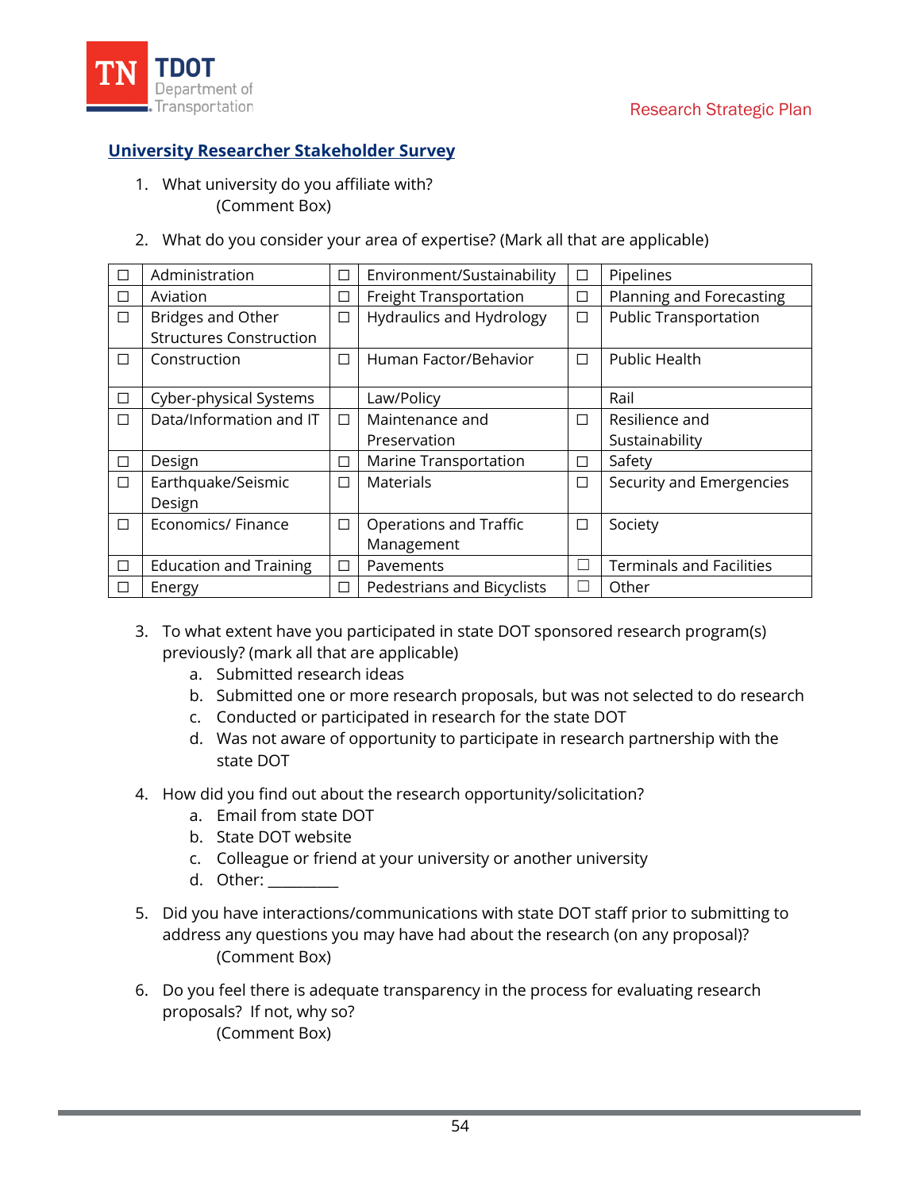## University Researcher Stakeholder Survey

1. What university do you affiliate with?
   (Comment Box)

2. What do you consider your area of expertise? (Mark all that are applicable)

| | | | | | |
|---|---|---|---|---|---|
| ☐ | Administration | ☐ | Environment/Sustainability | ☐ | Pipelines |
| ☐ | Aviation | ☐ | Freight Transportation | ☐ | Planning and Forecasting |
| ☐ | Bridges and Other Structures Construction | ☐ | Hydraulics and Hydrology | ☐ | Public Transportation |
| ☐ | Construction | ☐ | Human Factor/Behavior | ☐ | Public Health |
| ☐ | Cyber-physical Systems | | Law/Policy | | Rail |
| ☐ | Data/Information and IT | ☐ | Maintenance and Preservation | ☐ | Resilience and Sustainability |
| ☐ | Design | ☐ | Marine Transportation | ☐ | Safety |
| ☐ | Earthquake/Seismic Design | ☐ | Materials | ☐ | Security and Emergencies |
| ☐ | Economics/ Finance | ☐ | Operations and Traffic Management | ☐ | Society |
| ☐ | Education and Training | ☐ | Pavements | ☐ | Terminals and Facilities |
| ☐ | Energy | ☐ | Pedestrians and Bicyclists | ☐ | Other |

3. To what extent have you participated in state DOT sponsored research program(s) previously? (mark all that are applicable)
   a. Submitted research ideas
   b. Submitted one or more research proposals, but was not selected to do research
   c. Conducted or participated in research for the state DOT
   d. Was not aware of opportunity to participate in research partnership with the state DOT

4. How did you find out about the research opportunity/solicitation?
   a. Email from state DOT
   b. State DOT website
   c. Colleague or friend at your university or another university
   d. Other: _________

5. Did you have interactions/communications with state DOT staff prior to submitting to address any questions you may have had about the research (on any proposal)?
   (Comment Box)

6. Do you feel there is adequate transparency in the process for evaluating research proposals? If not, why so?
   (Comment Box)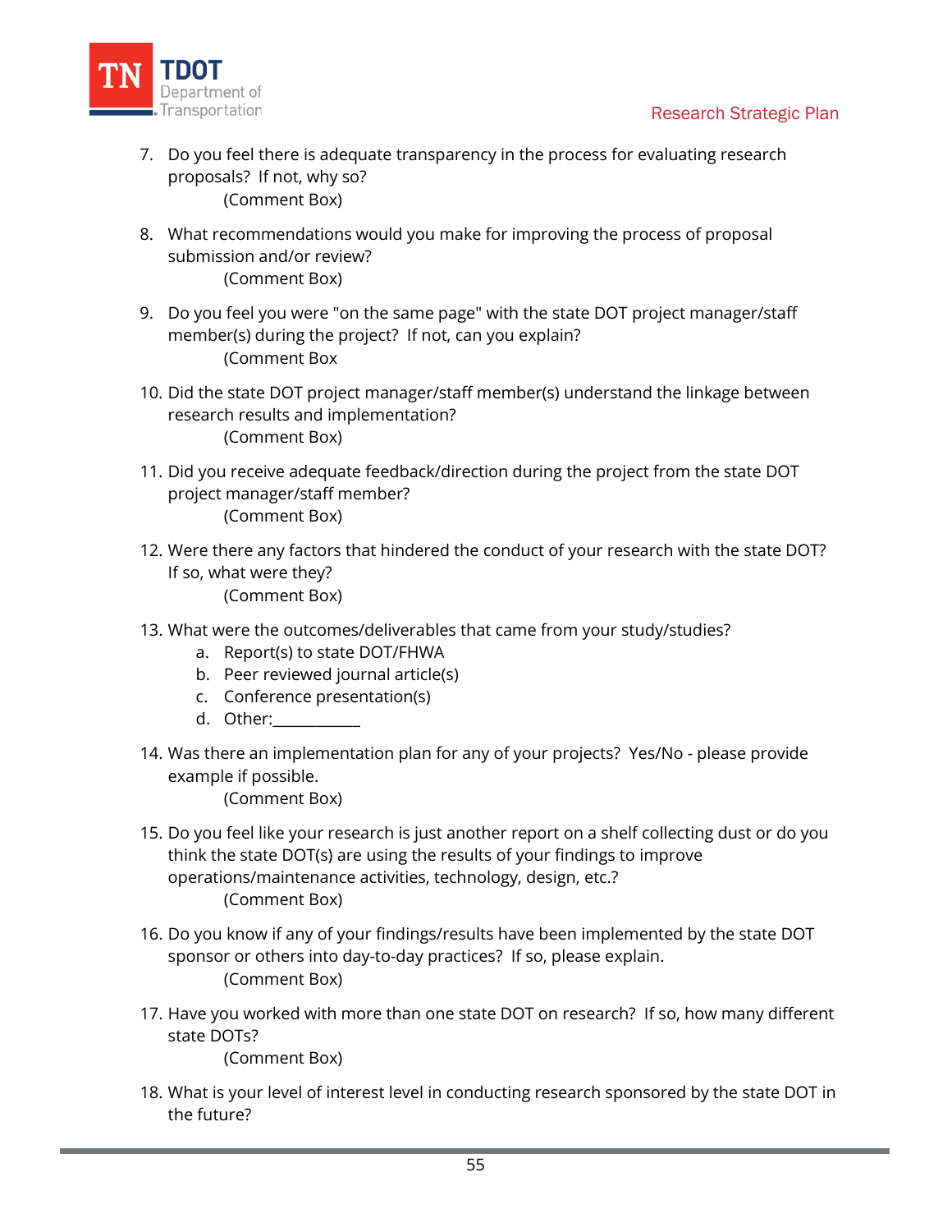7. Do you feel there is adequate transparency in the process for evaluating research proposals? If not, why so?
   (Comment Box)

8. What recommendations would you make for improving the process of proposal submission and/or review?
   (Comment Box)

9. Do you feel you were "on the same page" with the state DOT project manager/staff member(s) during the project? If not, can you explain?
   (Comment Box

10. Did the state DOT project manager/staff member(s) understand the linkage between research results and implementation?
    (Comment Box)

11. Did you receive adequate feedback/direction during the project from the state DOT project manager/staff member?
    (Comment Box)

12. Were there any factors that hindered the conduct of your research with the state DOT? If so, what were they?
    (Comment Box)

13. What were the outcomes/deliverables that came from your study/studies?
    a. Report(s) to state DOT/FHWA
    b. Peer reviewed journal article(s)
    c. Conference presentation(s)
    d. Other:___________

14. Was there an implementation plan for any of your projects? Yes/No - please provide example if possible.
    (Comment Box)

15. Do you feel like your research is just another report on a shelf collecting dust or do you think the state DOT(s) are using the results of your findings to improve operations/maintenance activities, technology, design, etc.?
    (Comment Box)

16. Do you know if any of your findings/results have been implemented by the state DOT sponsor or others into day-to-day practices? If so, please explain.
    (Comment Box)

17. Have you worked with more than one state DOT on research? If so, how many different state DOTs?
    (Comment Box)

18. What is your level of interest level in conducting research sponsored by the state DOT in the future?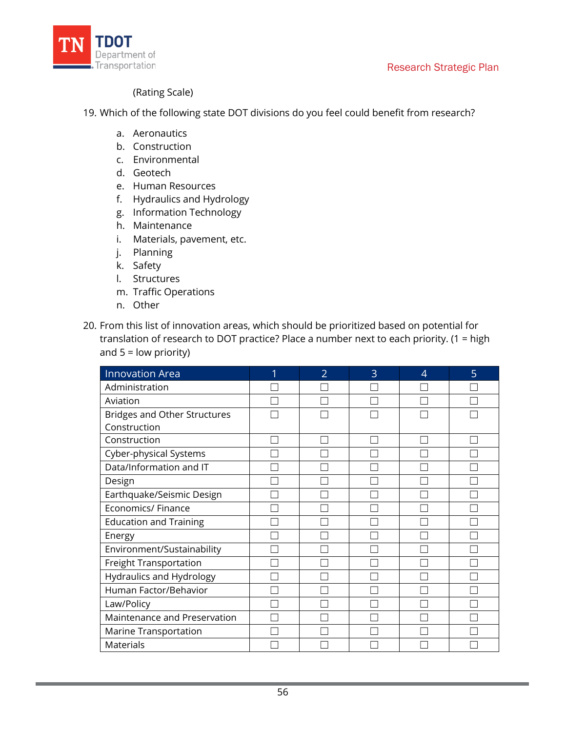(Rating Scale)

19. Which of the following state DOT divisions do you feel could benefit from research?

    a. Aeronautics
    b. Construction
    c. Environmental
    d. Geotech
    e. Human Resources
    f. Hydraulics and Hydrology
    g. Information Technology
    h. Maintenance
    i. Materials, pavement, etc.
    j. Planning
    k. Safety
    l. Structures
    m. Traffic Operations
    n. Other

20. From this list of innovation areas, which should be prioritized based on potential for translation of research to DOT practice? Place a number next to each priority. (1 = high and 5 = low priority)

| Innovation Area | 1 | 2 | 3 | 4 | 5 |
|---|---|---|---|---|---|
| Administration | ☐ | ☐ | ☐ | ☐ | ☐ |
| Aviation | ☐ | ☐ | ☐ | ☐ | ☐ |
| Bridges and Other Structures Construction | ☐ | ☐ | ☐ | ☐ | ☐ |
| Construction | ☐ | ☐ | ☐ | ☐ | ☐ |
| Cyber-physical Systems | ☐ | ☐ | ☐ | ☐ | ☐ |
| Data/Information and IT | ☐ | ☐ | ☐ | ☐ | ☐ |
| Design | ☐ | ☐ | ☐ | ☐ | ☐ |
| Earthquake/Seismic Design | ☐ | ☐ | ☐ | ☐ | ☐ |
| Economics/ Finance | ☐ | ☐ | ☐ | ☐ | ☐ |
| Education and Training | ☐ | ☐ | ☐ | ☐ | ☐ |
| Energy | ☐ | ☐ | ☐ | ☐ | ☐ |
| Environment/Sustainability | ☐ | ☐ | ☐ | ☐ | ☐ |
| Freight Transportation | ☐ | ☐ | ☐ | ☐ | ☐ |
| Hydraulics and Hydrology | ☐ | ☐ | ☐ | ☐ | ☐ |
| Human Factor/Behavior | ☐ | ☐ | ☐ | ☐ | ☐ |
| Law/Policy | ☐ | ☐ | ☐ | ☐ | ☐ |
| Maintenance and Preservation | ☐ | ☐ | ☐ | ☐ | ☐ |
| Marine Transportation | ☐ | ☐ | ☐ | ☐ | ☐ |
| Materials | ☐ | ☐ | ☐ | ☐ | ☐ |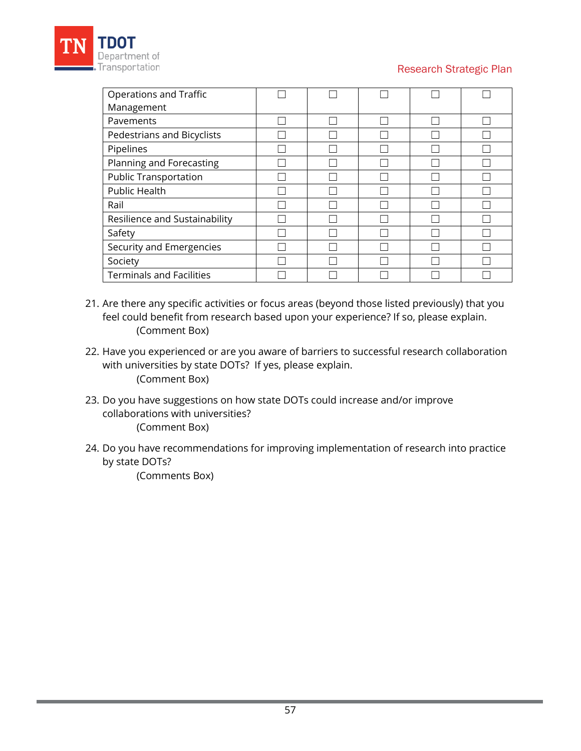| | | | | | |
|---|---|---|---|---|---|
| Operations and Traffic Management | ☐ | ☐ | ☐ | ☐ | ☐ |
| Pavements | ☐ | ☐ | ☐ | ☐ | ☐ |
| Pedestrians and Bicyclists | ☐ | ☐ | ☐ | ☐ | ☐ |
| Pipelines | ☐ | ☐ | ☐ | ☐ | ☐ |
| Planning and Forecasting | ☐ | ☐ | ☐ | ☐ | ☐ |
| Public Transportation | ☐ | ☐ | ☐ | ☐ | ☐ |
| Public Health | ☐ | ☐ | ☐ | ☐ | ☐ |
| Rail | ☐ | ☐ | ☐ | ☐ | ☐ |
| Resilience and Sustainability | ☐ | ☐ | ☐ | ☐ | ☐ |
| Safety | ☐ | ☐ | ☐ | ☐ | ☐ |
| Security and Emergencies | ☐ | ☐ | ☐ | ☐ | ☐ |
| Society | ☐ | ☐ | ☐ | ☐ | ☐ |
| Terminals and Facilities | ☐ | ☐ | ☐ | ☐ | ☐ |

21. Are there any specific activities or focus areas (beyond those listed previously) that you feel could benefit from research based upon your experience? If so, please explain.
    (Comment Box)

22. Have you experienced or are you aware of barriers to successful research collaboration with universities by state DOTs? If yes, please explain.
    (Comment Box)

23. Do you have suggestions on how state DOTs could increase and/or improve collaborations with universities?
    (Comment Box)

24. Do you have recommendations for improving implementation of research into practice by state DOTs?
    (Comments Box)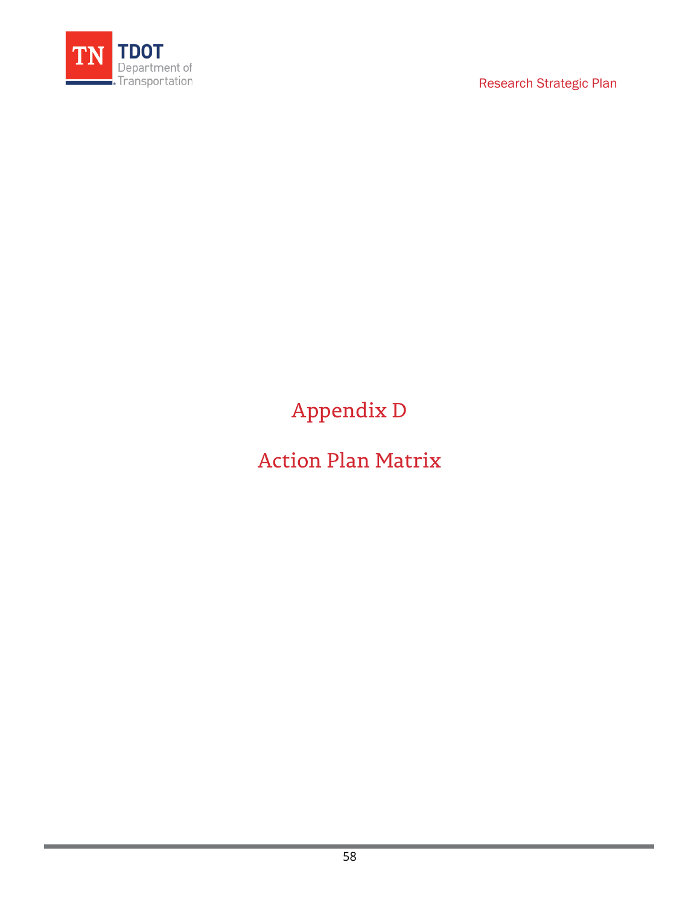# Appendix D

# Action Plan Matrix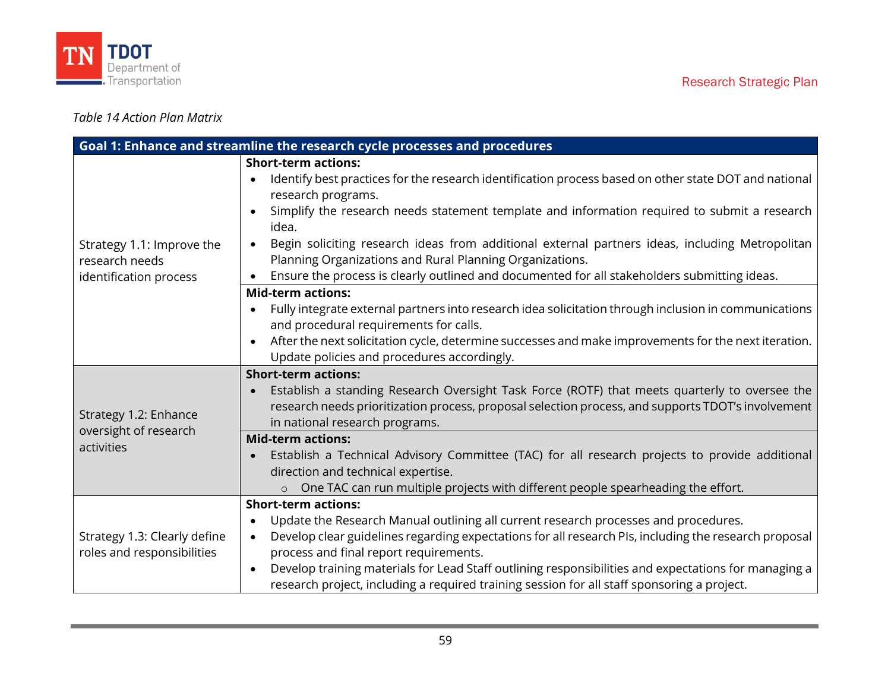*Table 14 Action Plan Matrix*

| Goal 1: Enhance and streamline the research cycle processes and procedures | |
|---|---|
| Strategy 1.1: Improve the research needs identification process | **Short-term actions:**<br>• Identify best practices for the research identification process based on other state DOT and national research programs.<br>• Simplify the research needs statement template and information required to submit a research idea.<br>• Begin soliciting research ideas from additional external partners ideas, including Metropolitan Planning Organizations and Rural Planning Organizations.<br>• Ensure the process is clearly outlined and documented for all stakeholders submitting ideas. |
| | **Mid-term actions:**<br>• Fully integrate external partners into research idea solicitation through inclusion in communications and procedural requirements for calls.<br>• After the next solicitation cycle, determine successes and make improvements for the next iteration. Update policies and procedures accordingly. |
| Strategy 1.2: Enhance oversight of research activities | **Short-term actions:**<br>• Establish a standing Research Oversight Task Force (ROTF) that meets quarterly to oversee the research needs prioritization process, proposal selection process, and supports TDOT's involvement in national research programs. |
| | **Mid-term actions:**<br>• Establish a Technical Advisory Committee (TAC) for all research projects to provide additional direction and technical expertise.<br>&nbsp;&nbsp;&nbsp;&nbsp;○ One TAC can run multiple projects with different people spearheading the effort. |
| Strategy 1.3: Clearly define roles and responsibilities | **Short-term actions:**<br>• Update the Research Manual outlining all current research processes and procedures.<br>• Develop clear guidelines regarding expectations for all research PIs, including the research proposal process and final report requirements.<br>• Develop training materials for Lead Staff outlining responsibilities and expectations for managing a research project, including a required training session for all staff sponsoring a project. |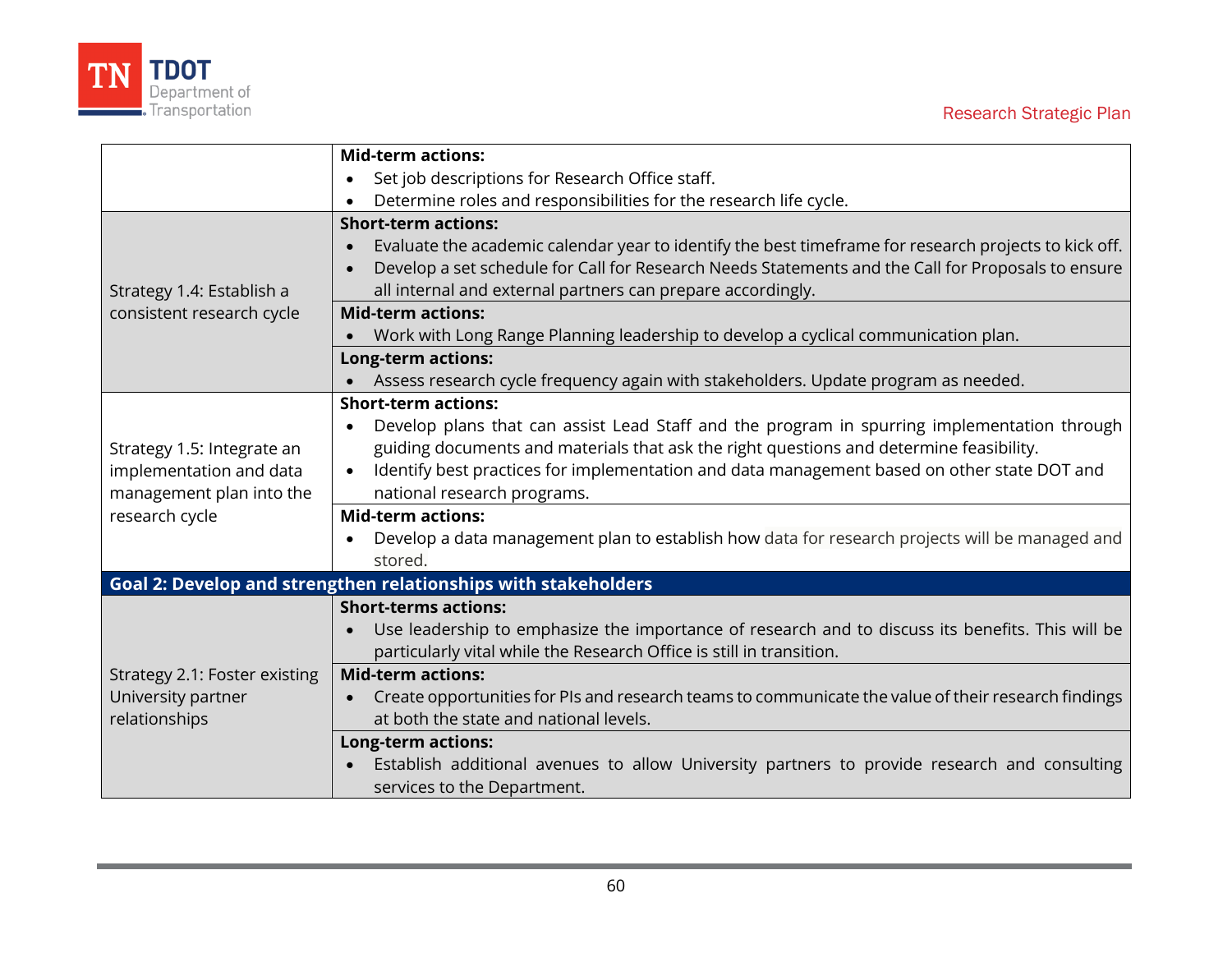| | |
|---|---|
| | **Mid-term actions:**<br>• Set job descriptions for Research Office staff.<br>• Determine roles and responsibilities for the research life cycle. |
| Strategy 1.4: Establish a consistent research cycle | **Short-term actions:**<br>• Evaluate the academic calendar year to identify the best timeframe for research projects to kick off.<br>• Develop a set schedule for Call for Research Needs Statements and the Call for Proposals to ensure all internal and external partners can prepare accordingly. |
| | **Mid-term actions:**<br>• Work with Long Range Planning leadership to develop a cyclical communication plan. |
| | **Long-term actions:**<br>• Assess research cycle frequency again with stakeholders. Update program as needed. |
| Strategy 1.5: Integrate an implementation and data management plan into the research cycle | **Short-term actions:**<br>• Develop plans that can assist Lead Staff and the program in spurring implementation through guiding documents and materials that ask the right questions and determine feasibility.<br>• Identify best practices for implementation and data management based on other state DOT and national research programs. |
| | **Mid-term actions:**<br>• Develop a data management plan to establish how data for research projects will be managed and stored. |
| **Goal 2: Develop and strengthen relationships with stakeholders** | |
| Strategy 2.1: Foster existing University partner relationships | **Short-terms actions:**<br>• Use leadership to emphasize the importance of research and to discuss its benefits. This will be particularly vital while the Research Office is still in transition. |
| | **Mid-term actions:**<br>• Create opportunities for PIs and research teams to communicate the value of their research findings at both the state and national levels. |
| | **Long-term actions:**<br>• Establish additional avenues to allow University partners to provide research and consulting services to the Department. |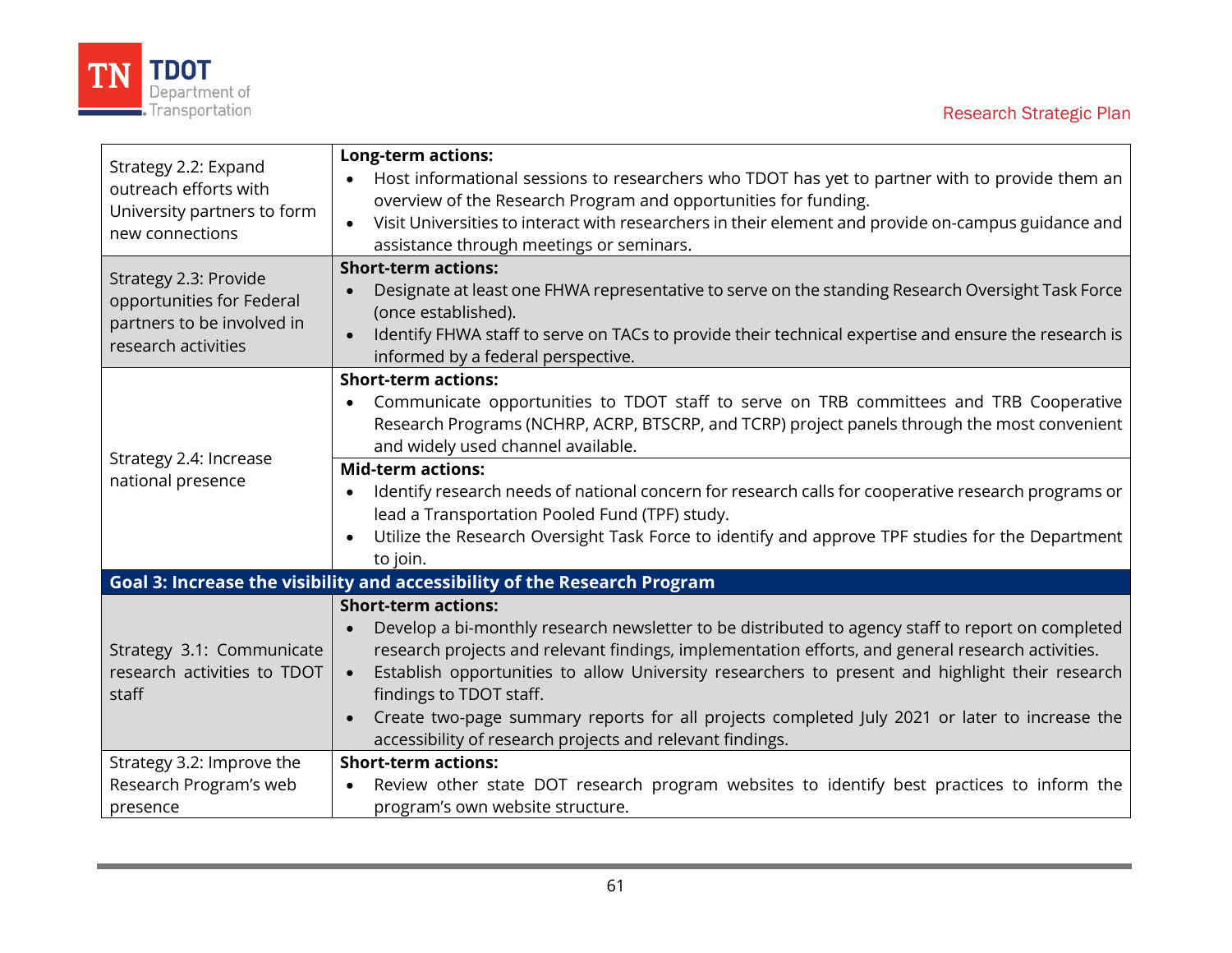| Strategy | Actions |
|---|---|
| Strategy 2.2: Expand outreach efforts with University partners to form new connections | **Long-term actions:**<br>• Host informational sessions to researchers who TDOT has yet to partner with to provide them an overview of the Research Program and opportunities for funding.<br>• Visit Universities to interact with researchers in their element and provide on-campus guidance and assistance through meetings or seminars. |
| Strategy 2.3: Provide opportunities for Federal partners to be involved in research activities | **Short-term actions:**<br>• Designate at least one FHWA representative to serve on the standing Research Oversight Task Force (once established).<br>• Identify FHWA staff to serve on TACs to provide their technical expertise and ensure the research is informed by a federal perspective. |
| Strategy 2.4: Increase national presence | **Short-term actions:**<br>• Communicate opportunities to TDOT staff to serve on TRB committees and TRB Cooperative Research Programs (NCHRP, ACRP, BTSCRP, and TCRP) project panels through the most convenient and widely used channel available. |
| | **Mid-term actions:**<br>• Identify research needs of national concern for research calls for cooperative research programs or lead a Transportation Pooled Fund (TPF) study.<br>• Utilize the Research Oversight Task Force to identify and approve TPF studies for the Department to join. |
| **Goal 3: Increase the visibility and accessibility of the Research Program** | |
| Strategy 3.1: Communicate research activities to TDOT staff | **Short-term actions:**<br>• Develop a bi-monthly research newsletter to be distributed to agency staff to report on completed research projects and relevant findings, implementation efforts, and general research activities.<br>• Establish opportunities to allow University researchers to present and highlight their research findings to TDOT staff.<br>• Create two-page summary reports for all projects completed July 2021 or later to increase the accessibility of research projects and relevant findings. |
| Strategy 3.2: Improve the Research Program's web presence | **Short-term actions:**<br>• Review other state DOT research program websites to identify best practices to inform the program's own website structure. |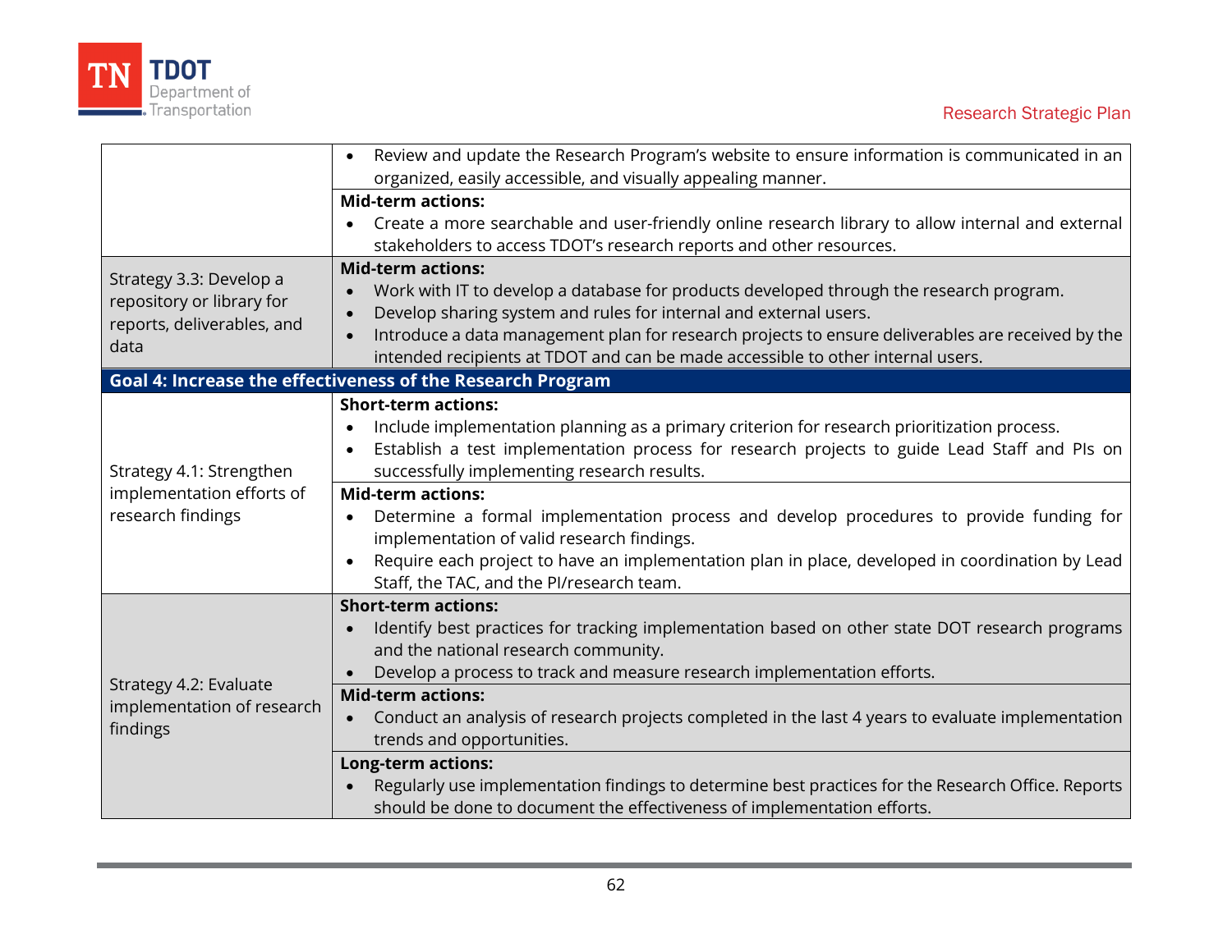| | |
|---|---|
| | • Review and update the Research Program's website to ensure information is communicated in an organized, easily accessible, and visually appealing manner.<br>**Mid-term actions:**<br>• Create a more searchable and user-friendly online research library to allow internal and external stakeholders to access TDOT's research reports and other resources. |
| Strategy 3.3: Develop a repository or library for reports, deliverables, and data | **Mid-term actions:**<br>• Work with IT to develop a database for products developed through the research program.<br>• Develop sharing system and rules for internal and external users.<br>• Introduce a data management plan for research projects to ensure deliverables are received by the intended recipients at TDOT and can be made accessible to other internal users. |
| **Goal 4: Increase the effectiveness of the Research Program** | |
| Strategy 4.1: Strengthen implementation efforts of research findings | **Short-term actions:**<br>• Include implementation planning as a primary criterion for research prioritization process.<br>• Establish a test implementation process for research projects to guide Lead Staff and PIs on successfully implementing research results.<br>**Mid-term actions:**<br>• Determine a formal implementation process and develop procedures to provide funding for implementation of valid research findings.<br>• Require each project to have an implementation plan in place, developed in coordination by Lead Staff, the TAC, and the PI/research team. |
| Strategy 4.2: Evaluate implementation of research findings | **Short-term actions:**<br>• Identify best practices for tracking implementation based on other state DOT research programs and the national research community.<br>• Develop a process to track and measure research implementation efforts.<br>**Mid-term actions:**<br>• Conduct an analysis of research projects completed in the last 4 years to evaluate implementation trends and opportunities.<br>**Long-term actions:**<br>• Regularly use implementation findings to determine best practices for the Research Office. Reports should be done to document the effectiveness of implementation efforts. |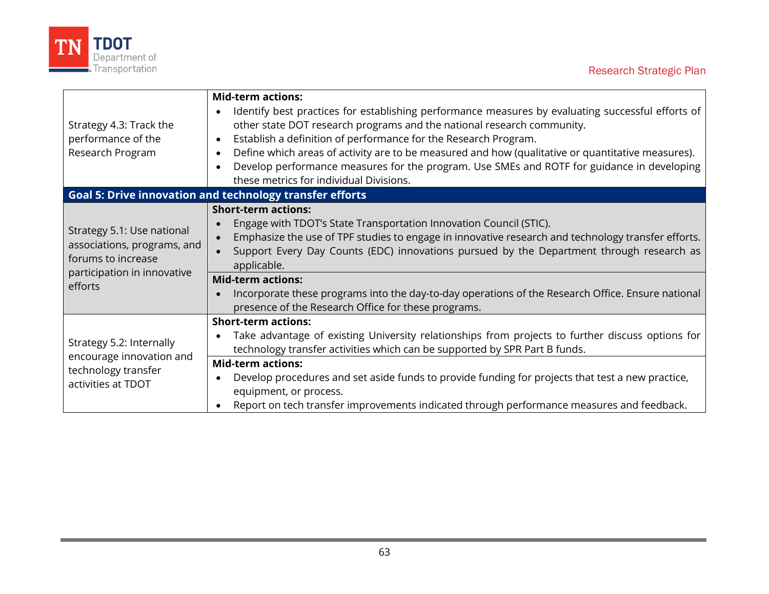| | |
|---|---|
| Strategy 4.3: Track the performance of the Research Program | **Mid-term actions:**<br>• Identify best practices for establishing performance measures by evaluating successful efforts of other state DOT research programs and the national research community.<br>• Establish a definition of performance for the Research Program.<br>• Define which areas of activity are to be measured and how (qualitative or quantitative measures).<br>• Develop performance measures for the program. Use SMEs and ROTF for guidance in developing these metrics for individual Divisions. |
| **Goal 5: Drive innovation and technology transfer efforts** | |
| Strategy 5.1: Use national associations, programs, and forums to increase participation in innovative efforts | **Short-term actions:**<br>• Engage with TDOT's State Transportation Innovation Council (STIC).<br>• Emphasize the use of TPF studies to engage in innovative research and technology transfer efforts.<br>• Support Every Day Counts (EDC) innovations pursued by the Department through research as applicable. |
| | **Mid-term actions:**<br>• Incorporate these programs into the day-to-day operations of the Research Office. Ensure national presence of the Research Office for these programs. |
| Strategy 5.2: Internally encourage innovation and technology transfer activities at TDOT | **Short-term actions:**<br>• Take advantage of existing University relationships from projects to further discuss options for technology transfer activities which can be supported by SPR Part B funds. |
| | **Mid-term actions:**<br>• Develop procedures and set aside funds to provide funding for projects that test a new practice, equipment, or process.<br>• Report on tech transfer improvements indicated through performance measures and feedback. |